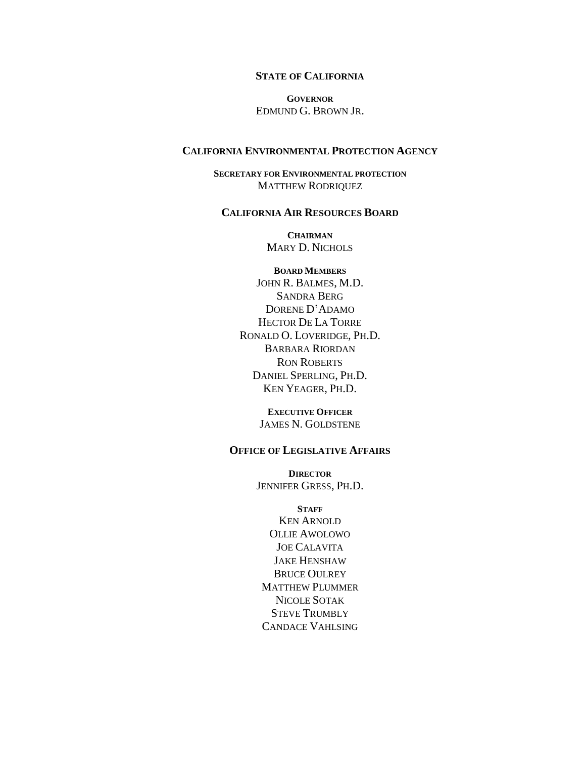**STATE OF CALIFORNIA**

**GOVERNOR**
EDMUND G. BROWN JR.

**CALIFORNIA ENVIRONMENTAL PROTECTION AGENCY**

**SECRETARY FOR ENVIRONMENTAL PROTECTION**
MATTHEW RODRIQUEZ

**CALIFORNIA AIR RESOURCES BOARD**

**CHAIRMAN**
MARY D. NICHOLS

**BOARD MEMBERS**
JOHN R. BALMES, M.D.
SANDRA BERG
DORENE D'ADAMO
HECTOR DE LA TORRE
RONALD O. LOVERIDGE, PH.D.
BARBARA RIORDAN
RON ROBERTS
DANIEL SPERLING, PH.D.
KEN YEAGER, PH.D.

**EXECUTIVE OFFICER**
JAMES N. GOLDSTENE

**OFFICE OF LEGISLATIVE AFFAIRS**

**DIRECTOR**
JENNIFER GRESS, PH.D.

**STAFF**
KEN ARNOLD
OLLIE AWOLOWO
JOE CALAVITA
JAKE HENSHAW
BRUCE OULREY
MATTHEW PLUMMER
NICOLE SOTAK
STEVE TRUMBLY
CANDACE VAHLSING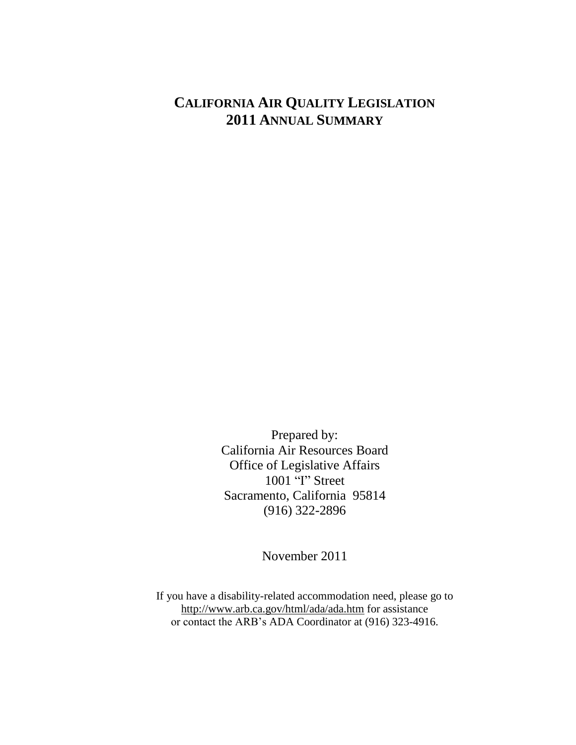# CALIFORNIA AIR QUALITY LEGISLATION
# 2011 ANNUAL SUMMARY

Prepared by:
California Air Resources Board
Office of Legislative Affairs
1001 "I" Street
Sacramento, California 95814
(916) 322-2896

November 2011

If you have a disability-related accommodation need, please go to
http://www.arb.ca.gov/html/ada/ada.htm for assistance
or contact the ARB's ADA Coordinator at (916) 323-4916.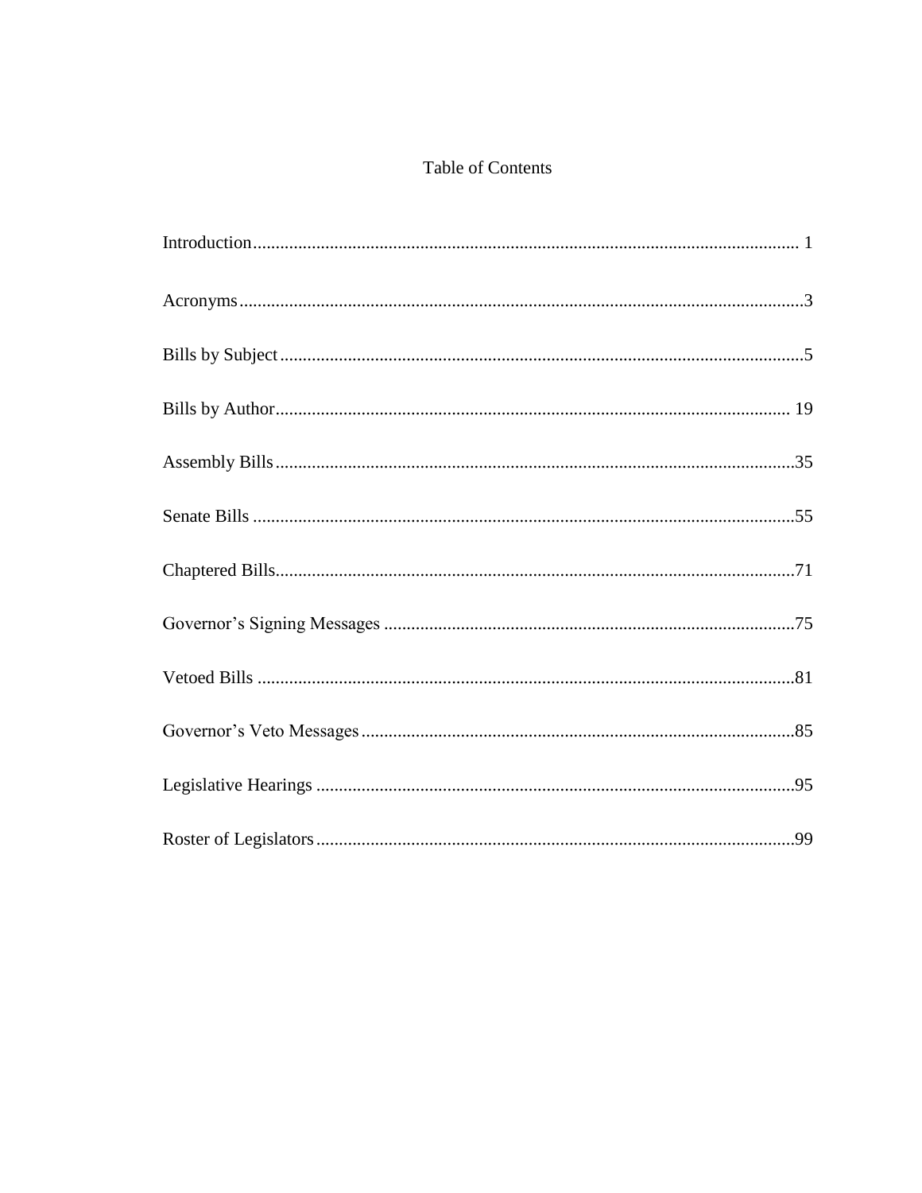# Table of Contents

| | |
|---|---|
| Introduction | 1 |
| Acronyms | 3 |
| Bills by Subject | 5 |
| Bills by Author | 19 |
| Assembly Bills | 35 |
| Senate Bills | 55 |
| Chaptered Bills | 71 |
| Governor’s Signing Messages | 75 |
| Vetoed Bills | 81 |
| Governor’s Veto Messages | 85 |
| Legislative Hearings | 95 |
| Roster of Legislators | 99 |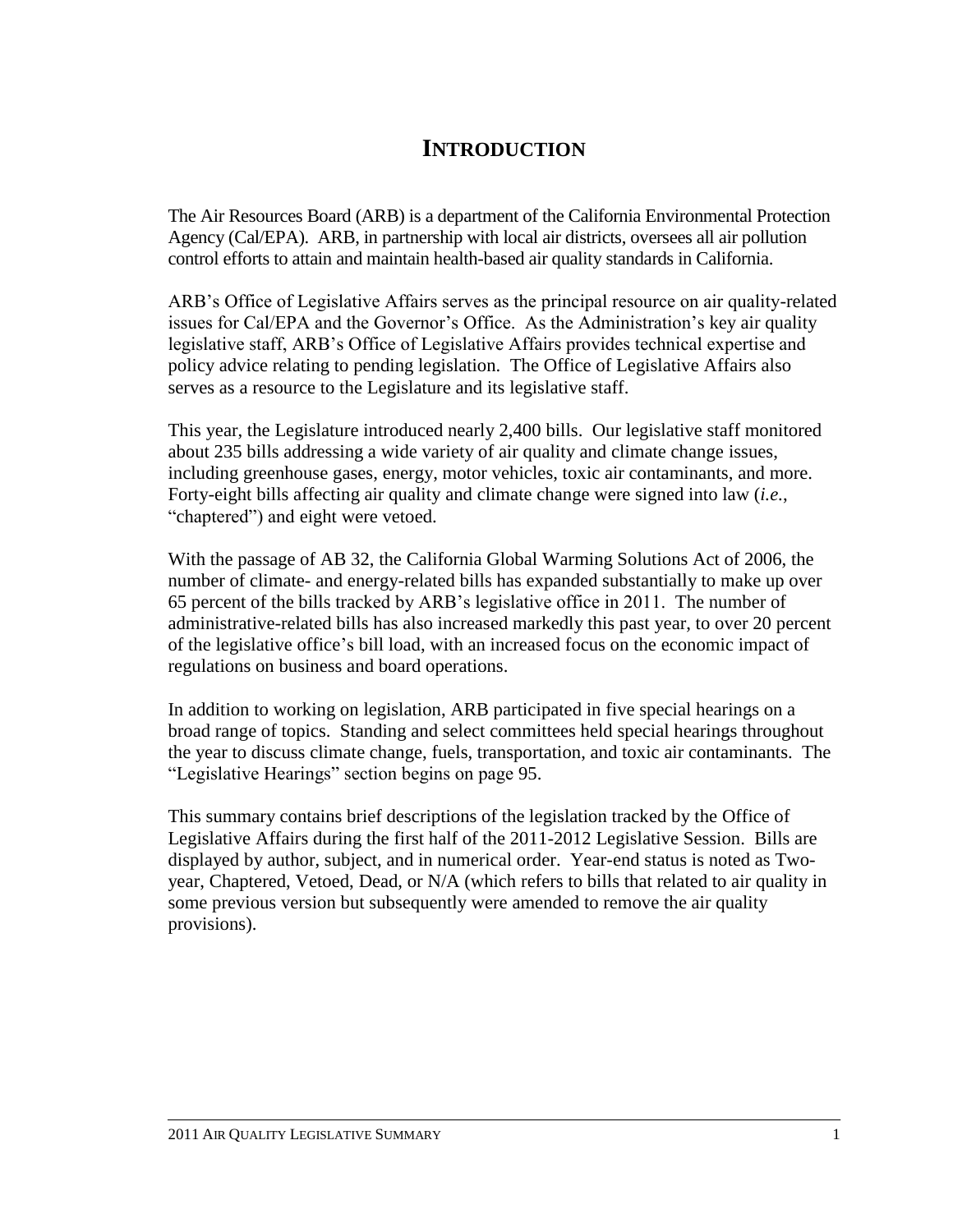# INTRODUCTION

The Air Resources Board (ARB) is a department of the California Environmental Protection Agency (Cal/EPA). ARB, in partnership with local air districts, oversees all air pollution control efforts to attain and maintain health-based air quality standards in California.

ARB's Office of Legislative Affairs serves as the principal resource on air quality-related issues for Cal/EPA and the Governor's Office. As the Administration's key air quality legislative staff, ARB's Office of Legislative Affairs provides technical expertise and policy advice relating to pending legislation. The Office of Legislative Affairs also serves as a resource to the Legislature and its legislative staff.

This year, the Legislature introduced nearly 2,400 bills. Our legislative staff monitored about 235 bills addressing a wide variety of air quality and climate change issues, including greenhouse gases, energy, motor vehicles, toxic air contaminants, and more. Forty-eight bills affecting air quality and climate change were signed into law (*i.e.*, "chaptered") and eight were vetoed.

With the passage of AB 32, the California Global Warming Solutions Act of 2006, the number of climate- and energy-related bills has expanded substantially to make up over 65 percent of the bills tracked by ARB's legislative office in 2011. The number of administrative-related bills has also increased markedly this past year, to over 20 percent of the legislative office's bill load, with an increased focus on the economic impact of regulations on business and board operations.

In addition to working on legislation, ARB participated in five special hearings on a broad range of topics. Standing and select committees held special hearings throughout the year to discuss climate change, fuels, transportation, and toxic air contaminants. The "Legislative Hearings" section begins on page 95.

This summary contains brief descriptions of the legislation tracked by the Office of Legislative Affairs during the first half of the 2011-2012 Legislative Session. Bills are displayed by author, subject, and in numerical order. Year-end status is noted as Two-year, Chaptered, Vetoed, Dead, or N/A (which refers to bills that related to air quality in some previous version but subsequently were amended to remove the air quality provisions).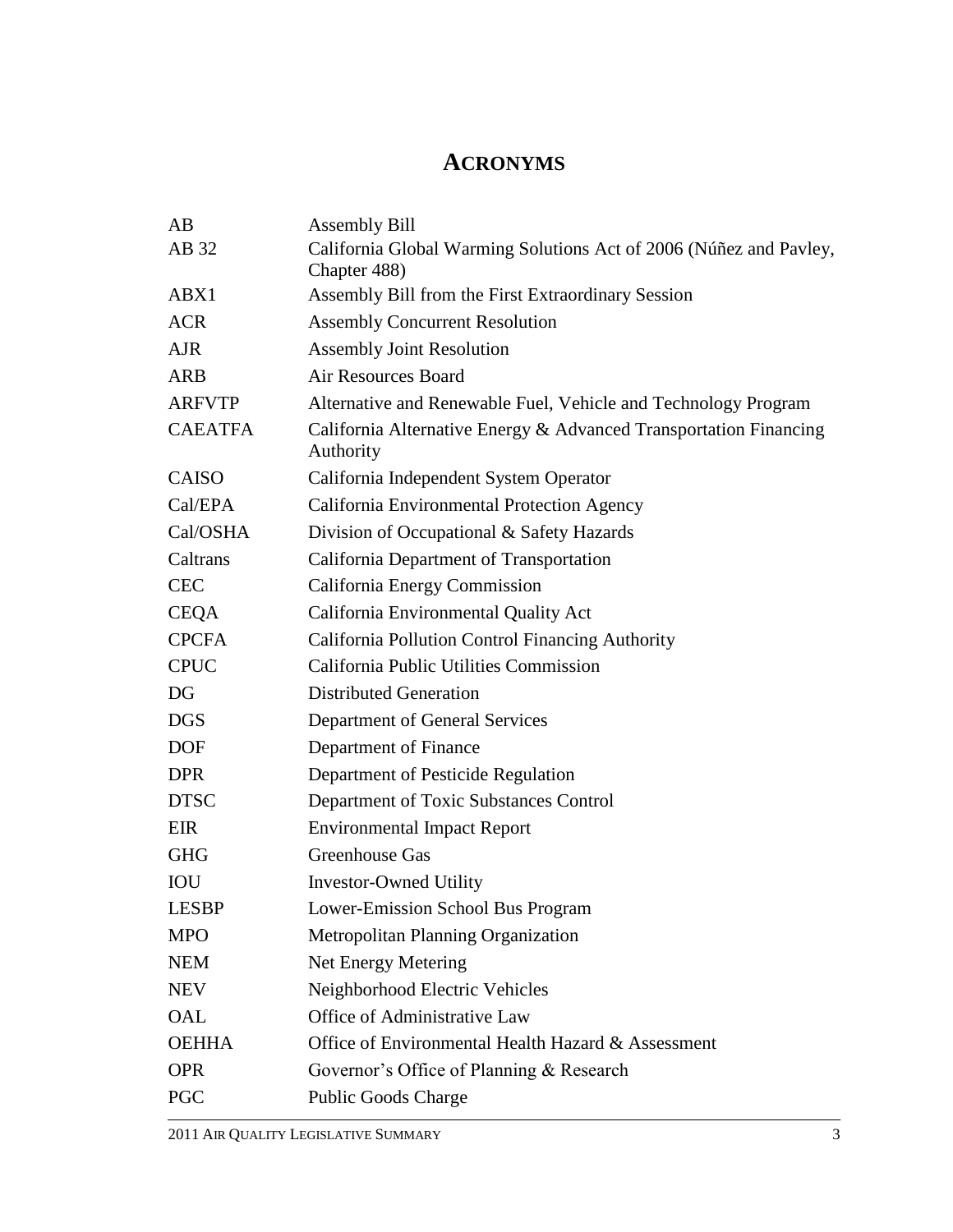# ACRONYMS

| | |
|---|---|
| AB | Assembly Bill |
| AB 32 | California Global Warming Solutions Act of 2006 (Núñez and Pavley, Chapter 488) |
| ABX1 | Assembly Bill from the First Extraordinary Session |
| ACR | Assembly Concurrent Resolution |
| AJR | Assembly Joint Resolution |
| ARB | Air Resources Board |
| ARFVTP | Alternative and Renewable Fuel, Vehicle and Technology Program |
| CAEATFA | California Alternative Energy & Advanced Transportation Financing Authority |
| CAISO | California Independent System Operator |
| Cal/EPA | California Environmental Protection Agency |
| Cal/OSHA | Division of Occupational & Safety Hazards |
| Caltrans | California Department of Transportation |
| CEC | California Energy Commission |
| CEQA | California Environmental Quality Act |
| CPCFA | California Pollution Control Financing Authority |
| CPUC | California Public Utilities Commission |
| DG | Distributed Generation |
| DGS | Department of General Services |
| DOF | Department of Finance |
| DPR | Department of Pesticide Regulation |
| DTSC | Department of Toxic Substances Control |
| EIR | Environmental Impact Report |
| GHG | Greenhouse Gas |
| IOU | Investor-Owned Utility |
| LESBP | Lower-Emission School Bus Program |
| MPO | Metropolitan Planning Organization |
| NEM | Net Energy Metering |
| NEV | Neighborhood Electric Vehicles |
| OAL | Office of Administrative Law |
| OEHHA | Office of Environmental Health Hazard & Assessment |
| OPR | Governor's Office of Planning & Research |
| PGC | Public Goods Charge |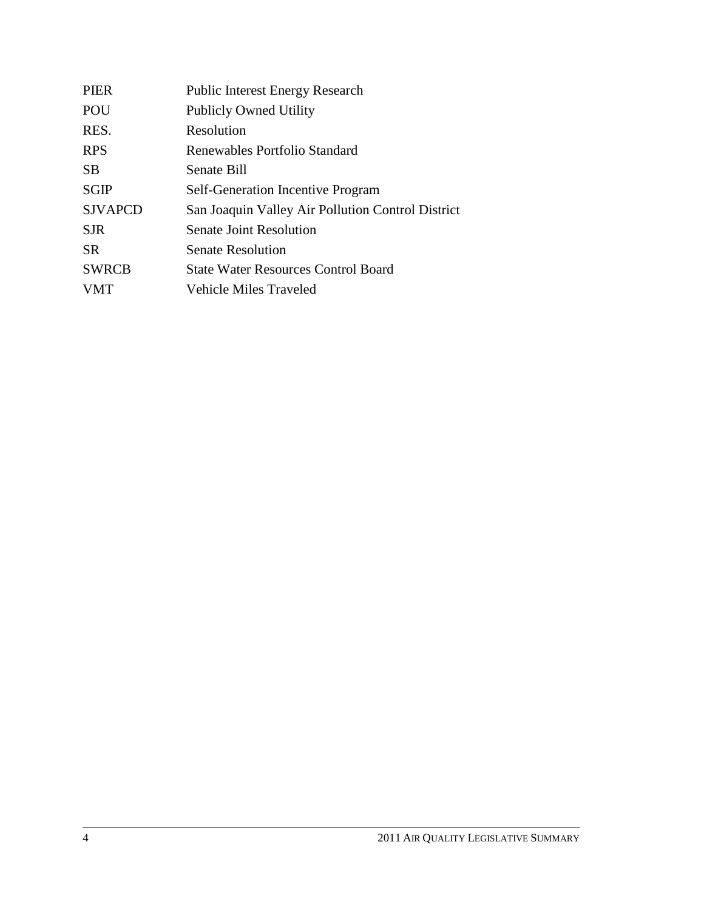| | |
|---|---|
| PIER | Public Interest Energy Research |
| POU | Publicly Owned Utility |
| RES. | Resolution |
| RPS | Renewables Portfolio Standard |
| SB | Senate Bill |
| SGIP | Self-Generation Incentive Program |
| SJVAPCD | San Joaquin Valley Air Pollution Control District |
| SJR | Senate Joint Resolution |
| SR | Senate Resolution |
| SWRCB | State Water Resources Control Board |
| VMT | Vehicle Miles Traveled |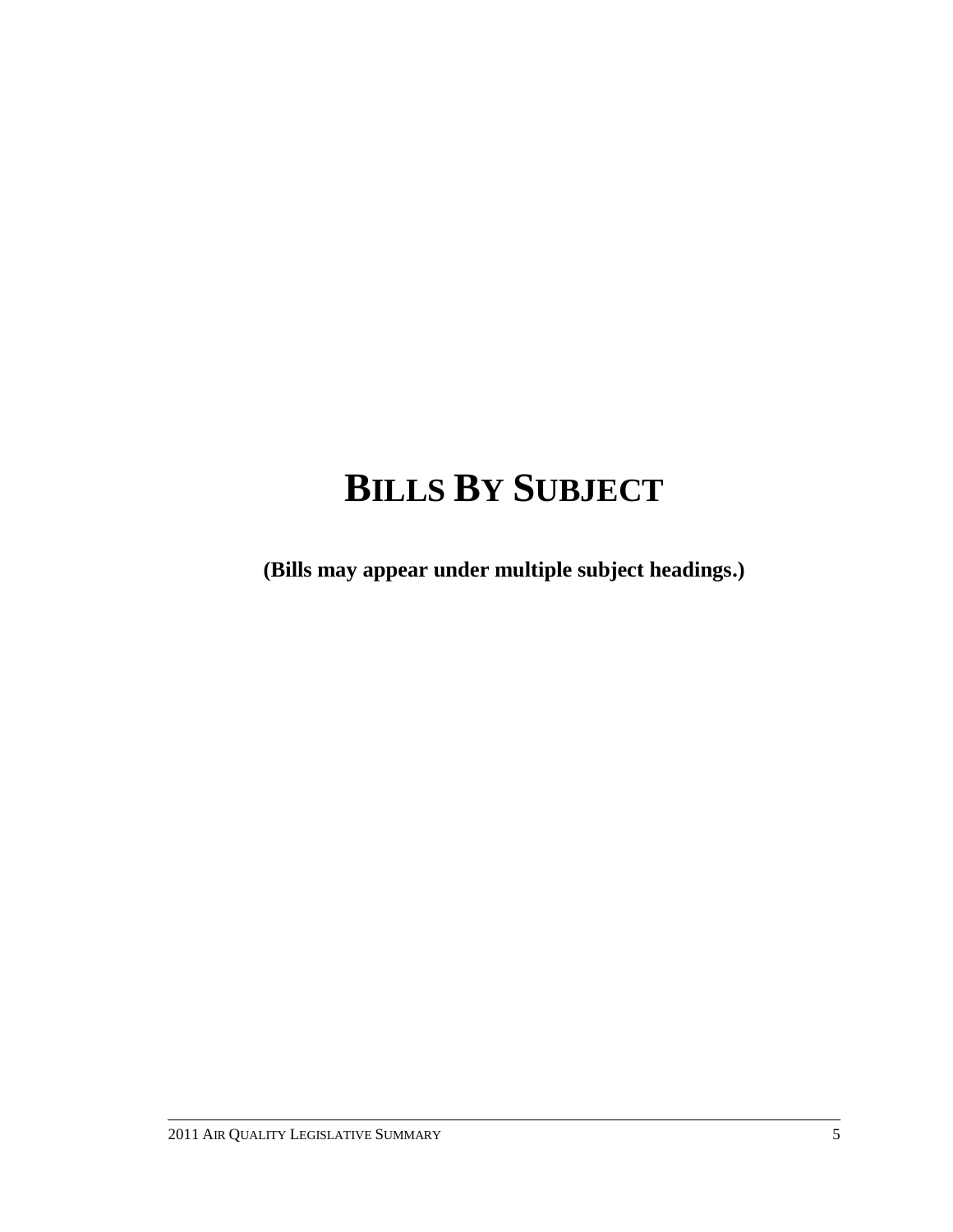# BILLS BY SUBJECT

**(Bills may appear under multiple subject headings.)**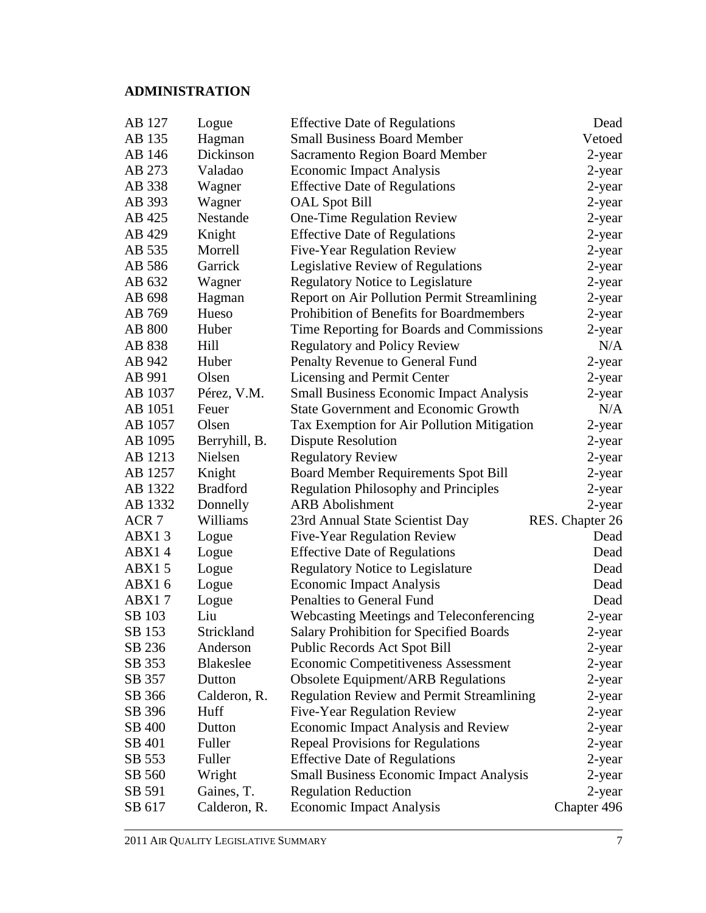## ADMINISTRATION

| | | | |
|---|---|---|---|
| AB 127 | Logue | Effective Date of Regulations | Dead |
| AB 135 | Hagman | Small Business Board Member | Vetoed |
| AB 146 | Dickinson | Sacramento Region Board Member | 2-year |
| AB 273 | Valadao | Economic Impact Analysis | 2-year |
| AB 338 | Wagner | Effective Date of Regulations | 2-year |
| AB 393 | Wagner | OAL Spot Bill | 2-year |
| AB 425 | Nestande | One-Time Regulation Review | 2-year |
| AB 429 | Knight | Effective Date of Regulations | 2-year |
| AB 535 | Morrell | Five-Year Regulation Review | 2-year |
| AB 586 | Garrick | Legislative Review of Regulations | 2-year |
| AB 632 | Wagner | Regulatory Notice to Legislature | 2-year |
| AB 698 | Hagman | Report on Air Pollution Permit Streamlining | 2-year |
| AB 769 | Hueso | Prohibition of Benefits for Boardmembers | 2-year |
| AB 800 | Huber | Time Reporting for Boards and Commissions | 2-year |
| AB 838 | Hill | Regulatory and Policy Review | N/A |
| AB 942 | Huber | Penalty Revenue to General Fund | 2-year |
| AB 991 | Olsen | Licensing and Permit Center | 2-year |
| AB 1037 | Pérez, V.M. | Small Business Economic Impact Analysis | 2-year |
| AB 1051 | Feuer | State Government and Economic Growth | N/A |
| AB 1057 | Olsen | Tax Exemption for Air Pollution Mitigation | 2-year |
| AB 1095 | Berryhill, B. | Dispute Resolution | 2-year |
| AB 1213 | Nielsen | Regulatory Review | 2-year |
| AB 1257 | Knight | Board Member Requirements Spot Bill | 2-year |
| AB 1322 | Bradford | Regulation Philosophy and Principles | 2-year |
| AB 1332 | Donnelly | ARB Abolishment | 2-year |
| ACR 7 | Williams | 23rd Annual State Scientist Day | RES. Chapter 26 |
| ABX1 3 | Logue | Five-Year Regulation Review | Dead |
| ABX1 4 | Logue | Effective Date of Regulations | Dead |
| ABX1 5 | Logue | Regulatory Notice to Legislature | Dead |
| ABX1 6 | Logue | Economic Impact Analysis | Dead |
| ABX1 7 | Logue | Penalties to General Fund | Dead |
| SB 103 | Liu | Webcasting Meetings and Teleconferencing | 2-year |
| SB 153 | Strickland | Salary Prohibition for Specified Boards | 2-year |
| SB 236 | Anderson | Public Records Act Spot Bill | 2-year |
| SB 353 | Blakeslee | Economic Competitiveness Assessment | 2-year |
| SB 357 | Dutton | Obsolete Equipment/ARB Regulations | 2-year |
| SB 366 | Calderon, R. | Regulation Review and Permit Streamlining | 2-year |
| SB 396 | Huff | Five-Year Regulation Review | 2-year |
| SB 400 | Dutton | Economic Impact Analysis and Review | 2-year |
| SB 401 | Fuller | Repeal Provisions for Regulations | 2-year |
| SB 553 | Fuller | Effective Date of Regulations | 2-year |
| SB 560 | Wright | Small Business Economic Impact Analysis | 2-year |
| SB 591 | Gaines, T. | Regulation Reduction | 2-year |
| SB 617 | Calderon, R. | Economic Impact Analysis | Chapter 496 |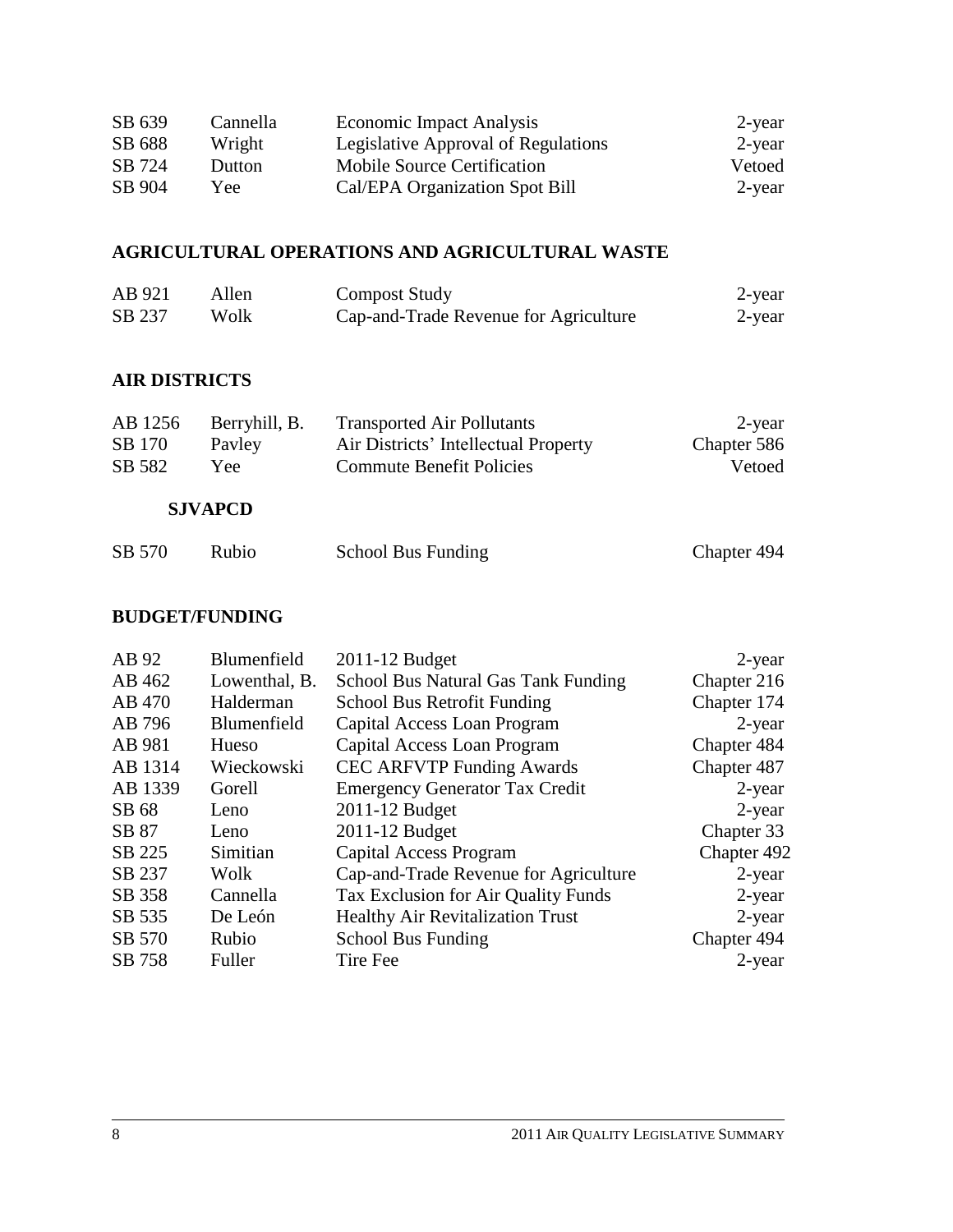| | | | |
|---|---|---|---|
| SB 639 | Cannella | Economic Impact Analysis | 2-year |
| SB 688 | Wright | Legislative Approval of Regulations | 2-year |
| SB 724 | Dutton | Mobile Source Certification | Vetoed |
| SB 904 | Yee | Cal/EPA Organization Spot Bill | 2-year |

## AGRICULTURAL OPERATIONS AND AGRICULTURAL WASTE

| | | | |
|---|---|---|---|
| AB 921 | Allen | Compost Study | 2-year |
| SB 237 | Wolk | Cap-and-Trade Revenue for Agriculture | 2-year |

## AIR DISTRICTS

| | | | |
|---|---|---|---|
| AB 1256 | Berryhill, B. | Transported Air Pollutants | 2-year |
| SB 170 | Pavley | Air Districts' Intellectual Property | Chapter 586 |
| SB 582 | Yee | Commute Benefit Policies | Vetoed |

### SJVAPCD

| | | | |
|---|---|---|---|
| SB 570 | Rubio | School Bus Funding | Chapter 494 |

## BUDGET/FUNDING

| | | | |
|---|---|---|---|
| AB 92 | Blumenfield | 2011-12 Budget | 2-year |
| AB 462 | Lowenthal, B. | School Bus Natural Gas Tank Funding | Chapter 216 |
| AB 470 | Halderman | School Bus Retrofit Funding | Chapter 174 |
| AB 796 | Blumenfield | Capital Access Loan Program | 2-year |
| AB 981 | Hueso | Capital Access Loan Program | Chapter 484 |
| AB 1314 | Wieckowski | CEC ARFVTP Funding Awards | Chapter 487 |
| AB 1339 | Gorell | Emergency Generator Tax Credit | 2-year |
| SB 68 | Leno | 2011-12 Budget | 2-year |
| SB 87 | Leno | 2011-12 Budget | Chapter 33 |
| SB 225 | Simitian | Capital Access Program | Chapter 492 |
| SB 237 | Wolk | Cap-and-Trade Revenue for Agriculture | 2-year |
| SB 358 | Cannella | Tax Exclusion for Air Quality Funds | 2-year |
| SB 535 | De León | Healthy Air Revitalization Trust | 2-year |
| SB 570 | Rubio | School Bus Funding | Chapter 494 |
| SB 758 | Fuller | Tire Fee | 2-year |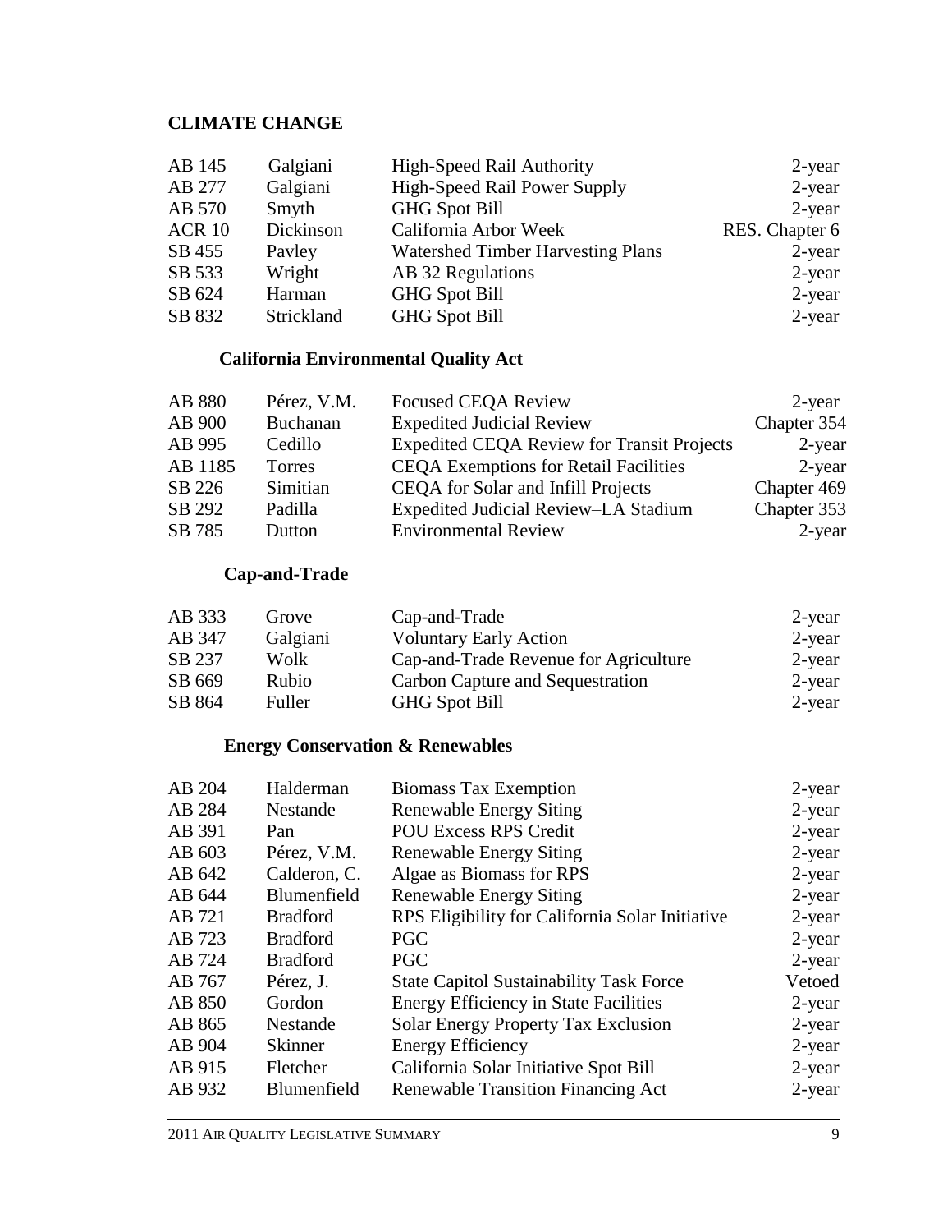## CLIMATE CHANGE

| | | | |
|---|---|---|---|
| AB 145 | Galgiani | High-Speed Rail Authority | 2-year |
| AB 277 | Galgiani | High-Speed Rail Power Supply | 2-year |
| AB 570 | Smyth | GHG Spot Bill | 2-year |
| ACR 10 | Dickinson | California Arbor Week | RES. Chapter 6 |
| SB 455 | Pavley | Watershed Timber Harvesting Plans | 2-year |
| SB 533 | Wright | AB 32 Regulations | 2-year |
| SB 624 | Harman | GHG Spot Bill | 2-year |
| SB 832 | Strickland | GHG Spot Bill | 2-year |

### California Environmental Quality Act

| | | | |
|---|---|---|---|
| AB 880 | Pérez, V.M. | Focused CEQA Review | 2-year |
| AB 900 | Buchanan | Expedited Judicial Review | Chapter 354 |
| AB 995 | Cedillo | Expedited CEQA Review for Transit Projects | 2-year |
| AB 1185 | Torres | CEQA Exemptions for Retail Facilities | 2-year |
| SB 226 | Simitian | CEQA for Solar and Infill Projects | Chapter 469 |
| SB 292 | Padilla | Expedited Judicial Review–LA Stadium | Chapter 353 |
| SB 785 | Dutton | Environmental Review | 2-year |

### Cap-and-Trade

| | | | |
|---|---|---|---|
| AB 333 | Grove | Cap-and-Trade | 2-year |
| AB 347 | Galgiani | Voluntary Early Action | 2-year |
| SB 237 | Wolk | Cap-and-Trade Revenue for Agriculture | 2-year |
| SB 669 | Rubio | Carbon Capture and Sequestration | 2-year |
| SB 864 | Fuller | GHG Spot Bill | 2-year |

### Energy Conservation & Renewables

| | | | |
|---|---|---|---|
| AB 204 | Halderman | Biomass Tax Exemption | 2-year |
| AB 284 | Nestande | Renewable Energy Siting | 2-year |
| AB 391 | Pan | POU Excess RPS Credit | 2-year |
| AB 603 | Pérez, V.M. | Renewable Energy Siting | 2-year |
| AB 642 | Calderon, C. | Algae as Biomass for RPS | 2-year |
| AB 644 | Blumenfield | Renewable Energy Siting | 2-year |
| AB 721 | Bradford | RPS Eligibility for California Solar Initiative | 2-year |
| AB 723 | Bradford | PGC | 2-year |
| AB 724 | Bradford | PGC | 2-year |
| AB 767 | Pérez, J. | State Capitol Sustainability Task Force | Vetoed |
| AB 850 | Gordon | Energy Efficiency in State Facilities | 2-year |
| AB 865 | Nestande | Solar Energy Property Tax Exclusion | 2-year |
| AB 904 | Skinner | Energy Efficiency | 2-year |
| AB 915 | Fletcher | California Solar Initiative Spot Bill | 2-year |
| AB 932 | Blumenfield | Renewable Transition Financing Act | 2-year |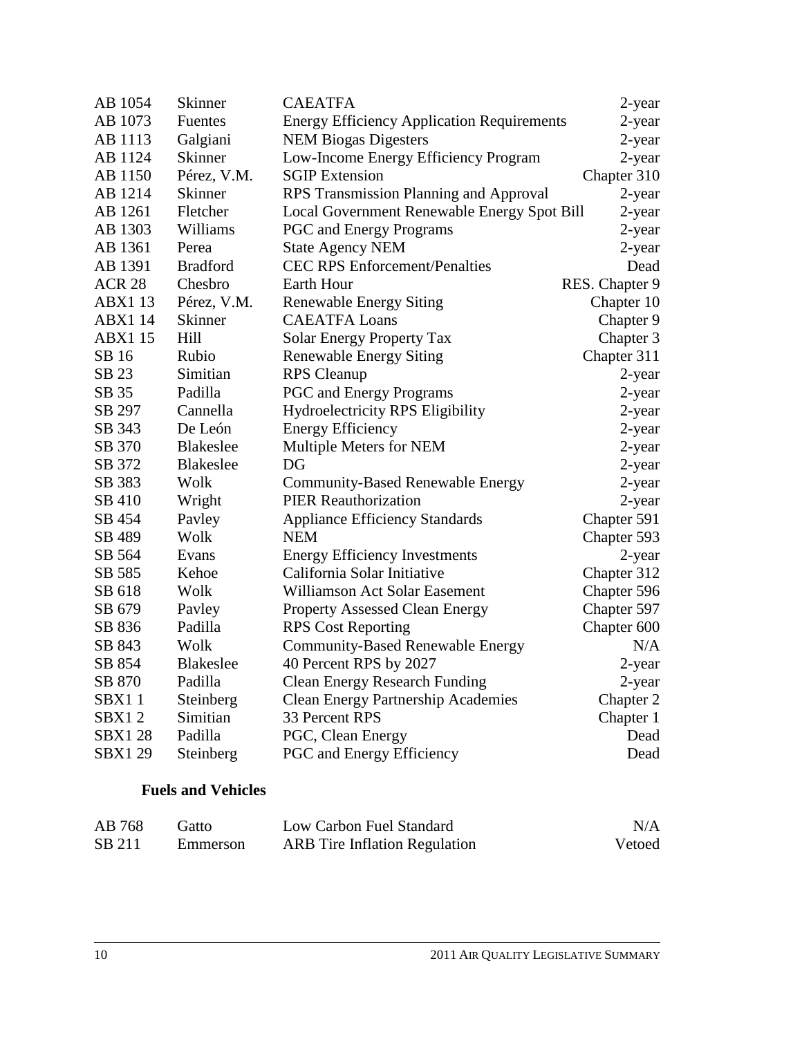| | | | |
|---|---|---|---|
| AB 1054 | Skinner | CAEATFA | 2-year |
| AB 1073 | Fuentes | Energy Efficiency Application Requirements | 2-year |
| AB 1113 | Galgiani | NEM Biogas Digesters | 2-year |
| AB 1124 | Skinner | Low-Income Energy Efficiency Program | 2-year |
| AB 1150 | Pérez, V.M. | SGIP Extension | Chapter 310 |
| AB 1214 | Skinner | RPS Transmission Planning and Approval | 2-year |
| AB 1261 | Fletcher | Local Government Renewable Energy Spot Bill | 2-year |
| AB 1303 | Williams | PGC and Energy Programs | 2-year |
| AB 1361 | Perea | State Agency NEM | 2-year |
| AB 1391 | Bradford | CEC RPS Enforcement/Penalties | Dead |
| ACR 28 | Chesbro | Earth Hour | RES. Chapter 9 |
| ABX1 13 | Pérez, V.M. | Renewable Energy Siting | Chapter 10 |
| ABX1 14 | Skinner | CAEATFA Loans | Chapter 9 |
| ABX1 15 | Hill | Solar Energy Property Tax | Chapter 3 |
| SB 16 | Rubio | Renewable Energy Siting | Chapter 311 |
| SB 23 | Simitian | RPS Cleanup | 2-year |
| SB 35 | Padilla | PGC and Energy Programs | 2-year |
| SB 297 | Cannella | Hydroelectricity RPS Eligibility | 2-year |
| SB 343 | De León | Energy Efficiency | 2-year |
| SB 370 | Blakeslee | Multiple Meters for NEM | 2-year |
| SB 372 | Blakeslee | DG | 2-year |
| SB 383 | Wolk | Community-Based Renewable Energy | 2-year |
| SB 410 | Wright | PIER Reauthorization | 2-year |
| SB 454 | Pavley | Appliance Efficiency Standards | Chapter 591 |
| SB 489 | Wolk | NEM | Chapter 593 |
| SB 564 | Evans | Energy Efficiency Investments | 2-year |
| SB 585 | Kehoe | California Solar Initiative | Chapter 312 |
| SB 618 | Wolk | Williamson Act Solar Easement | Chapter 596 |
| SB 679 | Pavley | Property Assessed Clean Energy | Chapter 597 |
| SB 836 | Padilla | RPS Cost Reporting | Chapter 600 |
| SB 843 | Wolk | Community-Based Renewable Energy | N/A |
| SB 854 | Blakeslee | 40 Percent RPS by 2027 | 2-year |
| SB 870 | Padilla | Clean Energy Research Funding | 2-year |
| SBX1 1 | Steinberg | Clean Energy Partnership Academies | Chapter 2 |
| SBX1 2 | Simitian | 33 Percent RPS | Chapter 1 |
| SBX1 28 | Padilla | PGC, Clean Energy | Dead |
| SBX1 29 | Steinberg | PGC and Energy Efficiency | Dead |

**Fuels and Vehicles**

| | | | |
|---|---|---|---|
| AB 768 | Gatto | Low Carbon Fuel Standard | N/A |
| SB 211 | Emmerson | ARB Tire Inflation Regulation | Vetoed |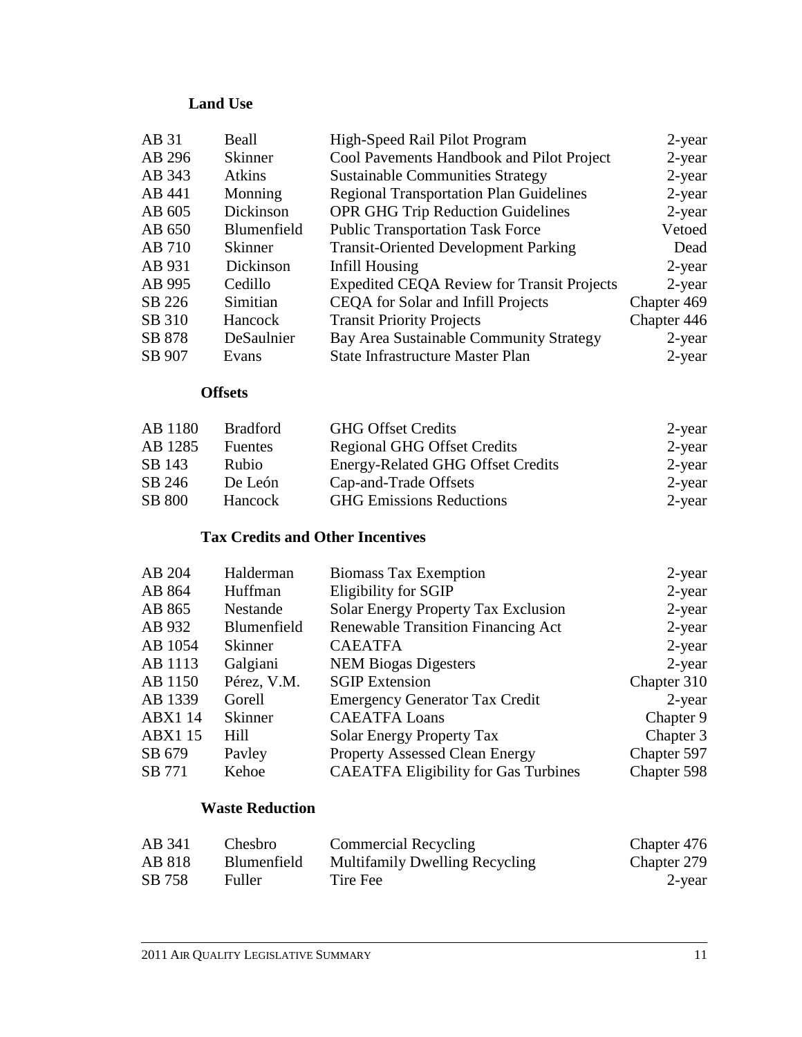### Land Use

| | | | |
|---|---|---|---|
| AB 31 | Beall | High-Speed Rail Pilot Program | 2-year |
| AB 296 | Skinner | Cool Pavements Handbook and Pilot Project | 2-year |
| AB 343 | Atkins | Sustainable Communities Strategy | 2-year |
| AB 441 | Monning | Regional Transportation Plan Guidelines | 2-year |
| AB 605 | Dickinson | OPR GHG Trip Reduction Guidelines | 2-year |
| AB 650 | Blumenfield | Public Transportation Task Force | Vetoed |
| AB 710 | Skinner | Transit-Oriented Development Parking | Dead |
| AB 931 | Dickinson | Infill Housing | 2-year |
| AB 995 | Cedillo | Expedited CEQA Review for Transit Projects | 2-year |
| SB 226 | Simitian | CEQA for Solar and Infill Projects | Chapter 469 |
| SB 310 | Hancock | Transit Priority Projects | Chapter 446 |
| SB 878 | DeSaulnier | Bay Area Sustainable Community Strategy | 2-year |
| SB 907 | Evans | State Infrastructure Master Plan | 2-year |

### Offsets

| | | | |
|---|---|---|---|
| AB 1180 | Bradford | GHG Offset Credits | 2-year |
| AB 1285 | Fuentes | Regional GHG Offset Credits | 2-year |
| SB 143 | Rubio | Energy-Related GHG Offset Credits | 2-year |
| SB 246 | De León | Cap-and-Trade Offsets | 2-year |
| SB 800 | Hancock | GHG Emissions Reductions | 2-year |

### Tax Credits and Other Incentives

| | | | |
|---|---|---|---|
| AB 204 | Halderman | Biomass Tax Exemption | 2-year |
| AB 864 | Huffman | Eligibility for SGIP | 2-year |
| AB 865 | Nestande | Solar Energy Property Tax Exclusion | 2-year |
| AB 932 | Blumenfield | Renewable Transition Financing Act | 2-year |
| AB 1054 | Skinner | CAEATFA | 2-year |
| AB 1113 | Galgiani | NEM Biogas Digesters | 2-year |
| AB 1150 | Pérez, V.M. | SGIP Extension | Chapter 310 |
| AB 1339 | Gorell | Emergency Generator Tax Credit | 2-year |
| ABX1 14 | Skinner | CAEATFA Loans | Chapter 9 |
| ABX1 15 | Hill | Solar Energy Property Tax | Chapter 3 |
| SB 679 | Pavley | Property Assessed Clean Energy | Chapter 597 |
| SB 771 | Kehoe | CAEATFA Eligibility for Gas Turbines | Chapter 598 |

### Waste Reduction

| | | | |
|---|---|---|---|
| AB 341 | Chesbro | Commercial Recycling | Chapter 476 |
| AB 818 | Blumenfield | Multifamily Dwelling Recycling | Chapter 279 |
| SB 758 | Fuller | Tire Fee | 2-year |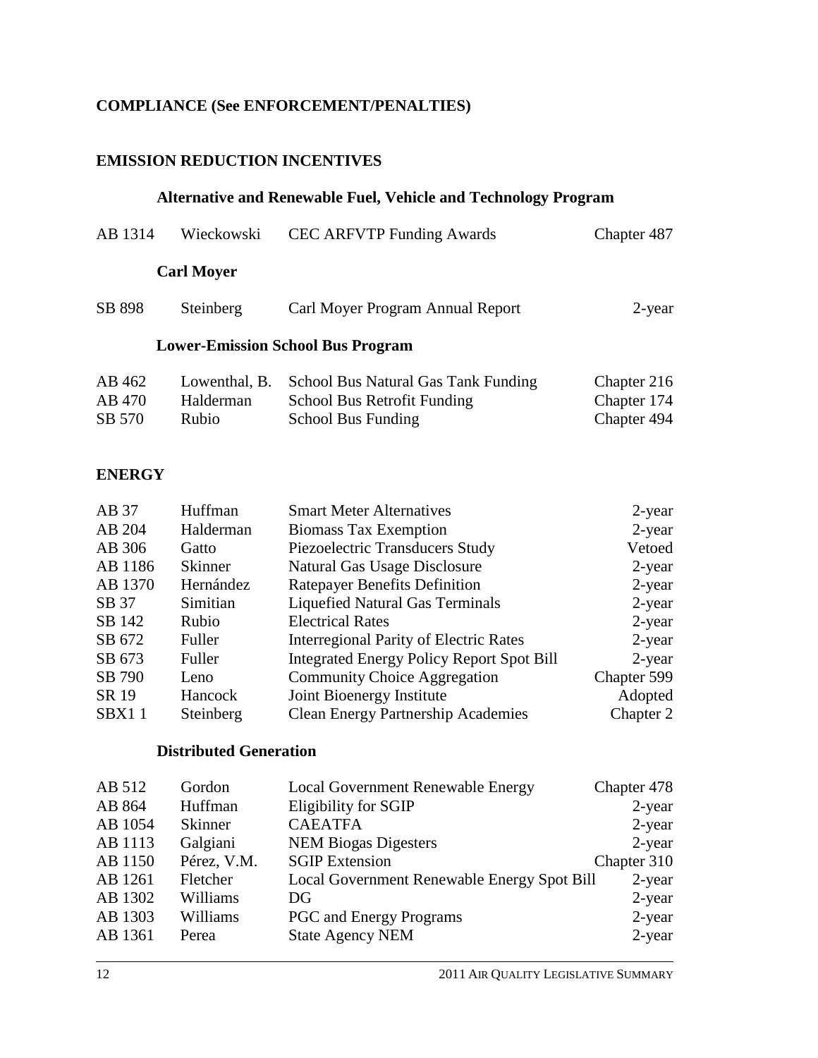## COMPLIANCE (See ENFORCEMENT/PENALTIES)

## EMISSION REDUCTION INCENTIVES

### Alternative and Renewable Fuel, Vehicle and Technology Program

| | | | |
|---|---|---|---|
| AB 1314 | Wieckowski | CEC ARFVTP Funding Awards | Chapter 487 |

### Carl Moyer

| | | | |
|---|---|---|---|
| SB 898 | Steinberg | Carl Moyer Program Annual Report | 2-year |

### Lower-Emission School Bus Program

| | | | |
|---|---|---|---|
| AB 462 | Lowenthal, B. | School Bus Natural Gas Tank Funding | Chapter 216 |
| AB 470 | Halderman | School Bus Retrofit Funding | Chapter 174 |
| SB 570 | Rubio | School Bus Funding | Chapter 494 |

## ENERGY

| | | | |
|---|---|---|---|
| AB 37 | Huffman | Smart Meter Alternatives | 2-year |
| AB 204 | Halderman | Biomass Tax Exemption | 2-year |
| AB 306 | Gatto | Piezoelectric Transducers Study | Vetoed |
| AB 1186 | Skinner | Natural Gas Usage Disclosure | 2-year |
| AB 1370 | Hernández | Ratepayer Benefits Definition | 2-year |
| SB 37 | Simitian | Liquefied Natural Gas Terminals | 2-year |
| SB 142 | Rubio | Electrical Rates | 2-year |
| SB 672 | Fuller | Interregional Parity of Electric Rates | 2-year |
| SB 673 | Fuller | Integrated Energy Policy Report Spot Bill | 2-year |
| SB 790 | Leno | Community Choice Aggregation | Chapter 599 |
| SR 19 | Hancock | Joint Bioenergy Institute | Adopted |
| SBX1 1 | Steinberg | Clean Energy Partnership Academies | Chapter 2 |

### Distributed Generation

| | | | |
|---|---|---|---|
| AB 512 | Gordon | Local Government Renewable Energy | Chapter 478 |
| AB 864 | Huffman | Eligibility for SGIP | 2-year |
| AB 1054 | Skinner | CAEATFA | 2-year |
| AB 1113 | Galgiani | NEM Biogas Digesters | 2-year |
| AB 1150 | Pérez, V.M. | SGIP Extension | Chapter 310 |
| AB 1261 | Fletcher | Local Government Renewable Energy Spot Bill | 2-year |
| AB 1302 | Williams | DG | 2-year |
| AB 1303 | Williams | PGC and Energy Programs | 2-year |
| AB 1361 | Perea | State Agency NEM | 2-year |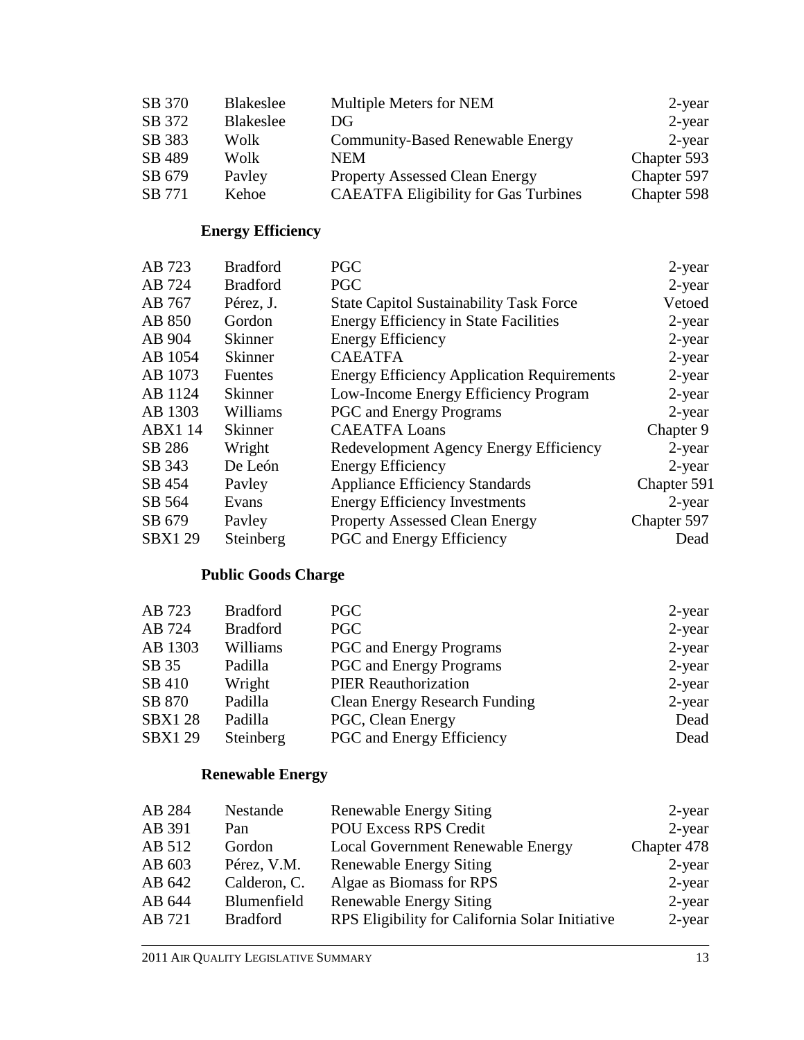| | | | |
|---|---|---|---|
| SB 370 | Blakeslee | Multiple Meters for NEM | 2-year |
| SB 372 | Blakeslee | DG | 2-year |
| SB 383 | Wolk | Community-Based Renewable Energy | 2-year |
| SB 489 | Wolk | NEM | Chapter 593 |
| SB 679 | Pavley | Property Assessed Clean Energy | Chapter 597 |
| SB 771 | Kehoe | CAEATFA Eligibility for Gas Turbines | Chapter 598 |

### Energy Efficiency

| | | | |
|---|---|---|---|
| AB 723 | Bradford | PGC | 2-year |
| AB 724 | Bradford | PGC | 2-year |
| AB 767 | Pérez, J. | State Capitol Sustainability Task Force | Vetoed |
| AB 850 | Gordon | Energy Efficiency in State Facilities | 2-year |
| AB 904 | Skinner | Energy Efficiency | 2-year |
| AB 1054 | Skinner | CAEATFA | 2-year |
| AB 1073 | Fuentes | Energy Efficiency Application Requirements | 2-year |
| AB 1124 | Skinner | Low-Income Energy Efficiency Program | 2-year |
| AB 1303 | Williams | PGC and Energy Programs | 2-year |
| ABX1 14 | Skinner | CAEATFA Loans | Chapter 9 |
| SB 286 | Wright | Redevelopment Agency Energy Efficiency | 2-year |
| SB 343 | De León | Energy Efficiency | 2-year |
| SB 454 | Pavley | Appliance Efficiency Standards | Chapter 591 |
| SB 564 | Evans | Energy Efficiency Investments | 2-year |
| SB 679 | Pavley | Property Assessed Clean Energy | Chapter 597 |
| SBX1 29 | Steinberg | PGC and Energy Efficiency | Dead |

### Public Goods Charge

| | | | |
|---|---|---|---|
| AB 723 | Bradford | PGC | 2-year |
| AB 724 | Bradford | PGC | 2-year |
| AB 1303 | Williams | PGC and Energy Programs | 2-year |
| SB 35 | Padilla | PGC and Energy Programs | 2-year |
| SB 410 | Wright | PIER Reauthorization | 2-year |
| SB 870 | Padilla | Clean Energy Research Funding | 2-year |
| SBX1 28 | Padilla | PGC, Clean Energy | Dead |
| SBX1 29 | Steinberg | PGC and Energy Efficiency | Dead |

### Renewable Energy

| | | | |
|---|---|---|---|
| AB 284 | Nestande | Renewable Energy Siting | 2-year |
| AB 391 | Pan | POU Excess RPS Credit | 2-year |
| AB 512 | Gordon | Local Government Renewable Energy | Chapter 478 |
| AB 603 | Pérez, V.M. | Renewable Energy Siting | 2-year |
| AB 642 | Calderon, C. | Algae as Biomass for RPS | 2-year |
| AB 644 | Blumenfield | Renewable Energy Siting | 2-year |
| AB 721 | Bradford | RPS Eligibility for California Solar Initiative | 2-year |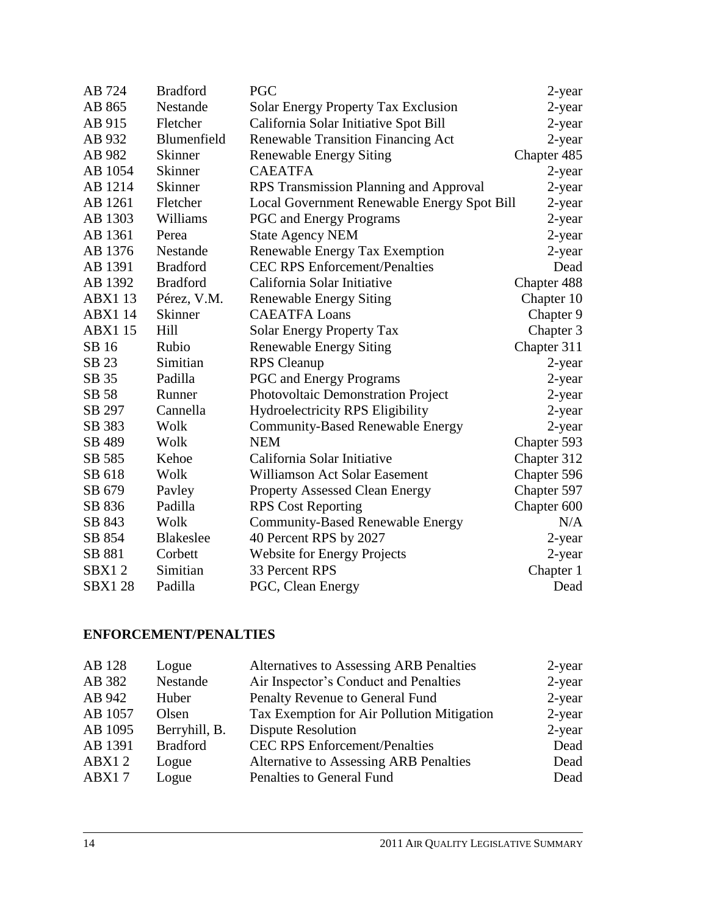| | | | |
|---|---|---|---|
| AB 724 | Bradford | PGC | 2-year |
| AB 865 | Nestande | Solar Energy Property Tax Exclusion | 2-year |
| AB 915 | Fletcher | California Solar Initiative Spot Bill | 2-year |
| AB 932 | Blumenfield | Renewable Transition Financing Act | 2-year |
| AB 982 | Skinner | Renewable Energy Siting | Chapter 485 |
| AB 1054 | Skinner | CAEATFA | 2-year |
| AB 1214 | Skinner | RPS Transmission Planning and Approval | 2-year |
| AB 1261 | Fletcher | Local Government Renewable Energy Spot Bill | 2-year |
| AB 1303 | Williams | PGC and Energy Programs | 2-year |
| AB 1361 | Perea | State Agency NEM | 2-year |
| AB 1376 | Nestande | Renewable Energy Tax Exemption | 2-year |
| AB 1391 | Bradford | CEC RPS Enforcement/Penalties | Dead |
| AB 1392 | Bradford | California Solar Initiative | Chapter 488 |
| ABX1 13 | Pérez, V.M. | Renewable Energy Siting | Chapter 10 |
| ABX1 14 | Skinner | CAEATFA Loans | Chapter 9 |
| ABX1 15 | Hill | Solar Energy Property Tax | Chapter 3 |
| SB 16 | Rubio | Renewable Energy Siting | Chapter 311 |
| SB 23 | Simitian | RPS Cleanup | 2-year |
| SB 35 | Padilla | PGC and Energy Programs | 2-year |
| SB 58 | Runner | Photovoltaic Demonstration Project | 2-year |
| SB 297 | Cannella | Hydroelectricity RPS Eligibility | 2-year |
| SB 383 | Wolk | Community-Based Renewable Energy | 2-year |
| SB 489 | Wolk | NEM | Chapter 593 |
| SB 585 | Kehoe | California Solar Initiative | Chapter 312 |
| SB 618 | Wolk | Williamson Act Solar Easement | Chapter 596 |
| SB 679 | Pavley | Property Assessed Clean Energy | Chapter 597 |
| SB 836 | Padilla | RPS Cost Reporting | Chapter 600 |
| SB 843 | Wolk | Community-Based Renewable Energy | N/A |
| SB 854 | Blakeslee | 40 Percent RPS by 2027 | 2-year |
| SB 881 | Corbett | Website for Energy Projects | 2-year |
| SBX1 2 | Simitian | 33 Percent RPS | Chapter 1 |
| SBX1 28 | Padilla | PGC, Clean Energy | Dead |

## ENFORCEMENT/PENALTIES

| | | | |
|---|---|---|---|
| AB 128 | Logue | Alternatives to Assessing ARB Penalties | 2-year |
| AB 382 | Nestande | Air Inspector's Conduct and Penalties | 2-year |
| AB 942 | Huber | Penalty Revenue to General Fund | 2-year |
| AB 1057 | Olsen | Tax Exemption for Air Pollution Mitigation | 2-year |
| AB 1095 | Berryhill, B. | Dispute Resolution | 2-year |
| AB 1391 | Bradford | CEC RPS Enforcement/Penalties | Dead |
| ABX1 2 | Logue | Alternative to Assessing ARB Penalties | Dead |
| ABX1 7 | Logue | Penalties to General Fund | Dead |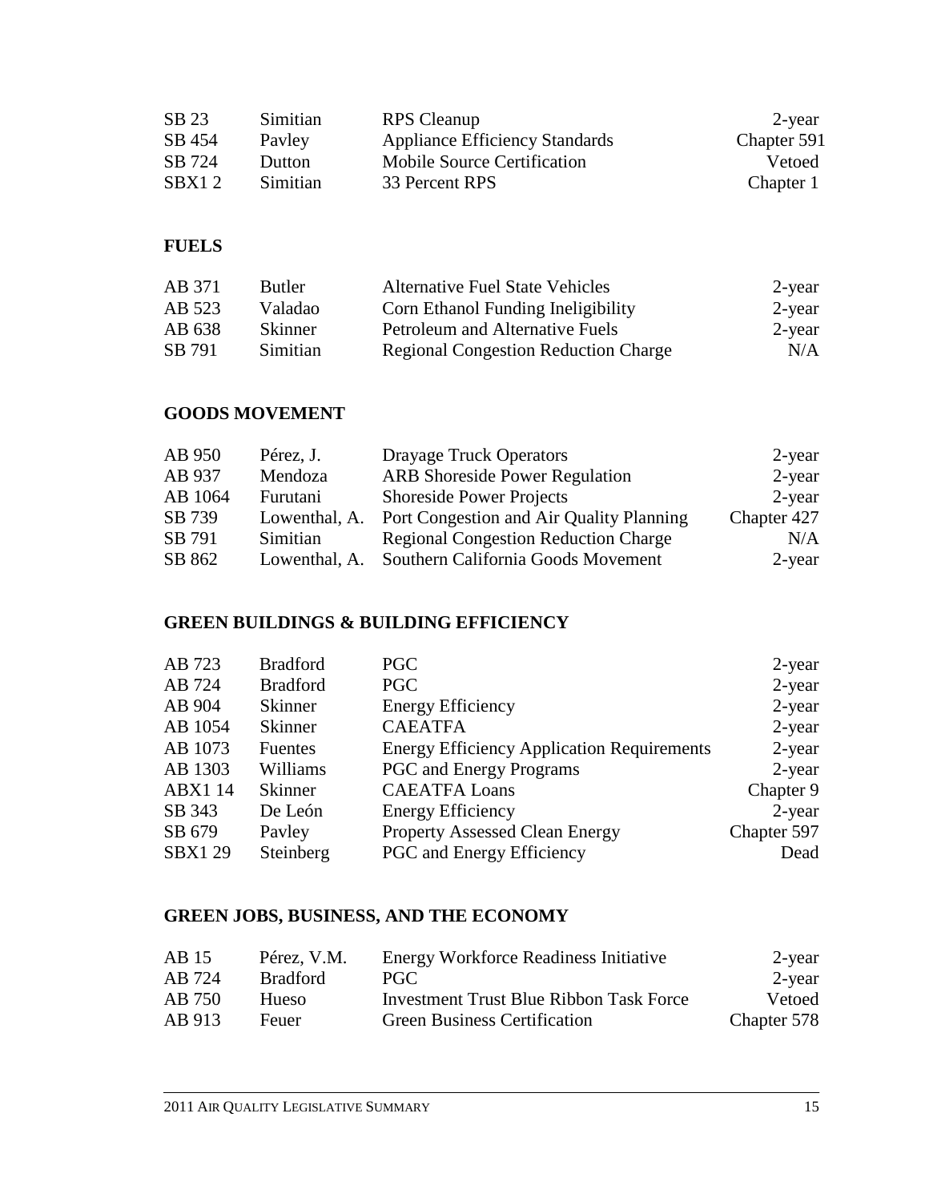| | | | |
|---|---|---|---|
| SB 23 | Simitian | RPS Cleanup | 2-year |
| SB 454 | Pavley | Appliance Efficiency Standards | Chapter 591 |
| SB 724 | Dutton | Mobile Source Certification | Vetoed |
| SBX1 2 | Simitian | 33 Percent RPS | Chapter 1 |

## FUELS

| | | | |
|---|---|---|---|
| AB 371 | Butler | Alternative Fuel State Vehicles | 2-year |
| AB 523 | Valadao | Corn Ethanol Funding Ineligibility | 2-year |
| AB 638 | Skinner | Petroleum and Alternative Fuels | 2-year |
| SB 791 | Simitian | Regional Congestion Reduction Charge | N/A |

## GOODS MOVEMENT

| | | | |
|---|---|---|---|
| AB 950 | Pérez, J. | Drayage Truck Operators | 2-year |
| AB 937 | Mendoza | ARB Shoreside Power Regulation | 2-year |
| AB 1064 | Furutani | Shoreside Power Projects | 2-year |
| SB 739 | Lowenthal, A. | Port Congestion and Air Quality Planning | Chapter 427 |
| SB 791 | Simitian | Regional Congestion Reduction Charge | N/A |
| SB 862 | Lowenthal, A. | Southern California Goods Movement | 2-year |

## GREEN BUILDINGS & BUILDING EFFICIENCY

| | | | |
|---|---|---|---|
| AB 723 | Bradford | PGC | 2-year |
| AB 724 | Bradford | PGC | 2-year |
| AB 904 | Skinner | Energy Efficiency | 2-year |
| AB 1054 | Skinner | CAEATFA | 2-year |
| AB 1073 | Fuentes | Energy Efficiency Application Requirements | 2-year |
| AB 1303 | Williams | PGC and Energy Programs | 2-year |
| ABX1 14 | Skinner | CAEATFA Loans | Chapter 9 |
| SB 343 | De León | Energy Efficiency | 2-year |
| SB 679 | Pavley | Property Assessed Clean Energy | Chapter 597 |
| SBX1 29 | Steinberg | PGC and Energy Efficiency | Dead |

## GREEN JOBS, BUSINESS, AND THE ECONOMY

| | | | |
|---|---|---|---|
| AB 15 | Pérez, V.M. | Energy Workforce Readiness Initiative | 2-year |
| AB 724 | Bradford | PGC | 2-year |
| AB 750 | Hueso | Investment Trust Blue Ribbon Task Force | Vetoed |
| AB 913 | Feuer | Green Business Certification | Chapter 578 |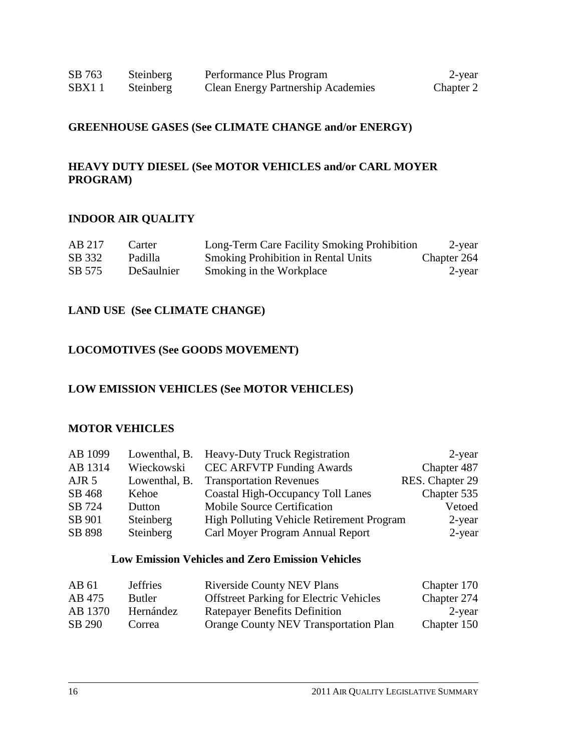| | | | |
|---|---|---|---|
| SB 763 | Steinberg | Performance Plus Program | 2-year |
| SBX1 1 | Steinberg | Clean Energy Partnership Academies | Chapter 2 |

**GREENHOUSE GASES (See CLIMATE CHANGE and/or ENERGY)**

**HEAVY DUTY DIESEL (See MOTOR VEHICLES and/or CARL MOYER PROGRAM)**

**INDOOR AIR QUALITY**

| | | | |
|---|---|---|---|
| AB 217 | Carter | Long-Term Care Facility Smoking Prohibition | 2-year |
| SB 332 | Padilla | Smoking Prohibition in Rental Units | Chapter 264 |
| SB 575 | DeSaulnier | Smoking in the Workplace | 2-year |

**LAND USE (See CLIMATE CHANGE)**

**LOCOMOTIVES (See GOODS MOVEMENT)**

**LOW EMISSION VEHICLES (See MOTOR VEHICLES)**

**MOTOR VEHICLES**

| | | | |
|---|---|---|---|
| AB 1099 | Lowenthal, B. | Heavy-Duty Truck Registration | 2-year |
| AB 1314 | Wieckowski | CEC ARFVTP Funding Awards | Chapter 487 |
| AJR 5 | Lowenthal, B. | Transportation Revenues | RES. Chapter 29 |
| SB 468 | Kehoe | Coastal High-Occupancy Toll Lanes | Chapter 535 |
| SB 724 | Dutton | Mobile Source Certification | Vetoed |
| SB 901 | Steinberg | High Polluting Vehicle Retirement Program | 2-year |
| SB 898 | Steinberg | Carl Moyer Program Annual Report | 2-year |

**Low Emission Vehicles and Zero Emission Vehicles**

| | | | |
|---|---|---|---|
| AB 61 | Jeffries | Riverside County NEV Plans | Chapter 170 |
| AB 475 | Butler | Offstreet Parking for Electric Vehicles | Chapter 274 |
| AB 1370 | Hernández | Ratepayer Benefits Definition | 2-year |
| SB 290 | Correa | Orange County NEV Transportation Plan | Chapter 150 |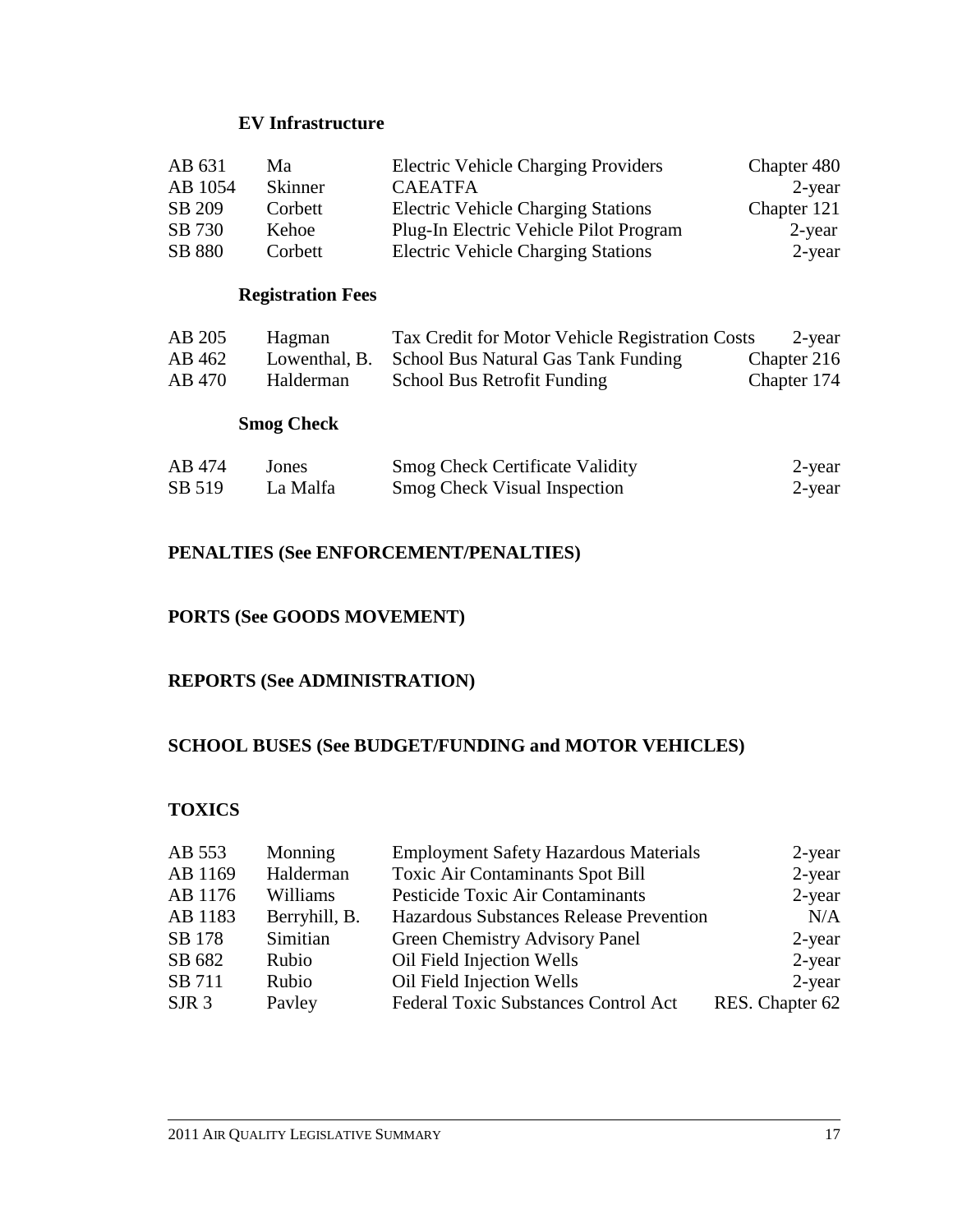### EV Infrastructure

| | | | |
|---|---|---|---|
| AB 631 | Ma | Electric Vehicle Charging Providers | Chapter 480 |
| AB 1054 | Skinner | CAEATFA | 2-year |
| SB 209 | Corbett | Electric Vehicle Charging Stations | Chapter 121 |
| SB 730 | Kehoe | Plug-In Electric Vehicle Pilot Program | 2-year |
| SB 880 | Corbett | Electric Vehicle Charging Stations | 2-year |

### Registration Fees

| | | | |
|---|---|---|---|
| AB 205 | Hagman | Tax Credit for Motor Vehicle Registration Costs | 2-year |
| AB 462 | Lowenthal, B. | School Bus Natural Gas Tank Funding | Chapter 216 |
| AB 470 | Halderman | School Bus Retrofit Funding | Chapter 174 |

### Smog Check

| | | | |
|---|---|---|---|
| AB 474 | Jones | Smog Check Certificate Validity | 2-year |
| SB 519 | La Malfa | Smog Check Visual Inspection | 2-year |

## PENALTIES (See ENFORCEMENT/PENALTIES)

## PORTS (See GOODS MOVEMENT)

## REPORTS (See ADMINISTRATION)

## SCHOOL BUSES (See BUDGET/FUNDING and MOTOR VEHICLES)

## TOXICS

| | | | |
|---|---|---|---|
| AB 553 | Monning | Employment Safety Hazardous Materials | 2-year |
| AB 1169 | Halderman | Toxic Air Contaminants Spot Bill | 2-year |
| AB 1176 | Williams | Pesticide Toxic Air Contaminants | 2-year |
| AB 1183 | Berryhill, B. | Hazardous Substances Release Prevention | N/A |
| SB 178 | Simitian | Green Chemistry Advisory Panel | 2-year |
| SB 682 | Rubio | Oil Field Injection Wells | 2-year |
| SB 711 | Rubio | Oil Field Injection Wells | 2-year |
| SJR 3 | Pavley | Federal Toxic Substances Control Act | RES. Chapter 62 |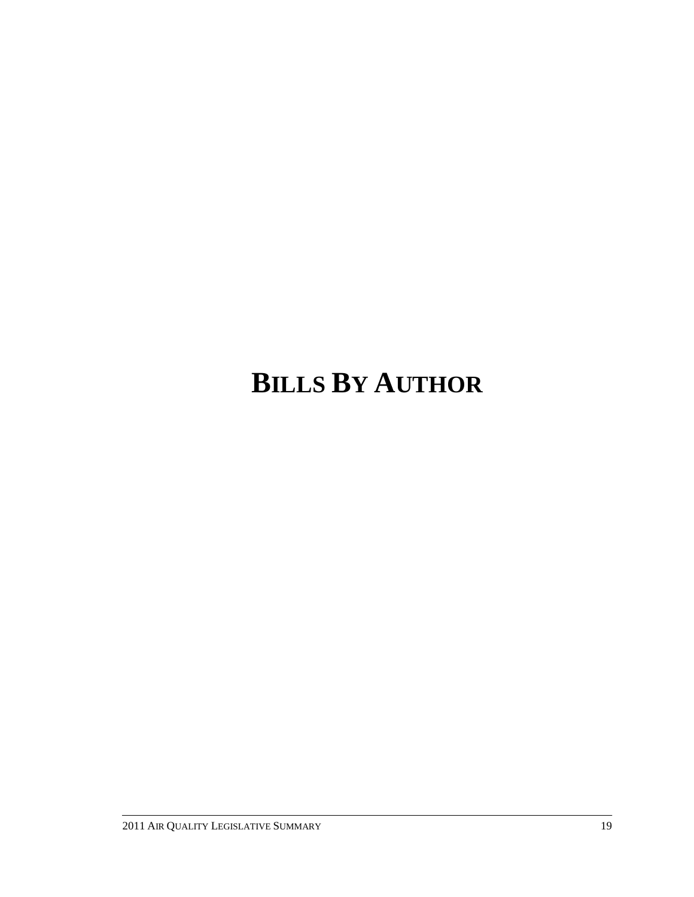# BILLS BY AUTHOR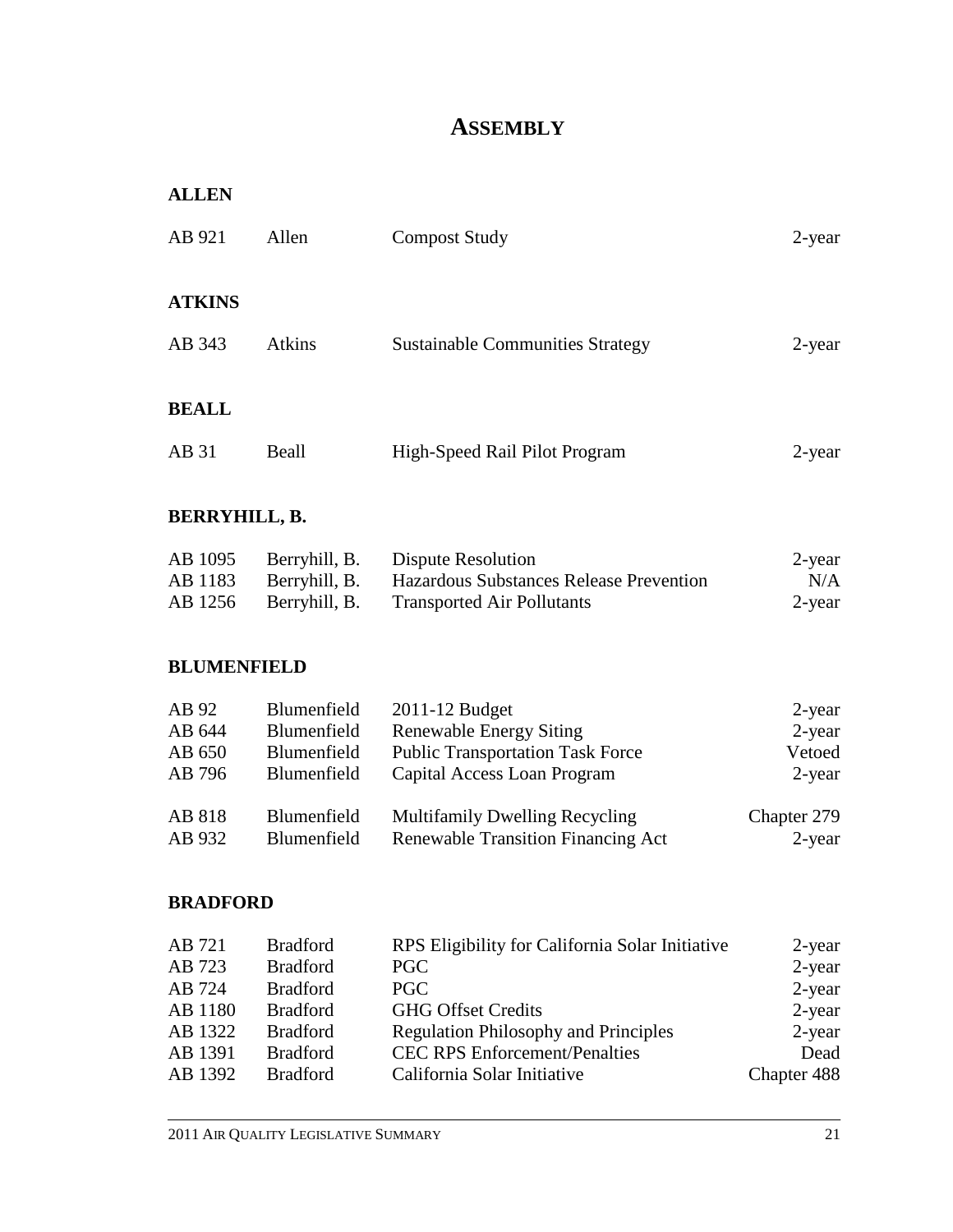# ASSEMBLY

### ALLEN

| | | | |
|---|---|---|---|
| AB 921 | Allen | Compost Study | 2-year |

### ATKINS

| | | | |
|---|---|---|---|
| AB 343 | Atkins | Sustainable Communities Strategy | 2-year |

### BEALL

| | | | |
|---|---|---|---|
| AB 31 | Beall | High-Speed Rail Pilot Program | 2-year |

### BERRYHILL, B.

| | | | |
|---|---|---|---|
| AB 1095 | Berryhill, B. | Dispute Resolution | 2-year |
| AB 1183 | Berryhill, B. | Hazardous Substances Release Prevention | N/A |
| AB 1256 | Berryhill, B. | Transported Air Pollutants | 2-year |

### BLUMENFIELD

| | | | |
|---|---|---|---|
| AB 92 | Blumenfield | 2011-12 Budget | 2-year |
| AB 644 | Blumenfield | Renewable Energy Siting | 2-year |
| AB 650 | Blumenfield | Public Transportation Task Force | Vetoed |
| AB 796 | Blumenfield | Capital Access Loan Program | 2-year |
| AB 818 | Blumenfield | Multifamily Dwelling Recycling | Chapter 279 |
| AB 932 | Blumenfield | Renewable Transition Financing Act | 2-year |

### BRADFORD

| | | | |
|---|---|---|---|
| AB 721 | Bradford | RPS Eligibility for California Solar Initiative | 2-year |
| AB 723 | Bradford | PGC | 2-year |
| AB 724 | Bradford | PGC | 2-year |
| AB 1180 | Bradford | GHG Offset Credits | 2-year |
| AB 1322 | Bradford | Regulation Philosophy and Principles | 2-year |
| AB 1391 | Bradford | CEC RPS Enforcement/Penalties | Dead |
| AB 1392 | Bradford | California Solar Initiative | Chapter 488 |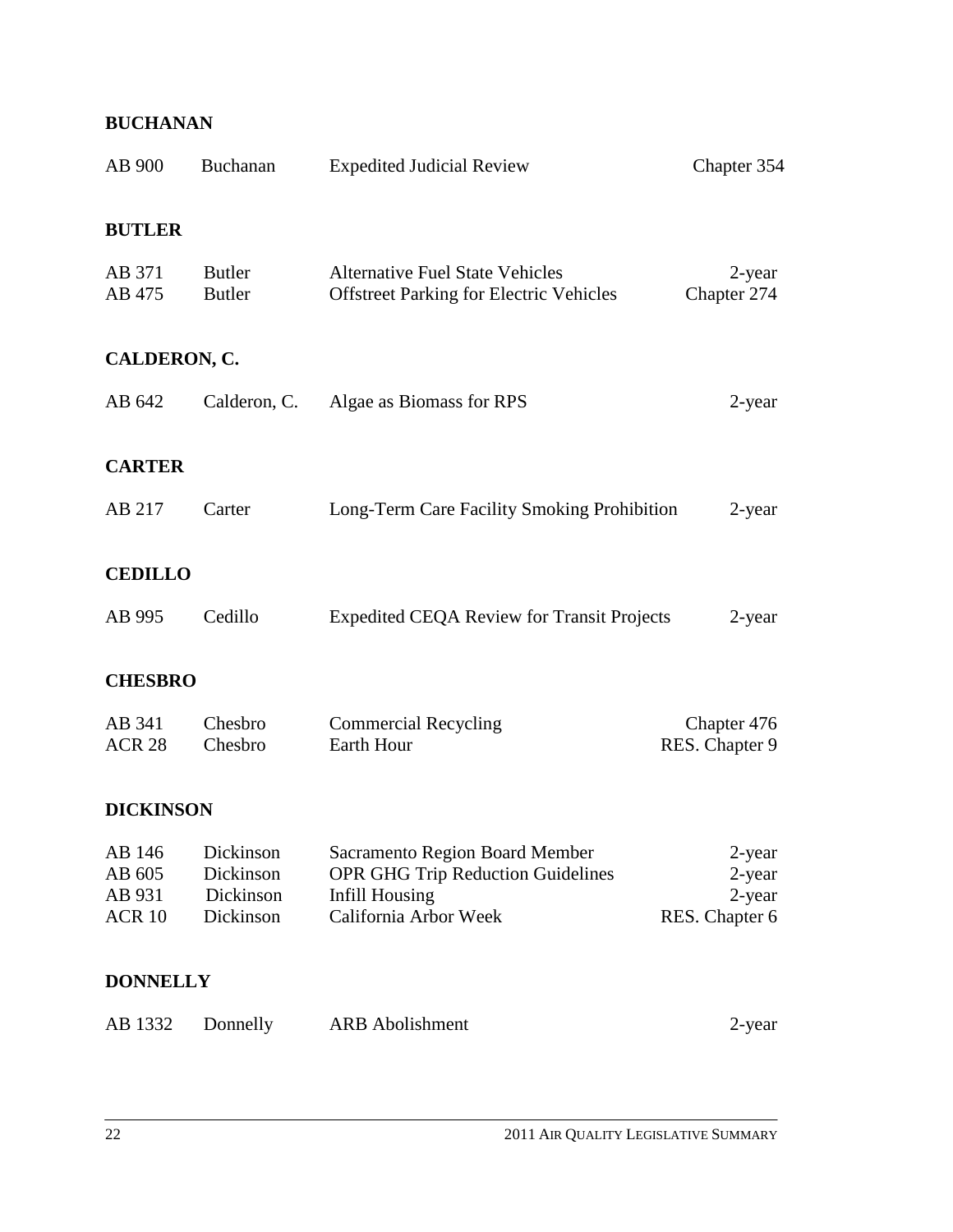**BUCHANAN**

| | | | |
|---|---|---|---|
| AB 900 | Buchanan | Expedited Judicial Review | Chapter 354 |

**BUTLER**

| | | | |
|---|---|---|---|
| AB 371 | Butler | Alternative Fuel State Vehicles | 2-year |
| AB 475 | Butler | Offstreet Parking for Electric Vehicles | Chapter 274 |

**CALDERON, C.**

| | | | |
|---|---|---|---|
| AB 642 | Calderon, C. | Algae as Biomass for RPS | 2-year |

**CARTER**

| | | | |
|---|---|---|---|
| AB 217 | Carter | Long-Term Care Facility Smoking Prohibition | 2-year |

**CEDILLO**

| | | | |
|---|---|---|---|
| AB 995 | Cedillo | Expedited CEQA Review for Transit Projects | 2-year |

**CHESBRO**

| | | | |
|---|---|---|---|
| AB 341 | Chesbro | Commercial Recycling | Chapter 476 |
| ACR 28 | Chesbro | Earth Hour | RES. Chapter 9 |

**DICKINSON**

| | | | |
|---|---|---|---|
| AB 146 | Dickinson | Sacramento Region Board Member | 2-year |
| AB 605 | Dickinson | OPR GHG Trip Reduction Guidelines | 2-year |
| AB 931 | Dickinson | Infill Housing | 2-year |
| ACR 10 | Dickinson | California Arbor Week | RES. Chapter 6 |

**DONNELLY**

| | | | |
|---|---|---|---|
| AB 1332 | Donnelly | ARB Abolishment | 2-year |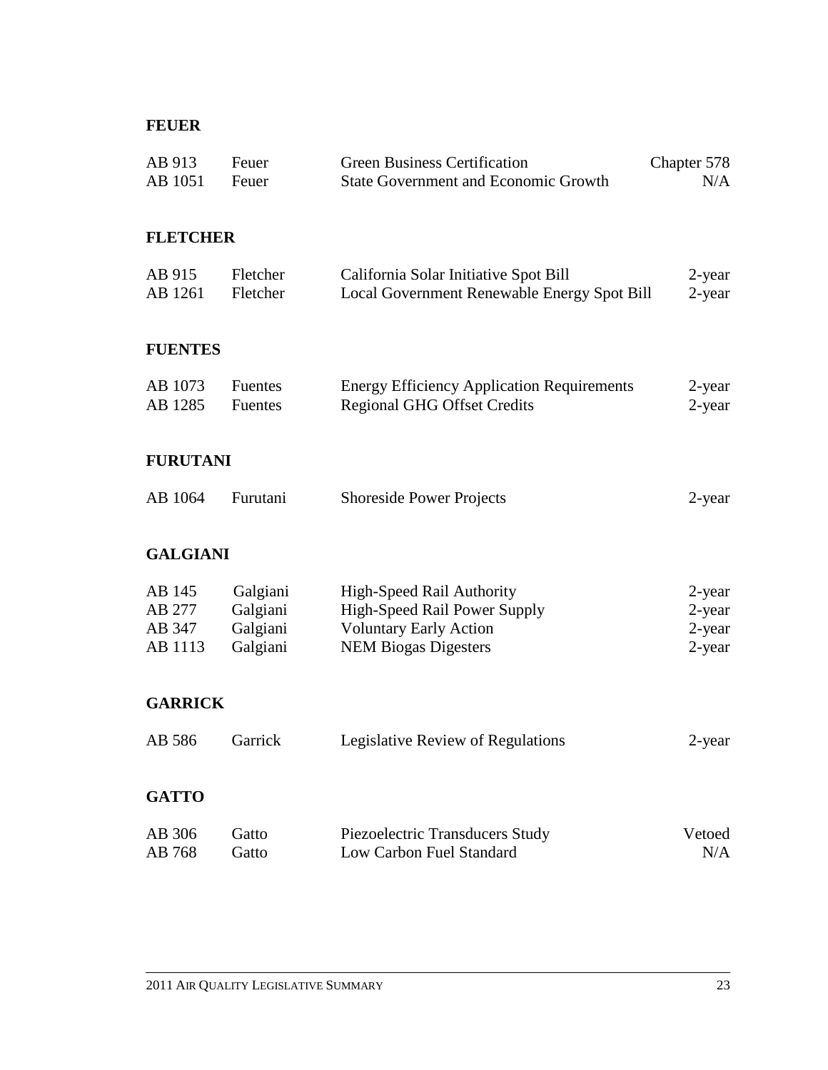## FEUER

| | | | |
|---|---|---|---|
| AB 913 | Feuer | Green Business Certification | Chapter 578 |
| AB 1051 | Feuer | State Government and Economic Growth | N/A |

## FLETCHER

| | | | |
|---|---|---|---|
| AB 915 | Fletcher | California Solar Initiative Spot Bill | 2-year |
| AB 1261 | Fletcher | Local Government Renewable Energy Spot Bill | 2-year |

## FUENTES

| | | | |
|---|---|---|---|
| AB 1073 | Fuentes | Energy Efficiency Application Requirements | 2-year |
| AB 1285 | Fuentes | Regional GHG Offset Credits | 2-year |

## FURUTANI

| | | | |
|---|---|---|---|
| AB 1064 | Furutani | Shoreside Power Projects | 2-year |

## GALGIANI

| | | | |
|---|---|---|---|
| AB 145 | Galgiani | High-Speed Rail Authority | 2-year |
| AB 277 | Galgiani | High-Speed Rail Power Supply | 2-year |
| AB 347 | Galgiani | Voluntary Early Action | 2-year |
| AB 1113 | Galgiani | NEM Biogas Digesters | 2-year |

## GARRICK

| | | | |
|---|---|---|---|
| AB 586 | Garrick | Legislative Review of Regulations | 2-year |

## GATTO

| | | | |
|---|---|---|---|
| AB 306 | Gatto | Piezoelectric Transducers Study | Vetoed |
| AB 768 | Gatto | Low Carbon Fuel Standard | N/A |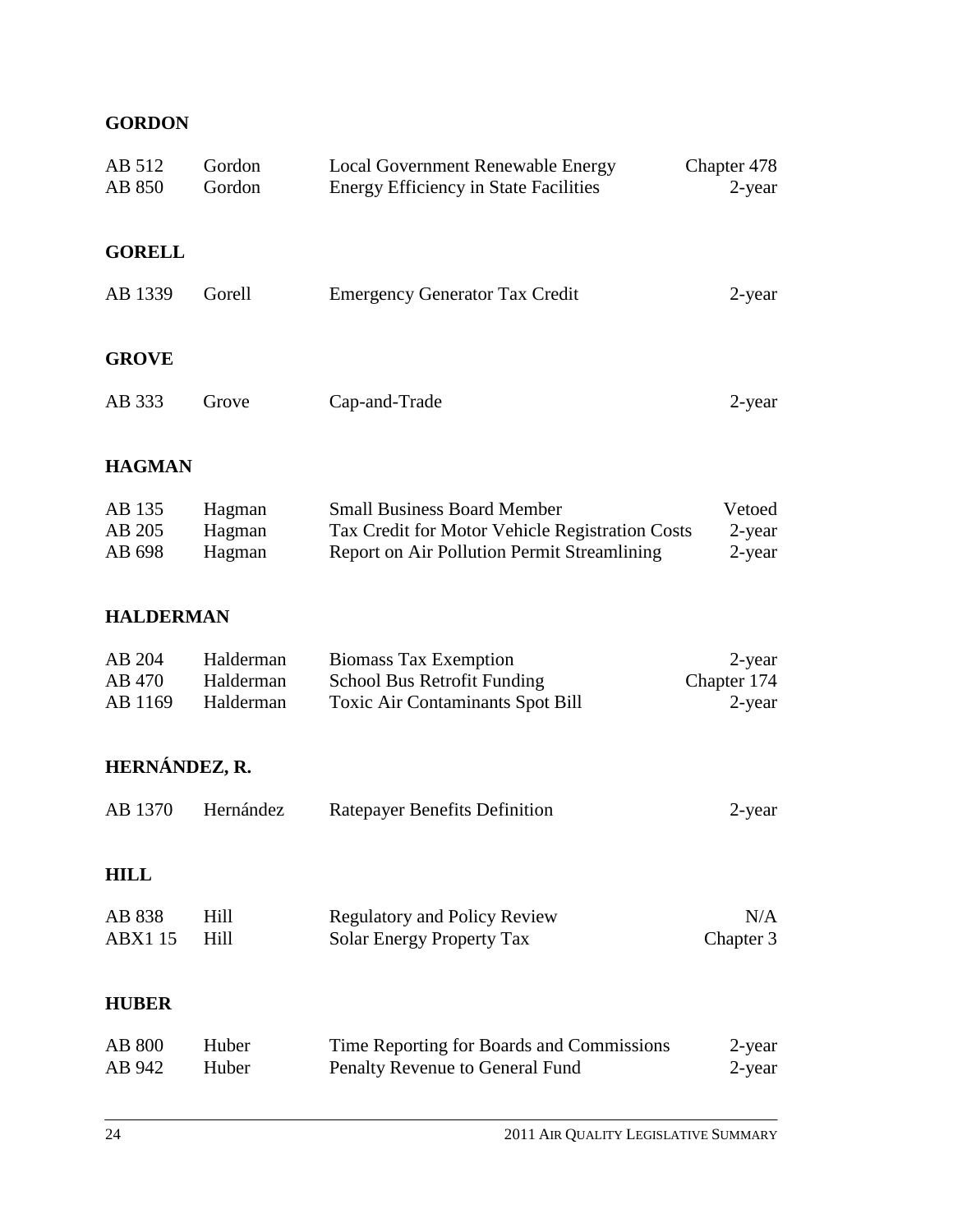**GORDON**

| | | | |
|---|---|---|---|
| AB 512 | Gordon | Local Government Renewable Energy | Chapter 478 |
| AB 850 | Gordon | Energy Efficiency in State Facilities | 2-year |

**GORELL**

| | | | |
|---|---|---|---|
| AB 1339 | Gorell | Emergency Generator Tax Credit | 2-year |

**GROVE**

| | | | |
|---|---|---|---|
| AB 333 | Grove | Cap-and-Trade | 2-year |

**HAGMAN**

| | | | |
|---|---|---|---|
| AB 135 | Hagman | Small Business Board Member | Vetoed |
| AB 205 | Hagman | Tax Credit for Motor Vehicle Registration Costs | 2-year |
| AB 698 | Hagman | Report on Air Pollution Permit Streamlining | 2-year |

**HALDERMAN**

| | | | |
|---|---|---|---|
| AB 204 | Halderman | Biomass Tax Exemption | 2-year |
| AB 470 | Halderman | School Bus Retrofit Funding | Chapter 174 |
| AB 1169 | Halderman | Toxic Air Contaminants Spot Bill | 2-year |

**HERNÁNDEZ, R.**

| | | | |
|---|---|---|---|
| AB 1370 | Hernández | Ratepayer Benefits Definition | 2-year |

**HILL**

| | | | |
|---|---|---|---|
| AB 838 | Hill | Regulatory and Policy Review | N/A |
| ABX1 15 | Hill | Solar Energy Property Tax | Chapter 3 |

**HUBER**

| | | | |
|---|---|---|---|
| AB 800 | Huber | Time Reporting for Boards and Commissions | 2-year |
| AB 942 | Huber | Penalty Revenue to General Fund | 2-year |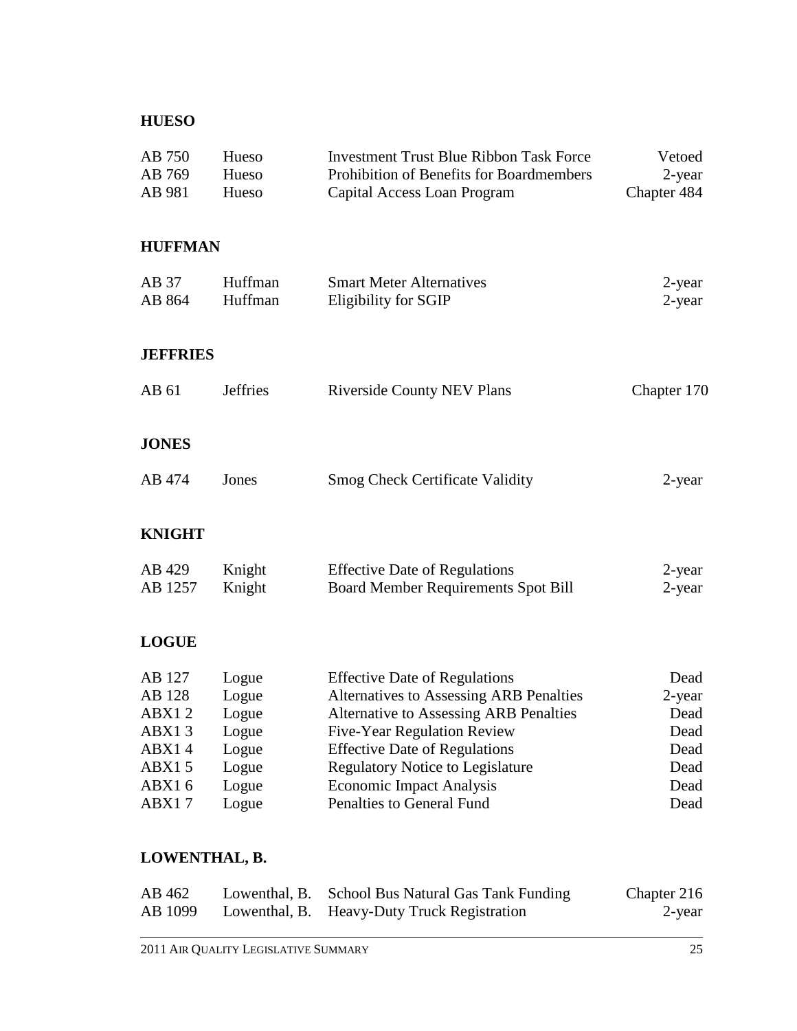## HUESO

| | | | |
|---|---|---|---|
| AB 750 | Hueso | Investment Trust Blue Ribbon Task Force | Vetoed |
| AB 769 | Hueso | Prohibition of Benefits for Boardmembers | 2-year |
| AB 981 | Hueso | Capital Access Loan Program | Chapter 484 |

## HUFFMAN

| | | | |
|---|---|---|---|
| AB 37 | Huffman | Smart Meter Alternatives | 2-year |
| AB 864 | Huffman | Eligibility for SGIP | 2-year |

## JEFFRIES

| | | | |
|---|---|---|---|
| AB 61 | Jeffries | Riverside County NEV Plans | Chapter 170 |

## JONES

| | | | |
|---|---|---|---|
| AB 474 | Jones | Smog Check Certificate Validity | 2-year |

## KNIGHT

| | | | |
|---|---|---|---|
| AB 429 | Knight | Effective Date of Regulations | 2-year |
| AB 1257 | Knight | Board Member Requirements Spot Bill | 2-year |

## LOGUE

| | | | |
|---|---|---|---|
| AB 127 | Logue | Effective Date of Regulations | Dead |
| AB 128 | Logue | Alternatives to Assessing ARB Penalties | 2-year |
| ABX1 2 | Logue | Alternative to Assessing ARB Penalties | Dead |
| ABX1 3 | Logue | Five-Year Regulation Review | Dead |
| ABX1 4 | Logue | Effective Date of Regulations | Dead |
| ABX1 5 | Logue | Regulatory Notice to Legislature | Dead |
| ABX1 6 | Logue | Economic Impact Analysis | Dead |
| ABX1 7 | Logue | Penalties to General Fund | Dead |

## LOWENTHAL, B.

| | | | |
|---|---|---|---|
| AB 462 | Lowenthal, B. | School Bus Natural Gas Tank Funding | Chapter 216 |
| AB 1099 | Lowenthal, B. | Heavy-Duty Truck Registration | 2-year |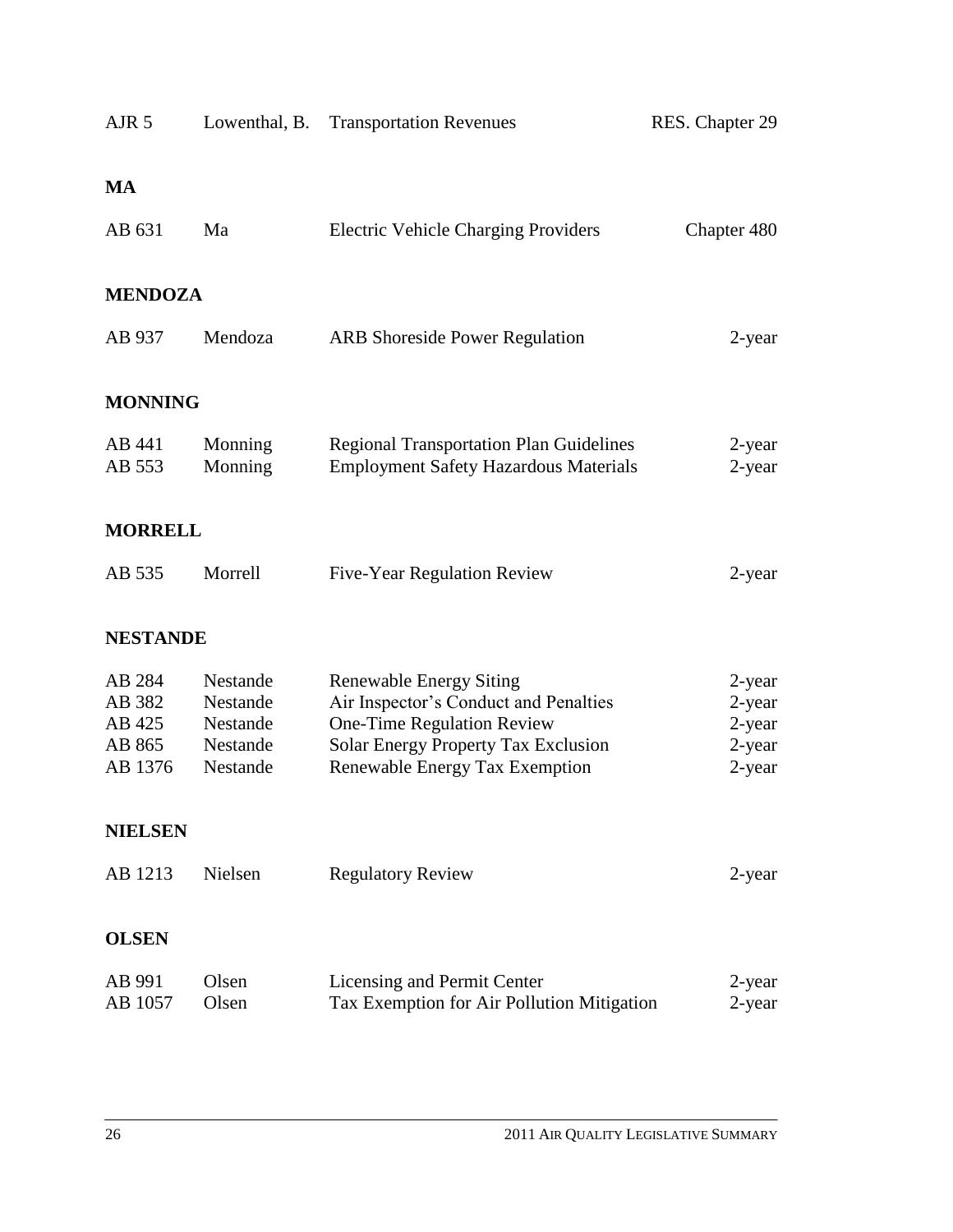| | | | |
|---|---|---|---|
| AJR 5 | Lowenthal, B. | Transportation Revenues | RES. Chapter 29 |

**MA**

| | | | |
|---|---|---|---|
| AB 631 | Ma | Electric Vehicle Charging Providers | Chapter 480 |

**MENDOZA**

| | | | |
|---|---|---|---|
| AB 937 | Mendoza | ARB Shoreside Power Regulation | 2-year |

**MONNING**

| | | | |
|---|---|---|---|
| AB 441 | Monning | Regional Transportation Plan Guidelines | 2-year |
| AB 553 | Monning | Employment Safety Hazardous Materials | 2-year |

**MORRELL**

| | | | |
|---|---|---|---|
| AB 535 | Morrell | Five-Year Regulation Review | 2-year |

**NESTANDE**

| | | | |
|---|---|---|---|
| AB 284 | Nestande | Renewable Energy Siting | 2-year |
| AB 382 | Nestande | Air Inspector's Conduct and Penalties | 2-year |
| AB 425 | Nestande | One-Time Regulation Review | 2-year |
| AB 865 | Nestande | Solar Energy Property Tax Exclusion | 2-year |
| AB 1376 | Nestande | Renewable Energy Tax Exemption | 2-year |

**NIELSEN**

| | | | |
|---|---|---|---|
| AB 1213 | Nielsen | Regulatory Review | 2-year |

**OLSEN**

| | | | |
|---|---|---|---|
| AB 991 | Olsen | Licensing and Permit Center | 2-year |
| AB 1057 | Olsen | Tax Exemption for Air Pollution Mitigation | 2-year |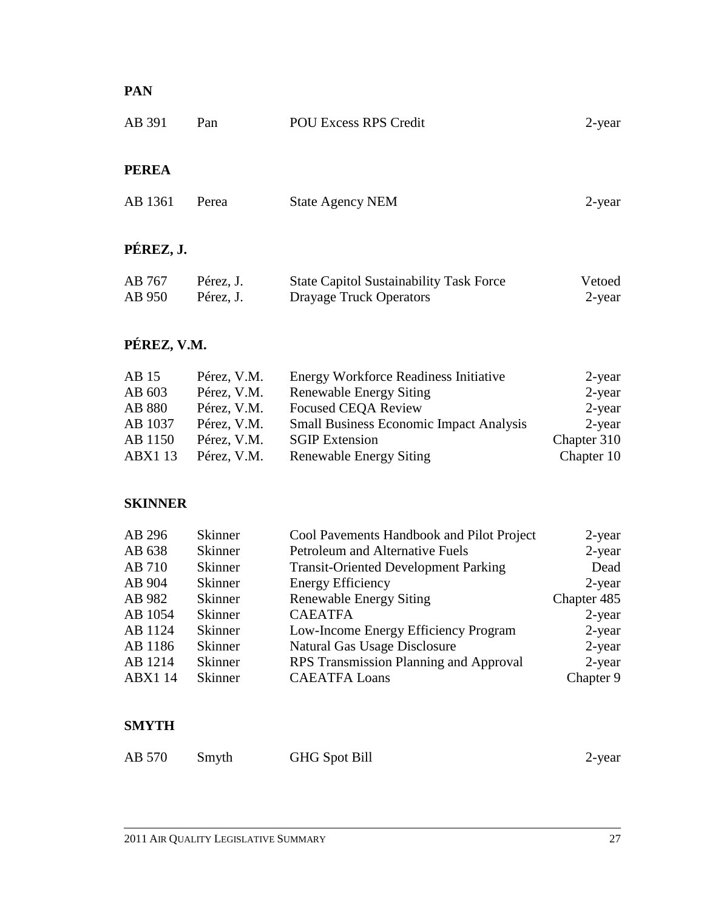**PAN**

| | | | |
|---|---|---|---|
| AB 391 | Pan | POU Excess RPS Credit | 2-year |

**PEREA**

| | | | |
|---|---|---|---|
| AB 1361 | Perea | State Agency NEM | 2-year |

**PÉREZ, J.**

| | | | |
|---|---|---|---|
| AB 767 | Pérez, J. | State Capitol Sustainability Task Force | Vetoed |
| AB 950 | Pérez, J. | Drayage Truck Operators | 2-year |

**PÉREZ, V.M.**

| | | | |
|---|---|---|---|
| AB 15 | Pérez, V.M. | Energy Workforce Readiness Initiative | 2-year |
| AB 603 | Pérez, V.M. | Renewable Energy Siting | 2-year |
| AB 880 | Pérez, V.M. | Focused CEQA Review | 2-year |
| AB 1037 | Pérez, V.M. | Small Business Economic Impact Analysis | 2-year |
| AB 1150 | Pérez, V.M. | SGIP Extension | Chapter 310 |
| ABX1 13 | Pérez, V.M. | Renewable Energy Siting | Chapter 10 |

**SKINNER**

| | | | |
|---|---|---|---|
| AB 296 | Skinner | Cool Pavements Handbook and Pilot Project | 2-year |
| AB 638 | Skinner | Petroleum and Alternative Fuels | 2-year |
| AB 710 | Skinner | Transit-Oriented Development Parking | Dead |
| AB 904 | Skinner | Energy Efficiency | 2-year |
| AB 982 | Skinner | Renewable Energy Siting | Chapter 485 |
| AB 1054 | Skinner | CAEATFA | 2-year |
| AB 1124 | Skinner | Low-Income Energy Efficiency Program | 2-year |
| AB 1186 | Skinner | Natural Gas Usage Disclosure | 2-year |
| AB 1214 | Skinner | RPS Transmission Planning and Approval | 2-year |
| ABX1 14 | Skinner | CAEATFA Loans | Chapter 9 |

**SMYTH**

| | | | |
|---|---|---|---|
| AB 570 | Smyth | GHG Spot Bill | 2-year |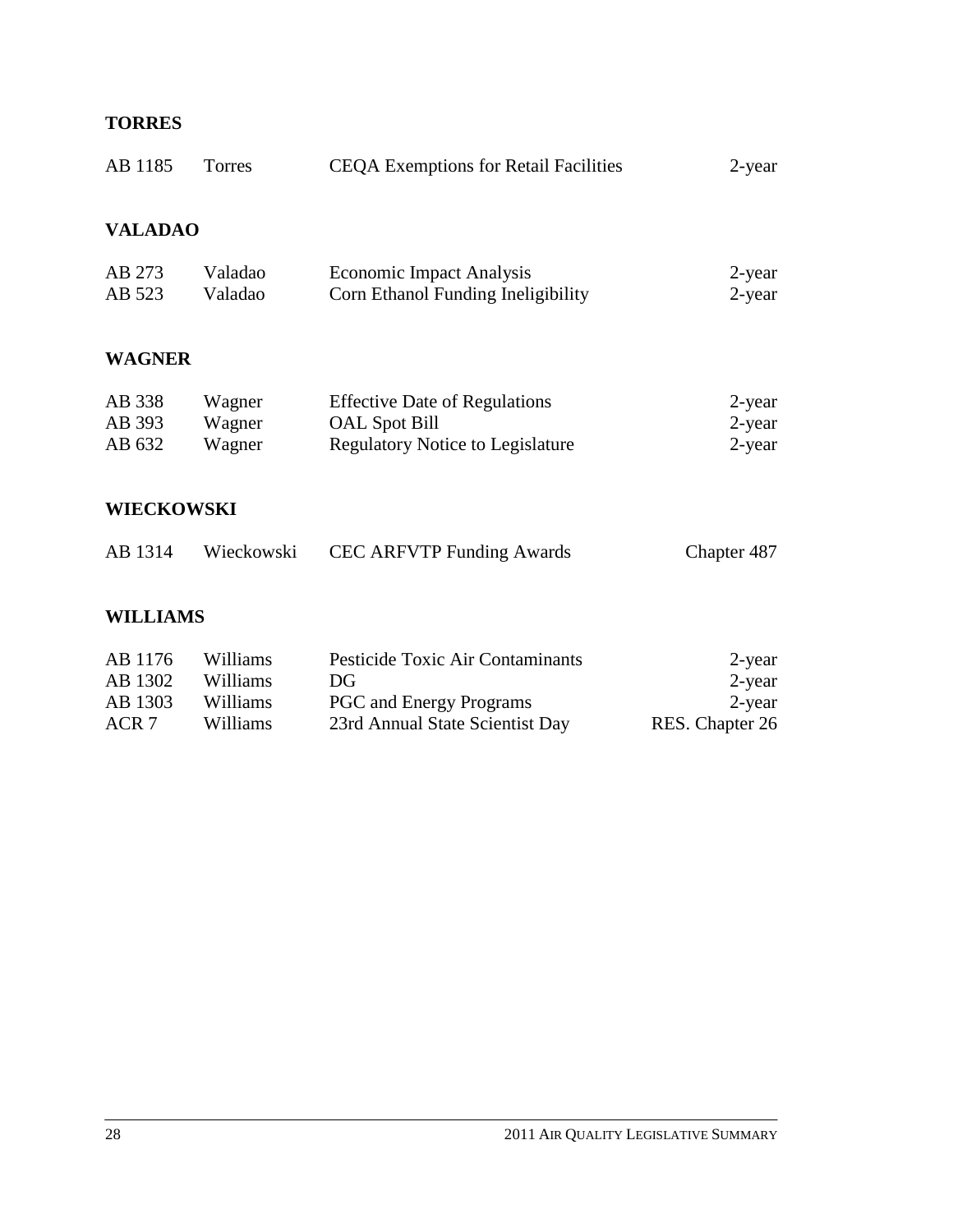**TORRES**

| | | | |
|---|---|---|---|
| AB 1185 | Torres | CEQA Exemptions for Retail Facilities | 2-year |

**VALADAO**

| | | | |
|---|---|---|---|
| AB 273 | Valadao | Economic Impact Analysis | 2-year |
| AB 523 | Valadao | Corn Ethanol Funding Ineligibility | 2-year |

**WAGNER**

| | | | |
|---|---|---|---|
| AB 338 | Wagner | Effective Date of Regulations | 2-year |
| AB 393 | Wagner | OAL Spot Bill | 2-year |
| AB 632 | Wagner | Regulatory Notice to Legislature | 2-year |

**WIECKOWSKI**

| | | | |
|---|---|---|---|
| AB 1314 | Wieckowski | CEC ARFVTP Funding Awards | Chapter 487 |

**WILLIAMS**

| | | | |
|---|---|---|---|
| AB 1176 | Williams | Pesticide Toxic Air Contaminants | 2-year |
| AB 1302 | Williams | DG | 2-year |
| AB 1303 | Williams | PGC and Energy Programs | 2-year |
| ACR 7 | Williams | 23rd Annual State Scientist Day | RES. Chapter 26 |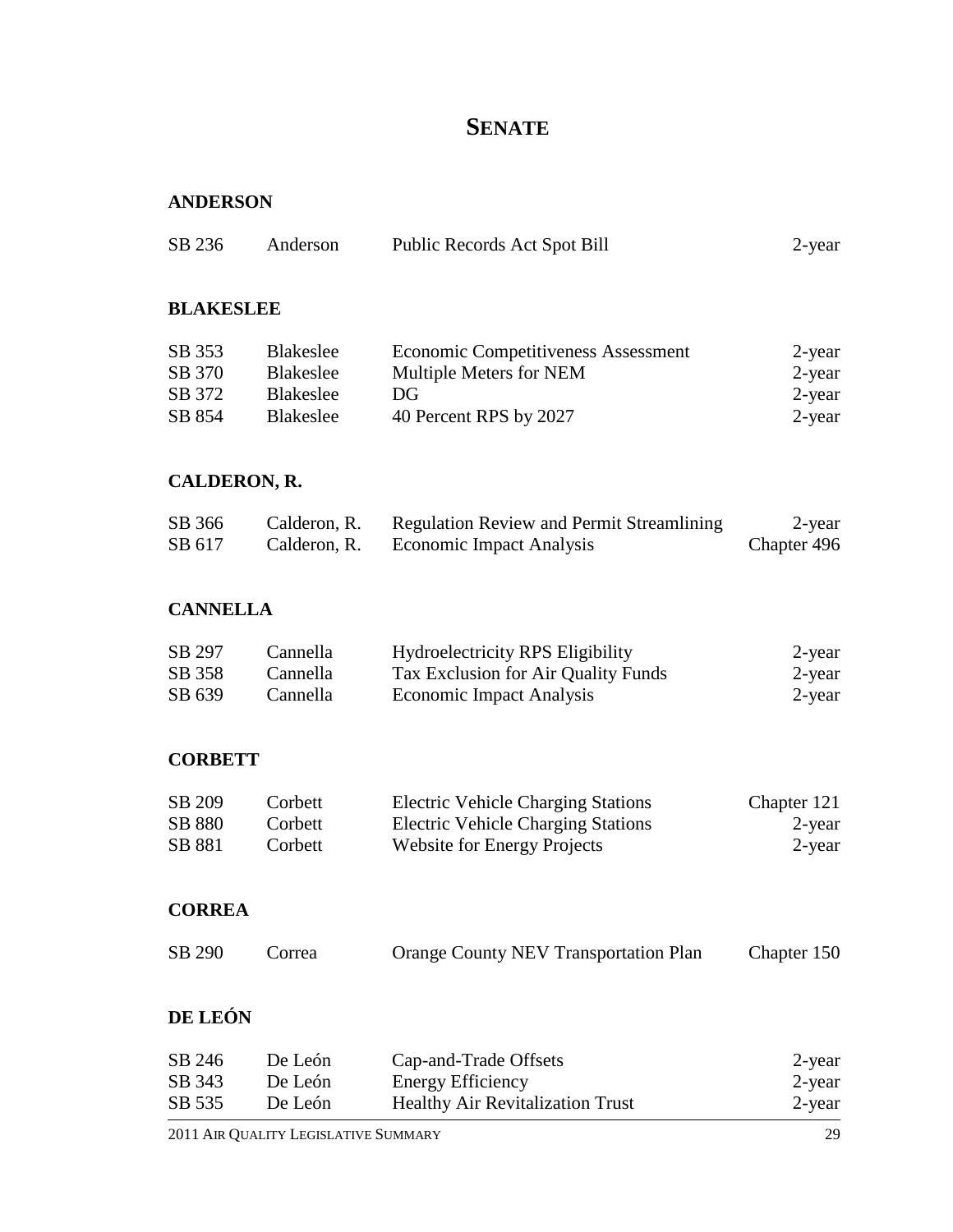# SENATE

### ANDERSON

| | | | |
|---|---|---|---|
| SB 236 | Anderson | Public Records Act Spot Bill | 2-year |

### BLAKESLEE

| | | | |
|---|---|---|---|
| SB 353 | Blakeslee | Economic Competitiveness Assessment | 2-year |
| SB 370 | Blakeslee | Multiple Meters for NEM | 2-year |
| SB 372 | Blakeslee | DG | 2-year |
| SB 854 | Blakeslee | 40 Percent RPS by 2027 | 2-year |

### CALDERON, R.

| | | | |
|---|---|---|---|
| SB 366 | Calderon, R. | Regulation Review and Permit Streamlining | 2-year |
| SB 617 | Calderon, R. | Economic Impact Analysis | Chapter 496 |

### CANNELLA

| | | | |
|---|---|---|---|
| SB 297 | Cannella | Hydroelectricity RPS Eligibility | 2-year |
| SB 358 | Cannella | Tax Exclusion for Air Quality Funds | 2-year |
| SB 639 | Cannella | Economic Impact Analysis | 2-year |

### CORBETT

| | | | |
|---|---|---|---|
| SB 209 | Corbett | Electric Vehicle Charging Stations | Chapter 121 |
| SB 880 | Corbett | Electric Vehicle Charging Stations | 2-year |
| SB 881 | Corbett | Website for Energy Projects | 2-year |

### CORREA

| | | | |
|---|---|---|---|
| SB 290 | Correa | Orange County NEV Transportation Plan | Chapter 150 |

### DE LEÓN

| | | | |
|---|---|---|---|
| SB 246 | De León | Cap-and-Trade Offsets | 2-year |
| SB 343 | De León | Energy Efficiency | 2-year |
| SB 535 | De León | Healthy Air Revitalization Trust | 2-year |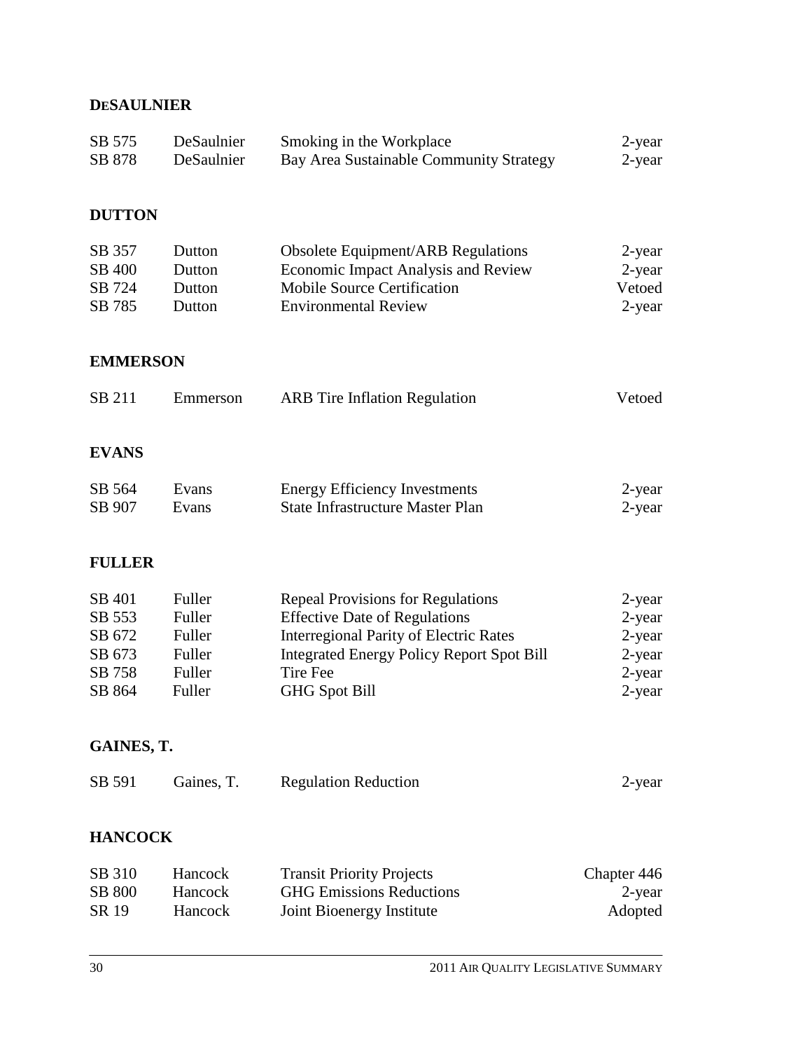**DESAULNIER**

| | | | |
|---|---|---|---|
| SB 575 | DeSaulnier | Smoking in the Workplace | 2-year |
| SB 878 | DeSaulnier | Bay Area Sustainable Community Strategy | 2-year |

**DUTTON**

| | | | |
|---|---|---|---|
| SB 357 | Dutton | Obsolete Equipment/ARB Regulations | 2-year |
| SB 400 | Dutton | Economic Impact Analysis and Review | 2-year |
| SB 724 | Dutton | Mobile Source Certification | Vetoed |
| SB 785 | Dutton | Environmental Review | 2-year |

**EMMERSON**

| | | | |
|---|---|---|---|
| SB 211 | Emmerson | ARB Tire Inflation Regulation | Vetoed |

**EVANS**

| | | | |
|---|---|---|---|
| SB 564 | Evans | Energy Efficiency Investments | 2-year |
| SB 907 | Evans | State Infrastructure Master Plan | 2-year |

**FULLER**

| | | | |
|---|---|---|---|
| SB 401 | Fuller | Repeal Provisions for Regulations | 2-year |
| SB 553 | Fuller | Effective Date of Regulations | 2-year |
| SB 672 | Fuller | Interregional Parity of Electric Rates | 2-year |
| SB 673 | Fuller | Integrated Energy Policy Report Spot Bill | 2-year |
| SB 758 | Fuller | Tire Fee | 2-year |
| SB 864 | Fuller | GHG Spot Bill | 2-year |

**GAINES, T.**

| | | | |
|---|---|---|---|
| SB 591 | Gaines, T. | Regulation Reduction | 2-year |

**HANCOCK**

| | | | |
|---|---|---|---|
| SB 310 | Hancock | Transit Priority Projects | Chapter 446 |
| SB 800 | Hancock | GHG Emissions Reductions | 2-year |
| SR 19 | Hancock | Joint Bioenergy Institute | Adopted |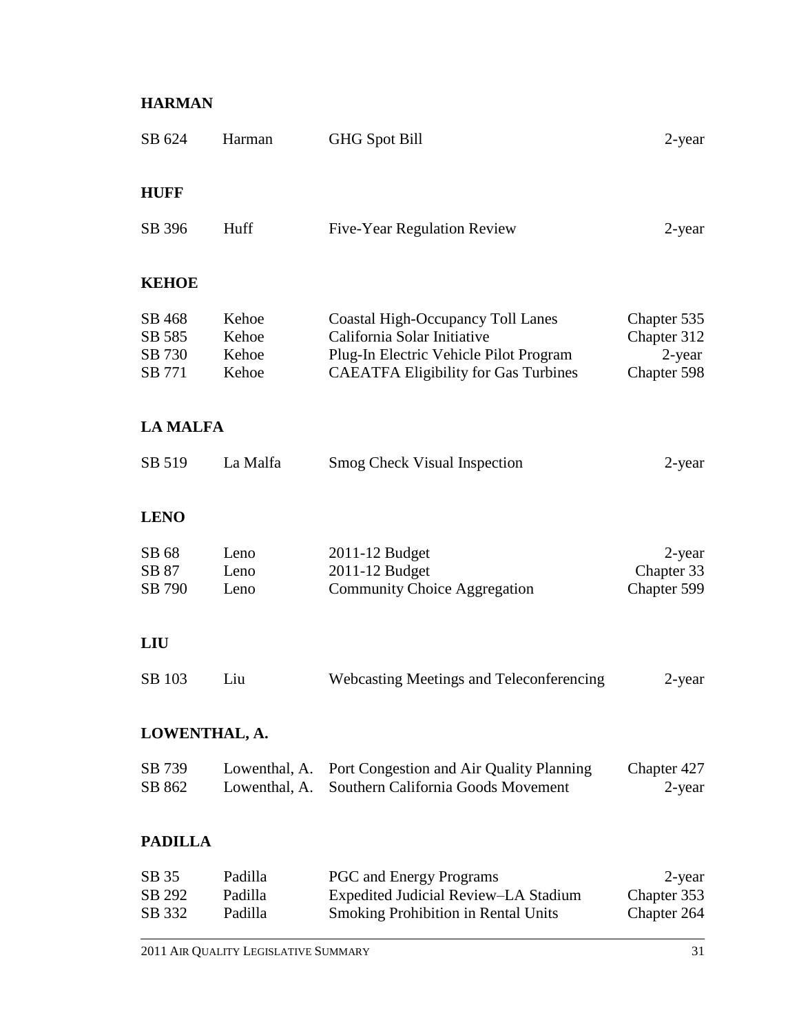## HARMAN

| | | | |
|---|---|---|---|
| SB 624 | Harman | GHG Spot Bill | 2-year |

## HUFF

| | | | |
|---|---|---|---|
| SB 396 | Huff | Five-Year Regulation Review | 2-year |

## KEHOE

| | | | |
|---|---|---|---|
| SB 468 | Kehoe | Coastal High-Occupancy Toll Lanes | Chapter 535 |
| SB 585 | Kehoe | California Solar Initiative | Chapter 312 |
| SB 730 | Kehoe | Plug-In Electric Vehicle Pilot Program | 2-year |
| SB 771 | Kehoe | CAEATFA Eligibility for Gas Turbines | Chapter 598 |

## LA MALFA

| | | | |
|---|---|---|---|
| SB 519 | La Malfa | Smog Check Visual Inspection | 2-year |

## LENO

| | | | |
|---|---|---|---|
| SB 68 | Leno | 2011-12 Budget | 2-year |
| SB 87 | Leno | 2011-12 Budget | Chapter 33 |
| SB 790 | Leno | Community Choice Aggregation | Chapter 599 |

## LIU

| | | | |
|---|---|---|---|
| SB 103 | Liu | Webcasting Meetings and Teleconferencing | 2-year |

## LOWENTHAL, A.

| | | | |
|---|---|---|---|
| SB 739 | Lowenthal, A. | Port Congestion and Air Quality Planning | Chapter 427 |
| SB 862 | Lowenthal, A. | Southern California Goods Movement | 2-year |

## PADILLA

| | | | |
|---|---|---|---|
| SB 35 | Padilla | PGC and Energy Programs | 2-year |
| SB 292 | Padilla | Expedited Judicial Review–LA Stadium | Chapter 353 |
| SB 332 | Padilla | Smoking Prohibition in Rental Units | Chapter 264 |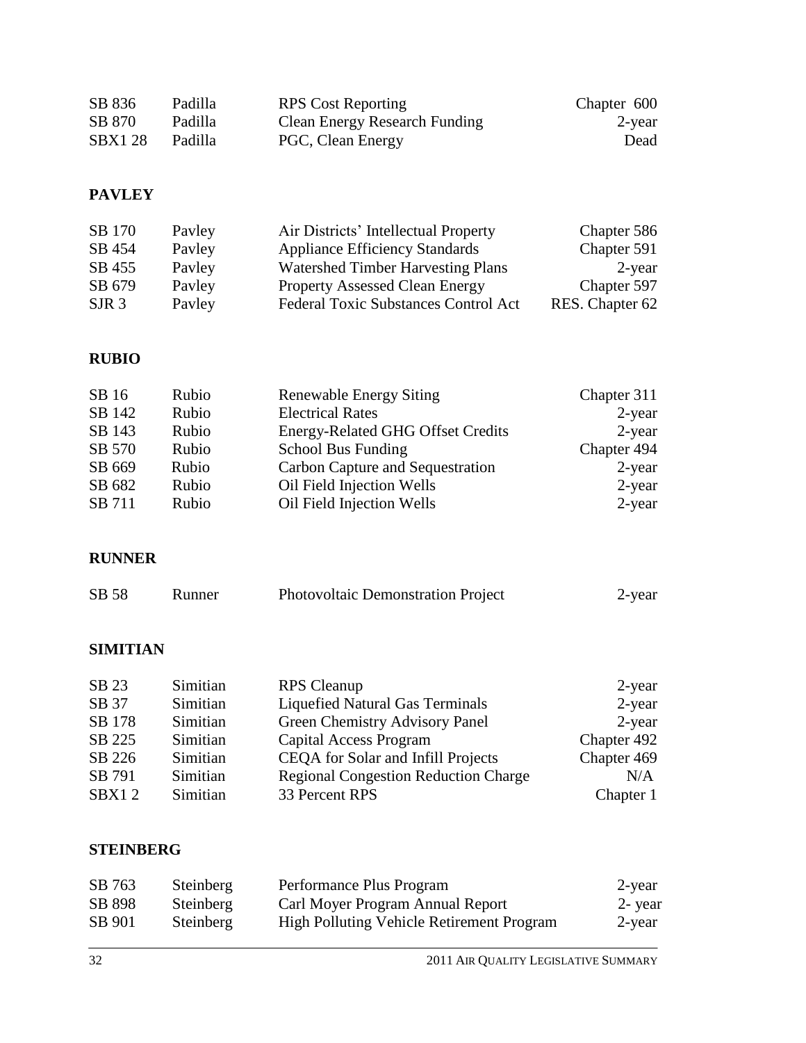| | | | |
|---|---|---|---|
| SB 836 | Padilla | RPS Cost Reporting | Chapter 600 |
| SB 870 | Padilla | Clean Energy Research Funding | 2-year |
| SBX1 28 | Padilla | PGC, Clean Energy | Dead |

## PAVLEY

| | | | |
|---|---|---|---|
| SB 170 | Pavley | Air Districts' Intellectual Property | Chapter 586 |
| SB 454 | Pavley | Appliance Efficiency Standards | Chapter 591 |
| SB 455 | Pavley | Watershed Timber Harvesting Plans | 2-year |
| SB 679 | Pavley | Property Assessed Clean Energy | Chapter 597 |
| SJR 3 | Pavley | Federal Toxic Substances Control Act | RES. Chapter 62 |

## RUBIO

| | | | |
|---|---|---|---|
| SB 16 | Rubio | Renewable Energy Siting | Chapter 311 |
| SB 142 | Rubio | Electrical Rates | 2-year |
| SB 143 | Rubio | Energy-Related GHG Offset Credits | 2-year |
| SB 570 | Rubio | School Bus Funding | Chapter 494 |
| SB 669 | Rubio | Carbon Capture and Sequestration | 2-year |
| SB 682 | Rubio | Oil Field Injection Wells | 2-year |
| SB 711 | Rubio | Oil Field Injection Wells | 2-year |

## RUNNER

| | | | |
|---|---|---|---|
| SB 58 | Runner | Photovoltaic Demonstration Project | 2-year |

## SIMITIAN

| | | | |
|---|---|---|---|
| SB 23 | Simitian | RPS Cleanup | 2-year |
| SB 37 | Simitian | Liquefied Natural Gas Terminals | 2-year |
| SB 178 | Simitian | Green Chemistry Advisory Panel | 2-year |
| SB 225 | Simitian | Capital Access Program | Chapter 492 |
| SB 226 | Simitian | CEQA for Solar and Infill Projects | Chapter 469 |
| SB 791 | Simitian | Regional Congestion Reduction Charge | N/A |
| SBX1 2 | Simitian | 33 Percent RPS | Chapter 1 |

## STEINBERG

| | | | |
|---|---|---|---|
| SB 763 | Steinberg | Performance Plus Program | 2-year |
| SB 898 | Steinberg | Carl Moyer Program Annual Report | 2- year |
| SB 901 | Steinberg | High Polluting Vehicle Retirement Program | 2-year |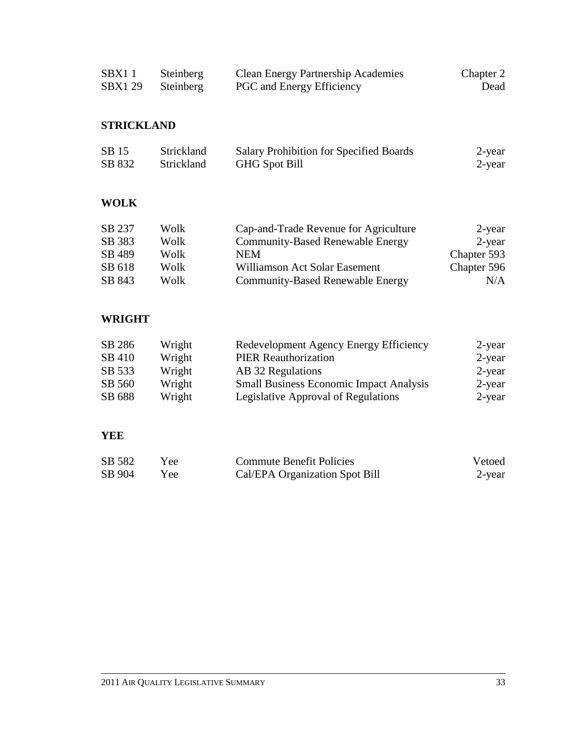| | | | |
|---|---|---|---|
| SBX1 1 | Steinberg | Clean Energy Partnership Academies | Chapter 2 |
| SBX1 29 | Steinberg | PGC and Energy Efficiency | Dead |

## STRICKLAND

| | | | |
|---|---|---|---|
| SB 15 | Strickland | Salary Prohibition for Specified Boards | 2-year |
| SB 832 | Strickland | GHG Spot Bill | 2-year |

## WOLK

| | | | |
|---|---|---|---|
| SB 237 | Wolk | Cap-and-Trade Revenue for Agriculture | 2-year |
| SB 383 | Wolk | Community-Based Renewable Energy | 2-year |
| SB 489 | Wolk | NEM | Chapter 593 |
| SB 618 | Wolk | Williamson Act Solar Easement | Chapter 596 |
| SB 843 | Wolk | Community-Based Renewable Energy | N/A |

## WRIGHT

| | | | |
|---|---|---|---|
| SB 286 | Wright | Redevelopment Agency Energy Efficiency | 2-year |
| SB 410 | Wright | PIER Reauthorization | 2-year |
| SB 533 | Wright | AB 32 Regulations | 2-year |
| SB 560 | Wright | Small Business Economic Impact Analysis | 2-year |
| SB 688 | Wright | Legislative Approval of Regulations | 2-year |

## YEE

| | | | |
|---|---|---|---|
| SB 582 | Yee | Commute Benefit Policies | Vetoed |
| SB 904 | Yee | Cal/EPA Organization Spot Bill | 2-year |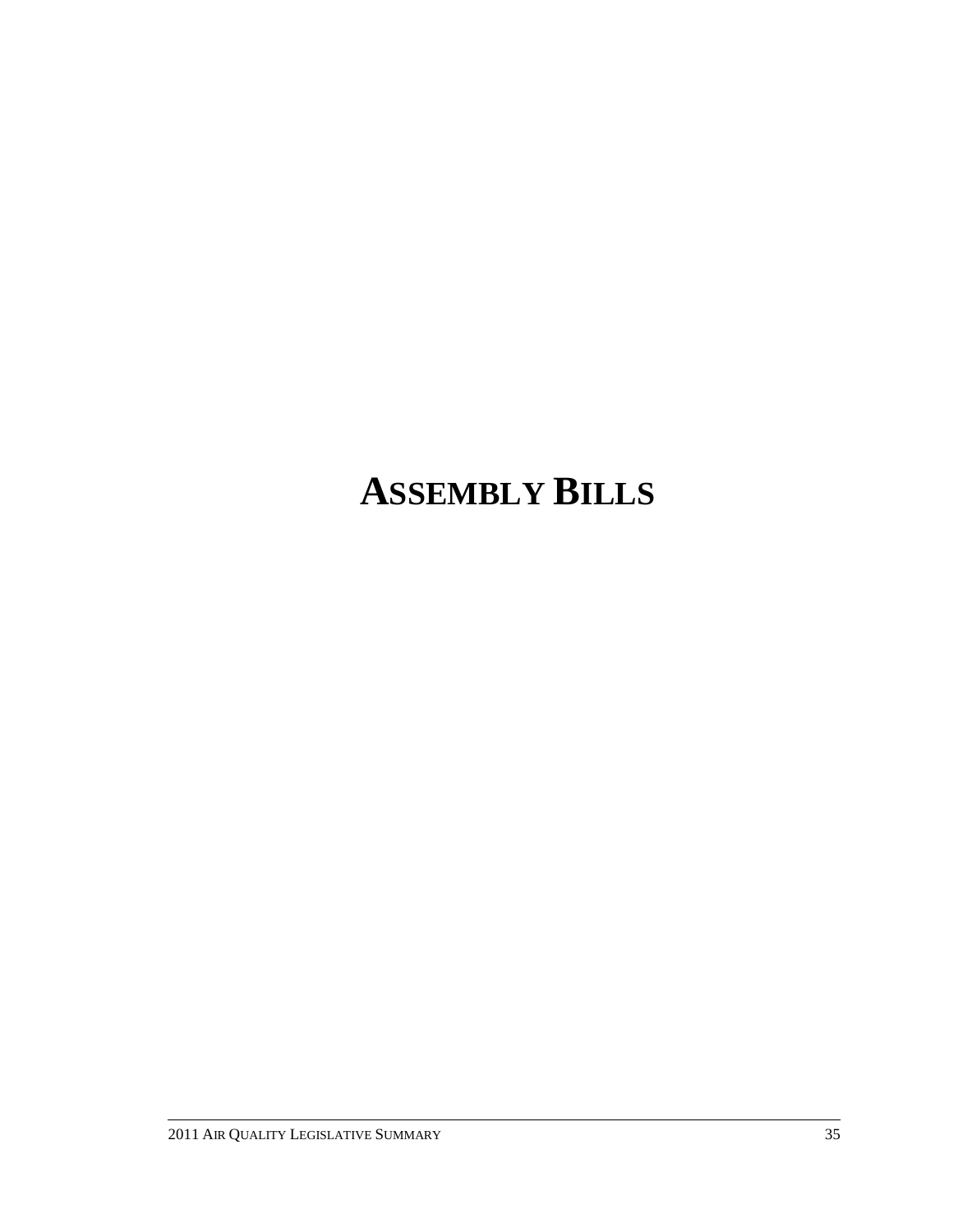# ASSEMBLY BILLS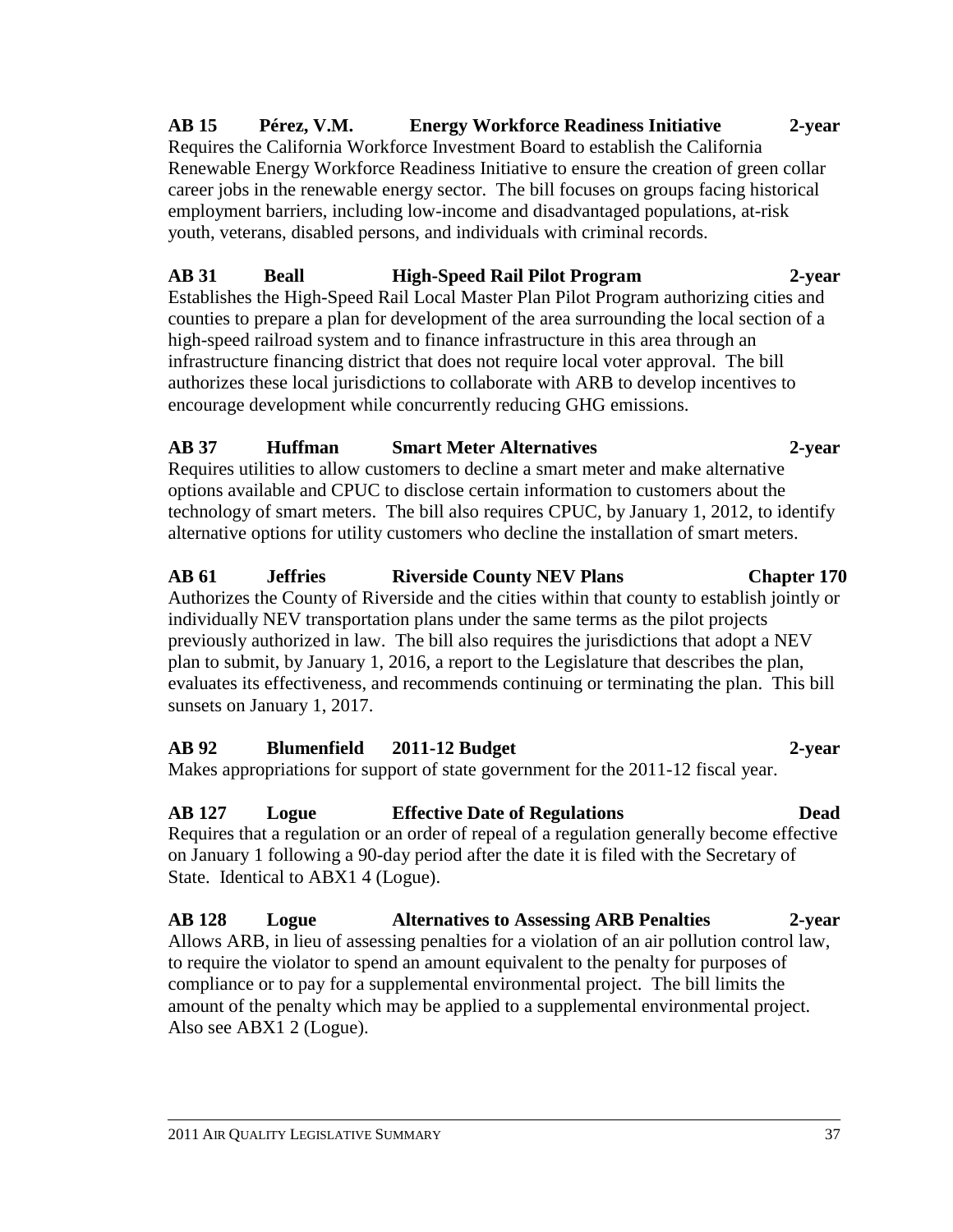**AB 15 Pérez, V.M. Energy Workforce Readiness Initiative 2-year**
Requires the California Workforce Investment Board to establish the California Renewable Energy Workforce Readiness Initiative to ensure the creation of green collar career jobs in the renewable energy sector. The bill focuses on groups facing historical employment barriers, including low-income and disadvantaged populations, at-risk youth, veterans, disabled persons, and individuals with criminal records.

**AB 31 Beall High-Speed Rail Pilot Program 2-year**
Establishes the High-Speed Rail Local Master Plan Pilot Program authorizing cities and counties to prepare a plan for development of the area surrounding the local section of a high-speed railroad system and to finance infrastructure in this area through an infrastructure financing district that does not require local voter approval. The bill authorizes these local jurisdictions to collaborate with ARB to develop incentives to encourage development while concurrently reducing GHG emissions.

**AB 37 Huffman Smart Meter Alternatives 2-year**
Requires utilities to allow customers to decline a smart meter and make alternative options available and CPUC to disclose certain information to customers about the technology of smart meters. The bill also requires CPUC, by January 1, 2012, to identify alternative options for utility customers who decline the installation of smart meters.

**AB 61 Jeffries Riverside County NEV Plans Chapter 170**
Authorizes the County of Riverside and the cities within that county to establish jointly or individually NEV transportation plans under the same terms as the pilot projects previously authorized in law. The bill also requires the jurisdictions that adopt a NEV plan to submit, by January 1, 2016, a report to the Legislature that describes the plan, evaluates its effectiveness, and recommends continuing or terminating the plan. This bill sunsets on January 1, 2017.

**AB 92 Blumenfield 2011-12 Budget 2-year**
Makes appropriations for support of state government for the 2011-12 fiscal year.

**AB 127 Logue Effective Date of Regulations Dead**
Requires that a regulation or an order of repeal of a regulation generally become effective on January 1 following a 90-day period after the date it is filed with the Secretary of State. Identical to ABX1 4 (Logue).

**AB 128 Logue Alternatives to Assessing ARB Penalties 2-year**
Allows ARB, in lieu of assessing penalties for a violation of an air pollution control law, to require the violator to spend an amount equivalent to the penalty for purposes of compliance or to pay for a supplemental environmental project. The bill limits the amount of the penalty which may be applied to a supplemental environmental project. Also see ABX1 2 (Logue).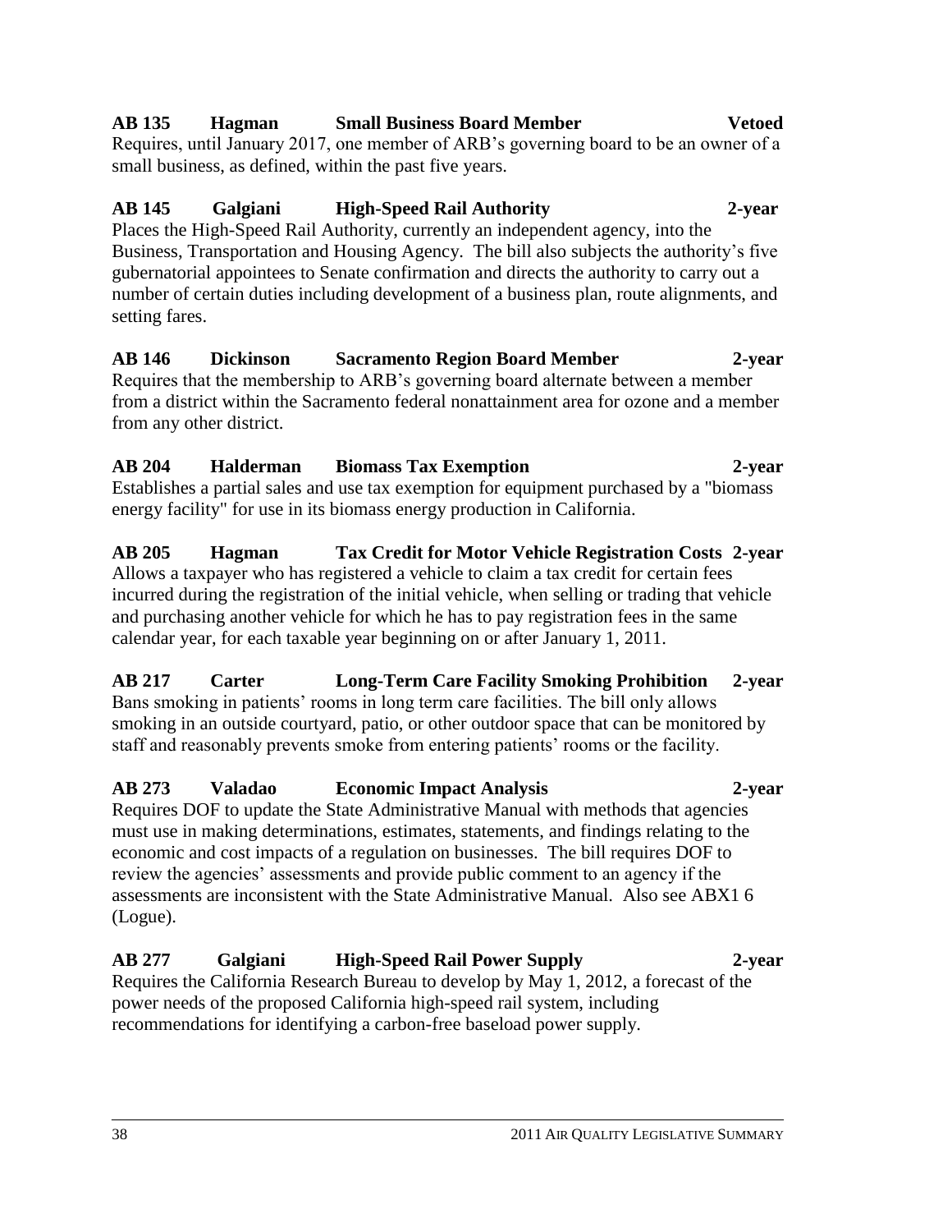**AB 135 Hagman Small Business Board Member Vetoed**

Requires, until January 2017, one member of ARB's governing board to be an owner of a small business, as defined, within the past five years.

**AB 145 Galgiani High-Speed Rail Authority 2-year**

Places the High-Speed Rail Authority, currently an independent agency, into the Business, Transportation and Housing Agency. The bill also subjects the authority's five gubernatorial appointees to Senate confirmation and directs the authority to carry out a number of certain duties including development of a business plan, route alignments, and setting fares.

**AB 146 Dickinson Sacramento Region Board Member 2-year**

Requires that the membership to ARB's governing board alternate between a member from a district within the Sacramento federal nonattainment area for ozone and a member from any other district.

**AB 204 Halderman Biomass Tax Exemption 2-year**

Establishes a partial sales and use tax exemption for equipment purchased by a "biomass energy facility" for use in its biomass energy production in California.

**AB 205 Hagman Tax Credit for Motor Vehicle Registration Costs 2-year**

Allows a taxpayer who has registered a vehicle to claim a tax credit for certain fees incurred during the registration of the initial vehicle, when selling or trading that vehicle and purchasing another vehicle for which he has to pay registration fees in the same calendar year, for each taxable year beginning on or after January 1, 2011.

**AB 217 Carter Long-Term Care Facility Smoking Prohibition 2-year**

Bans smoking in patients' rooms in long term care facilities. The bill only allows smoking in an outside courtyard, patio, or other outdoor space that can be monitored by staff and reasonably prevents smoke from entering patients' rooms or the facility.

**AB 273 Valadao Economic Impact Analysis 2-year**

Requires DOF to update the State Administrative Manual with methods that agencies must use in making determinations, estimates, statements, and findings relating to the economic and cost impacts of a regulation on businesses. The bill requires DOF to review the agencies' assessments and provide public comment to an agency if the assessments are inconsistent with the State Administrative Manual. Also see ABX1 6 (Logue).

**AB 277 Galgiani High-Speed Rail Power Supply 2-year**

Requires the California Research Bureau to develop by May 1, 2012, a forecast of the power needs of the proposed California high-speed rail system, including recommendations for identifying a carbon-free baseload power supply.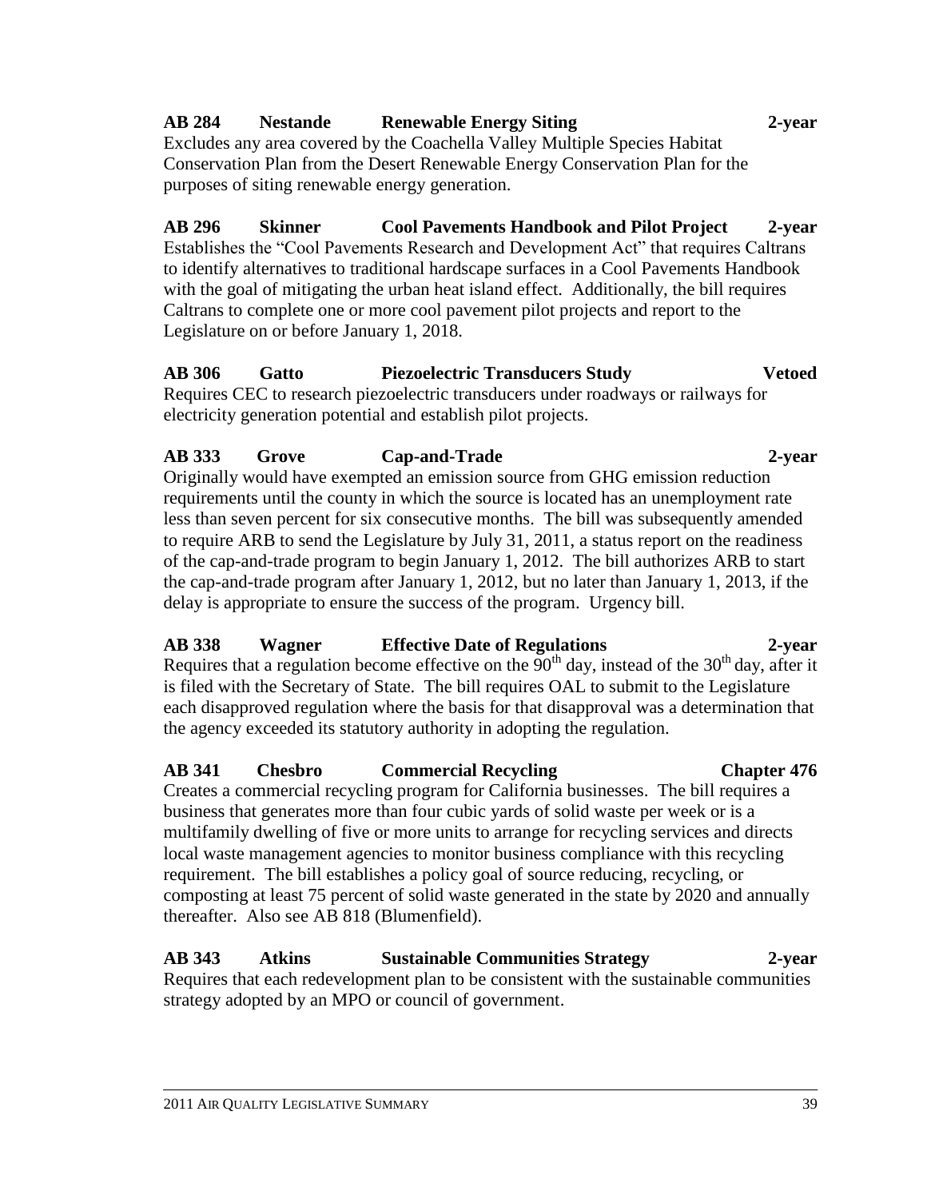**AB 284 Nestande Renewable Energy Siting 2-year**

Excludes any area covered by the Coachella Valley Multiple Species Habitat Conservation Plan from the Desert Renewable Energy Conservation Plan for the purposes of siting renewable energy generation.

**AB 296 Skinner Cool Pavements Handbook and Pilot Project 2-year**

Establishes the "Cool Pavements Research and Development Act" that requires Caltrans to identify alternatives to traditional hardscape surfaces in a Cool Pavements Handbook with the goal of mitigating the urban heat island effect. Additionally, the bill requires Caltrans to complete one or more cool pavement pilot projects and report to the Legislature on or before January 1, 2018.

**AB 306 Gatto Piezoelectric Transducers Study Vetoed**

Requires CEC to research piezoelectric transducers under roadways or railways for electricity generation potential and establish pilot projects.

**AB 333 Grove Cap-and-Trade 2-year**

Originally would have exempted an emission source from GHG emission reduction requirements until the county in which the source is located has an unemployment rate less than seven percent for six consecutive months. The bill was subsequently amended to require ARB to send the Legislature by July 31, 2011, a status report on the readiness of the cap-and-trade program to begin January 1, 2012. The bill authorizes ARB to start the cap-and-trade program after January 1, 2012, but no later than January 1, 2013, if the delay is appropriate to ensure the success of the program. Urgency bill.

**AB 338 Wagner Effective Date of Regulations 2-year**

Requires that a regulation become effective on the 90th day, instead of the 30th day, after it is filed with the Secretary of State. The bill requires OAL to submit to the Legislature each disapproved regulation where the basis for that disapproval was a determination that the agency exceeded its statutory authority in adopting the regulation.

**AB 341 Chesbro Commercial Recycling Chapter 476**

Creates a commercial recycling program for California businesses. The bill requires a business that generates more than four cubic yards of solid waste per week or is a multifamily dwelling of five or more units to arrange for recycling services and directs local waste management agencies to monitor business compliance with this recycling requirement. The bill establishes a policy goal of source reducing, recycling, or composting at least 75 percent of solid waste generated in the state by 2020 and annually thereafter. Also see AB 818 (Blumenfield).

**AB 343 Atkins Sustainable Communities Strategy 2-year**

Requires that each redevelopment plan to be consistent with the sustainable communities strategy adopted by an MPO or council of government.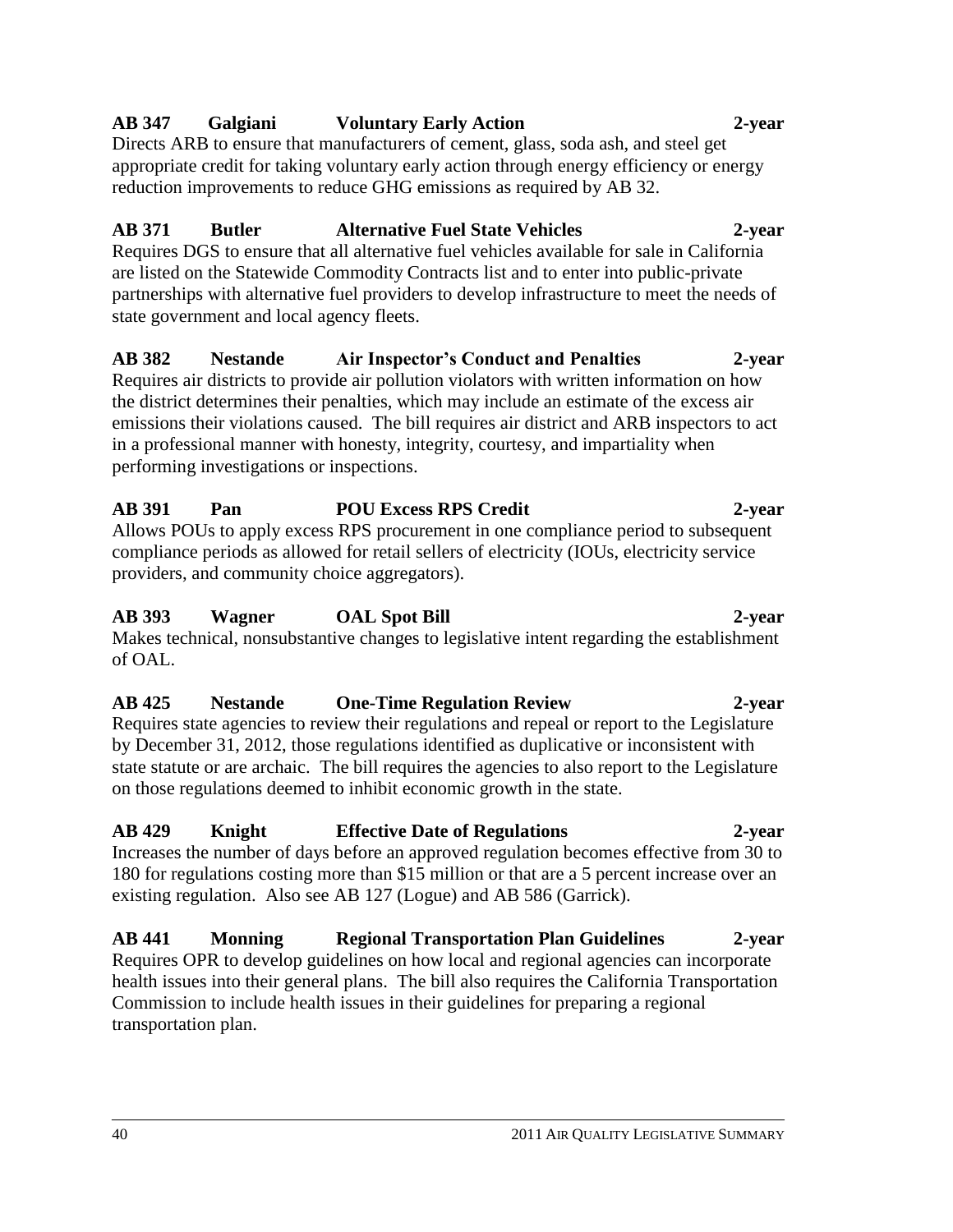**AB 347 Galgiani Voluntary Early Action 2-year**

Directs ARB to ensure that manufacturers of cement, glass, soda ash, and steel get appropriate credit for taking voluntary early action through energy efficiency or energy reduction improvements to reduce GHG emissions as required by AB 32.

**AB 371 Butler Alternative Fuel State Vehicles 2-year**

Requires DGS to ensure that all alternative fuel vehicles available for sale in California are listed on the Statewide Commodity Contracts list and to enter into public-private partnerships with alternative fuel providers to develop infrastructure to meet the needs of state government and local agency fleets.

**AB 382 Nestande Air Inspector's Conduct and Penalties 2-year**

Requires air districts to provide air pollution violators with written information on how the district determines their penalties, which may include an estimate of the excess air emissions their violations caused. The bill requires air district and ARB inspectors to act in a professional manner with honesty, integrity, courtesy, and impartiality when performing investigations or inspections.

**AB 391 Pan POU Excess RPS Credit 2-year**

Allows POUs to apply excess RPS procurement in one compliance period to subsequent compliance periods as allowed for retail sellers of electricity (IOUs, electricity service providers, and community choice aggregators).

**AB 393 Wagner OAL Spot Bill 2-year**

Makes technical, nonsubstantive changes to legislative intent regarding the establishment of OAL.

**AB 425 Nestande One-Time Regulation Review 2-year**

Requires state agencies to review their regulations and repeal or report to the Legislature by December 31, 2012, those regulations identified as duplicative or inconsistent with state statute or are archaic. The bill requires the agencies to also report to the Legislature on those regulations deemed to inhibit economic growth in the state.

**AB 429 Knight Effective Date of Regulations 2-year**

Increases the number of days before an approved regulation becomes effective from 30 to 180 for regulations costing more than $15 million or that are a 5 percent increase over an existing regulation. Also see AB 127 (Logue) and AB 586 (Garrick).

**AB 441 Monning Regional Transportation Plan Guidelines 2-year**

Requires OPR to develop guidelines on how local and regional agencies can incorporate health issues into their general plans. The bill also requires the California Transportation Commission to include health issues in their guidelines for preparing a regional transportation plan.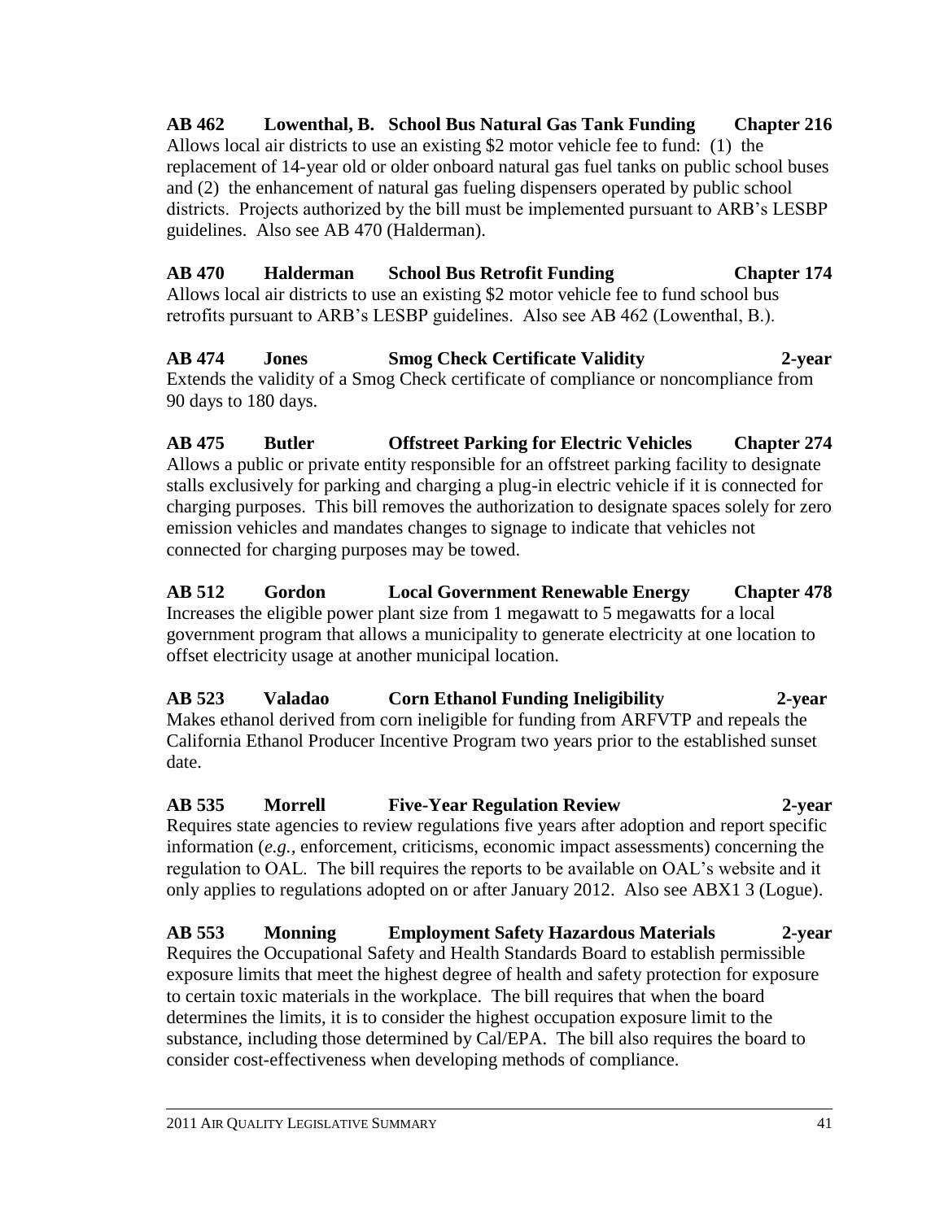**AB 462 Lowenthal, B. School Bus Natural Gas Tank Funding Chapter 216**
Allows local air districts to use an existing $2 motor vehicle fee to fund: (1) the replacement of 14-year old or older onboard natural gas fuel tanks on public school buses and (2) the enhancement of natural gas fueling dispensers operated by public school districts. Projects authorized by the bill must be implemented pursuant to ARB's LESBP guidelines. Also see AB 470 (Halderman).

**AB 470 Halderman School Bus Retrofit Funding Chapter 174**
Allows local air districts to use an existing $2 motor vehicle fee to fund school bus retrofits pursuant to ARB's LESBP guidelines. Also see AB 462 (Lowenthal, B.).

**AB 474 Jones Smog Check Certificate Validity 2-year**
Extends the validity of a Smog Check certificate of compliance or noncompliance from 90 days to 180 days.

**AB 475 Butler Offstreet Parking for Electric Vehicles Chapter 274**
Allows a public or private entity responsible for an offstreet parking facility to designate stalls exclusively for parking and charging a plug-in electric vehicle if it is connected for charging purposes. This bill removes the authorization to designate spaces solely for zero emission vehicles and mandates changes to signage to indicate that vehicles not connected for charging purposes may be towed.

**AB 512 Gordon Local Government Renewable Energy Chapter 478**
Increases the eligible power plant size from 1 megawatt to 5 megawatts for a local government program that allows a municipality to generate electricity at one location to offset electricity usage at another municipal location.

**AB 523 Valadao Corn Ethanol Funding Ineligibility 2-year**
Makes ethanol derived from corn ineligible for funding from ARFVTP and repeals the California Ethanol Producer Incentive Program two years prior to the established sunset date.

**AB 535 Morrell Five-Year Regulation Review 2-year**
Requires state agencies to review regulations five years after adoption and report specific information (*e.g.,* enforcement, criticisms, economic impact assessments) concerning the regulation to OAL. The bill requires the reports to be available on OAL's website and it only applies to regulations adopted on or after January 2012. Also see ABX1 3 (Logue).

**AB 553 Monning Employment Safety Hazardous Materials 2-year**
Requires the Occupational Safety and Health Standards Board to establish permissible exposure limits that meet the highest degree of health and safety protection for exposure to certain toxic materials in the workplace. The bill requires that when the board determines the limits, it is to consider the highest occupation exposure limit to the substance, including those determined by Cal/EPA. The bill also requires the board to consider cost-effectiveness when developing methods of compliance.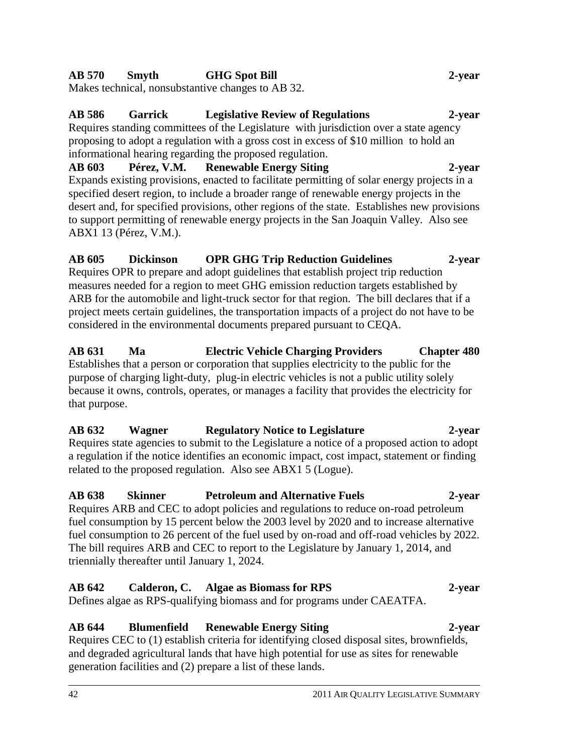**AB 570 Smyth GHG Spot Bill 2-year**
Makes technical, nonsubstantive changes to AB 32.

**AB 586 Garrick Legislative Review of Regulations 2-year**
Requires standing committees of the Legislature with jurisdiction over a state agency proposing to adopt a regulation with a gross cost in excess of $10 million to hold an informational hearing regarding the proposed regulation.

**AB 603 Pérez, V.M. Renewable Energy Siting 2-year**
Expands existing provisions, enacted to facilitate permitting of solar energy projects in a specified desert region, to include a broader range of renewable energy projects in the desert and, for specified provisions, other regions of the state. Establishes new provisions to support permitting of renewable energy projects in the San Joaquin Valley. Also see ABX1 13 (Pérez, V.M.).

**AB 605 Dickinson OPR GHG Trip Reduction Guidelines 2-year**
Requires OPR to prepare and adopt guidelines that establish project trip reduction measures needed for a region to meet GHG emission reduction targets established by ARB for the automobile and light-truck sector for that region. The bill declares that if a project meets certain guidelines, the transportation impacts of a project do not have to be considered in the environmental documents prepared pursuant to CEQA.

**AB 631 Ma Electric Vehicle Charging Providers Chapter 480**
Establishes that a person or corporation that supplies electricity to the public for the purpose of charging light-duty, plug-in electric vehicles is not a public utility solely because it owns, controls, operates, or manages a facility that provides the electricity for that purpose.

**AB 632 Wagner Regulatory Notice to Legislature 2-year**
Requires state agencies to submit to the Legislature a notice of a proposed action to adopt a regulation if the notice identifies an economic impact, cost impact, statement or finding related to the proposed regulation. Also see ABX1 5 (Logue).

**AB 638 Skinner Petroleum and Alternative Fuels 2-year**
Requires ARB and CEC to adopt policies and regulations to reduce on-road petroleum fuel consumption by 15 percent below the 2003 level by 2020 and to increase alternative fuel consumption to 26 percent of the fuel used by on-road and off-road vehicles by 2022. The bill requires ARB and CEC to report to the Legislature by January 1, 2014, and triennially thereafter until January 1, 2024.

**AB 642 Calderon, C. Algae as Biomass for RPS 2-year**
Defines algae as RPS-qualifying biomass and for programs under CAEATFA.

**AB 644 Blumenfield Renewable Energy Siting 2-year**
Requires CEC to (1) establish criteria for identifying closed disposal sites, brownfields, and degraded agricultural lands that have high potential for use as sites for renewable generation facilities and (2) prepare a list of these lands.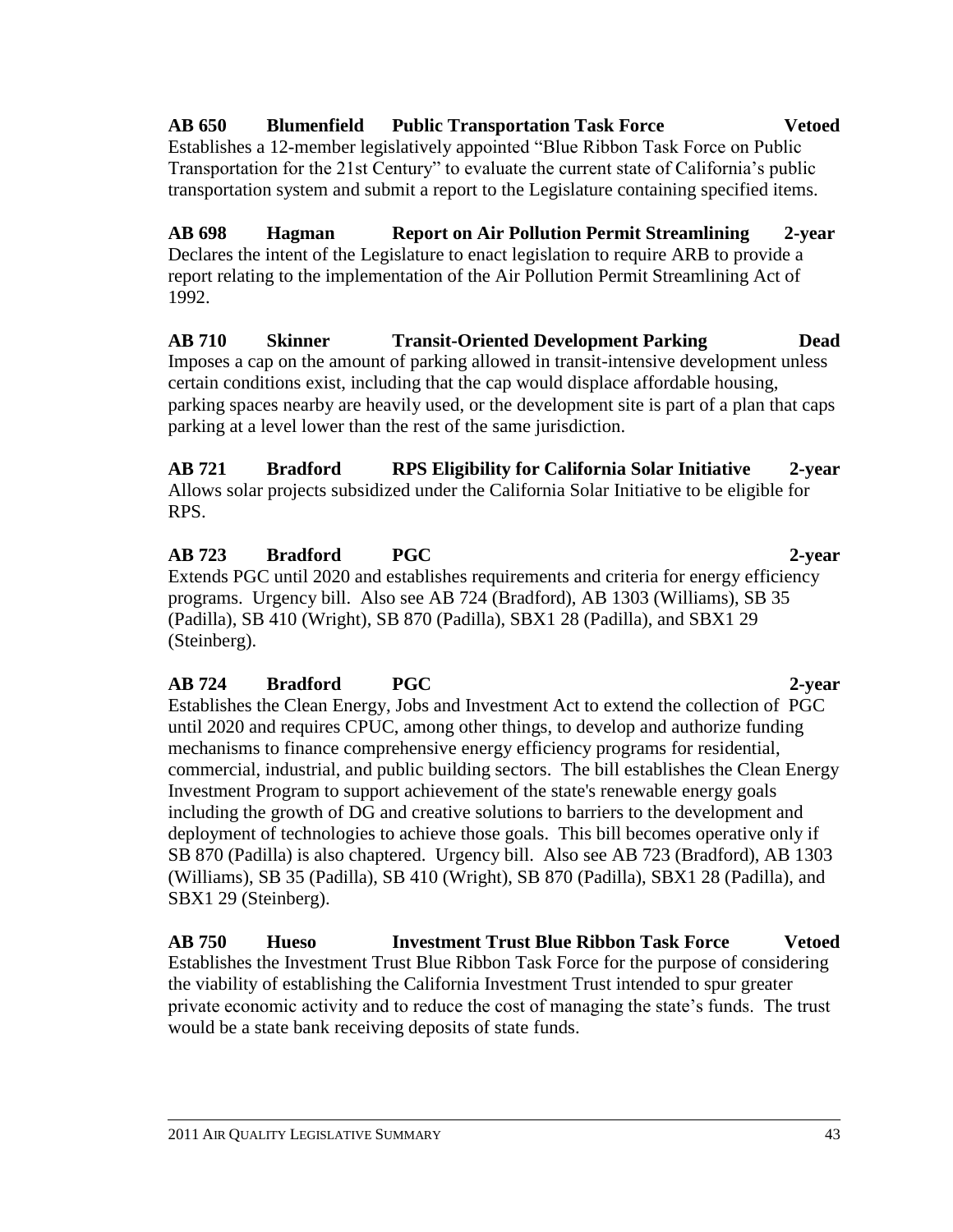**AB 650 Blumenfield Public Transportation Task Force Vetoed**
Establishes a 12-member legislatively appointed "Blue Ribbon Task Force on Public Transportation for the 21st Century" to evaluate the current state of California's public transportation system and submit a report to the Legislature containing specified items.

**AB 698 Hagman Report on Air Pollution Permit Streamlining 2-year**
Declares the intent of the Legislature to enact legislation to require ARB to provide a report relating to the implementation of the Air Pollution Permit Streamlining Act of 1992.

**AB 710 Skinner Transit-Oriented Development Parking Dead**
Imposes a cap on the amount of parking allowed in transit-intensive development unless certain conditions exist, including that the cap would displace affordable housing, parking spaces nearby are heavily used, or the development site is part of a plan that caps parking at a level lower than the rest of the same jurisdiction.

**AB 721 Bradford RPS Eligibility for California Solar Initiative 2-year**
Allows solar projects subsidized under the California Solar Initiative to be eligible for RPS.

**AB 723 Bradford PGC 2-year**
Extends PGC until 2020 and establishes requirements and criteria for energy efficiency programs. Urgency bill. Also see AB 724 (Bradford), AB 1303 (Williams), SB 35 (Padilla), SB 410 (Wright), SB 870 (Padilla), SBX1 28 (Padilla), and SBX1 29 (Steinberg).

**AB 724 Bradford PGC 2-year**
Establishes the Clean Energy, Jobs and Investment Act to extend the collection of PGC until 2020 and requires CPUC, among other things, to develop and authorize funding mechanisms to finance comprehensive energy efficiency programs for residential, commercial, industrial, and public building sectors. The bill establishes the Clean Energy Investment Program to support achievement of the state's renewable energy goals including the growth of DG and creative solutions to barriers to the development and deployment of technologies to achieve those goals. This bill becomes operative only if SB 870 (Padilla) is also chaptered. Urgency bill. Also see AB 723 (Bradford), AB 1303 (Williams), SB 35 (Padilla), SB 410 (Wright), SB 870 (Padilla), SBX1 28 (Padilla), and SBX1 29 (Steinberg).

**AB 750 Hueso Investment Trust Blue Ribbon Task Force Vetoed**
Establishes the Investment Trust Blue Ribbon Task Force for the purpose of considering the viability of establishing the California Investment Trust intended to spur greater private economic activity and to reduce the cost of managing the state's funds. The trust would be a state bank receiving deposits of state funds.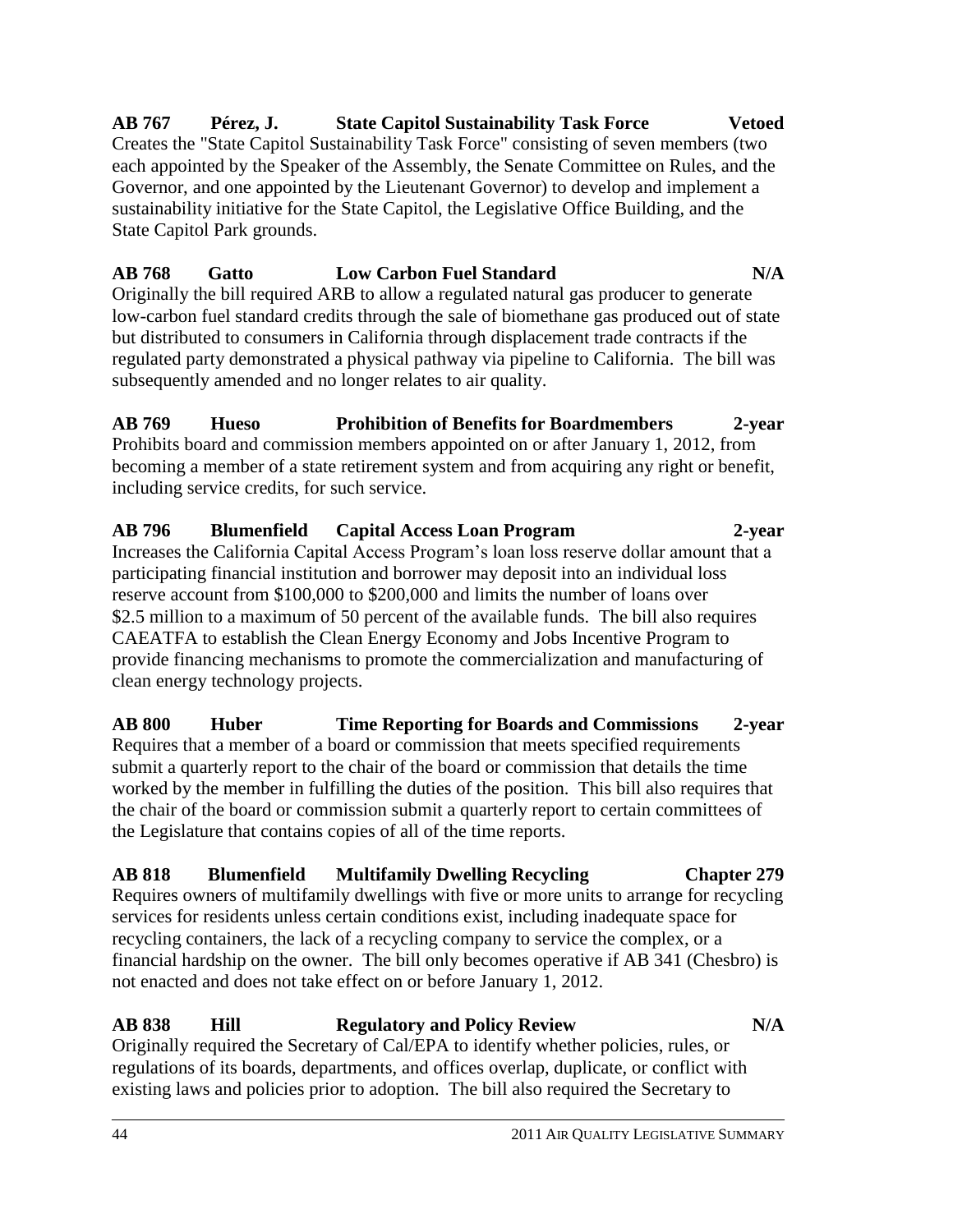**AB 767 Pérez, J. State Capitol Sustainability Task Force Vetoed**

Creates the "State Capitol Sustainability Task Force" consisting of seven members (two each appointed by the Speaker of the Assembly, the Senate Committee on Rules, and the Governor, and one appointed by the Lieutenant Governor) to develop and implement a sustainability initiative for the State Capitol, the Legislative Office Building, and the State Capitol Park grounds.

**AB 768 Gatto Low Carbon Fuel Standard N/A**

Originally the bill required ARB to allow a regulated natural gas producer to generate low-carbon fuel standard credits through the sale of biomethane gas produced out of state but distributed to consumers in California through displacement trade contracts if the regulated party demonstrated a physical pathway via pipeline to California. The bill was subsequently amended and no longer relates to air quality.

**AB 769 Hueso Prohibition of Benefits for Boardmembers 2-year**

Prohibits board and commission members appointed on or after January 1, 2012, from becoming a member of a state retirement system and from acquiring any right or benefit, including service credits, for such service.

**AB 796 Blumenfield Capital Access Loan Program 2-year**

Increases the California Capital Access Program's loan loss reserve dollar amount that a participating financial institution and borrower may deposit into an individual loss reserve account from $100,000 to $200,000 and limits the number of loans over $2.5 million to a maximum of 50 percent of the available funds. The bill also requires CAEATFA to establish the Clean Energy Economy and Jobs Incentive Program to provide financing mechanisms to promote the commercialization and manufacturing of clean energy technology projects.

**AB 800 Huber Time Reporting for Boards and Commissions 2-year**

Requires that a member of a board or commission that meets specified requirements submit a quarterly report to the chair of the board or commission that details the time worked by the member in fulfilling the duties of the position. This bill also requires that the chair of the board or commission submit a quarterly report to certain committees of the Legislature that contains copies of all of the time reports.

**AB 818 Blumenfield Multifamily Dwelling Recycling Chapter 279**

Requires owners of multifamily dwellings with five or more units to arrange for recycling services for residents unless certain conditions exist, including inadequate space for recycling containers, the lack of a recycling company to service the complex, or a financial hardship on the owner. The bill only becomes operative if AB 341 (Chesbro) is not enacted and does not take effect on or before January 1, 2012.

**AB 838 Hill Regulatory and Policy Review N/A**

Originally required the Secretary of Cal/EPA to identify whether policies, rules, or regulations of its boards, departments, and offices overlap, duplicate, or conflict with existing laws and policies prior to adoption. The bill also required the Secretary to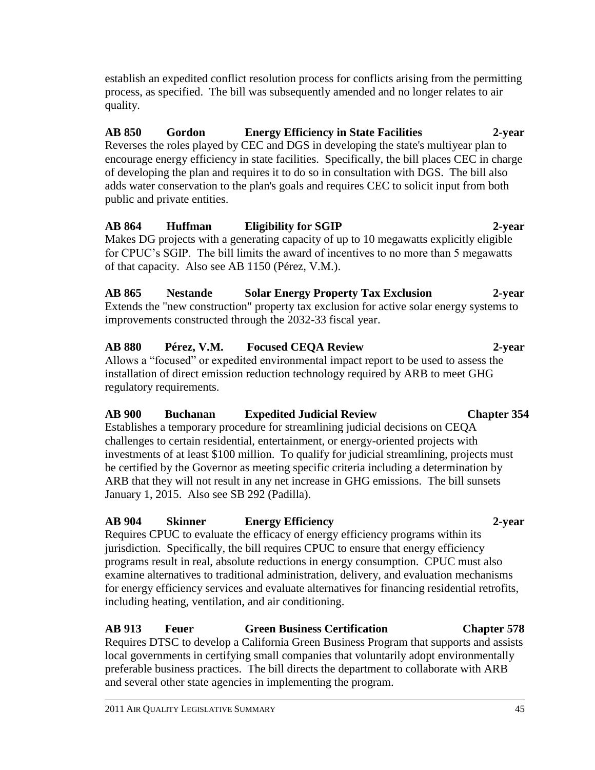establish an expedited conflict resolution process for conflicts arising from the permitting process, as specified. The bill was subsequently amended and no longer relates to air quality.

**AB 850 Gordon Energy Efficiency in State Facilities 2-year**
Reverses the roles played by CEC and DGS in developing the state's multiyear plan to encourage energy efficiency in state facilities. Specifically, the bill places CEC in charge of developing the plan and requires it to do so in consultation with DGS. The bill also adds water conservation to the plan's goals and requires CEC to solicit input from both public and private entities.

**AB 864 Huffman Eligibility for SGIP 2-year**
Makes DG projects with a generating capacity of up to 10 megawatts explicitly eligible for CPUC's SGIP. The bill limits the award of incentives to no more than 5 megawatts of that capacity. Also see AB 1150 (Pérez, V.M.).

**AB 865 Nestande Solar Energy Property Tax Exclusion 2-year**
Extends the "new construction" property tax exclusion for active solar energy systems to improvements constructed through the 2032-33 fiscal year.

**AB 880 Pérez, V.M. Focused CEQA Review 2-year**
Allows a "focused" or expedited environmental impact report to be used to assess the installation of direct emission reduction technology required by ARB to meet GHG regulatory requirements.

**AB 900 Buchanan Expedited Judicial Review Chapter 354**
Establishes a temporary procedure for streamlining judicial decisions on CEQA challenges to certain residential, entertainment, or energy-oriented projects with investments of at least $100 million. To qualify for judicial streamlining, projects must be certified by the Governor as meeting specific criteria including a determination by ARB that they will not result in any net increase in GHG emissions. The bill sunsets January 1, 2015. Also see SB 292 (Padilla).

**AB 904 Skinner Energy Efficiency 2-year**
Requires CPUC to evaluate the efficacy of energy efficiency programs within its jurisdiction. Specifically, the bill requires CPUC to ensure that energy efficiency programs result in real, absolute reductions in energy consumption. CPUC must also examine alternatives to traditional administration, delivery, and evaluation mechanisms for energy efficiency services and evaluate alternatives for financing residential retrofits, including heating, ventilation, and air conditioning.

**AB 913 Feuer Green Business Certification Chapter 578**
Requires DTSC to develop a California Green Business Program that supports and assists local governments in certifying small companies that voluntarily adopt environmentally preferable business practices. The bill directs the department to collaborate with ARB and several other state agencies in implementing the program.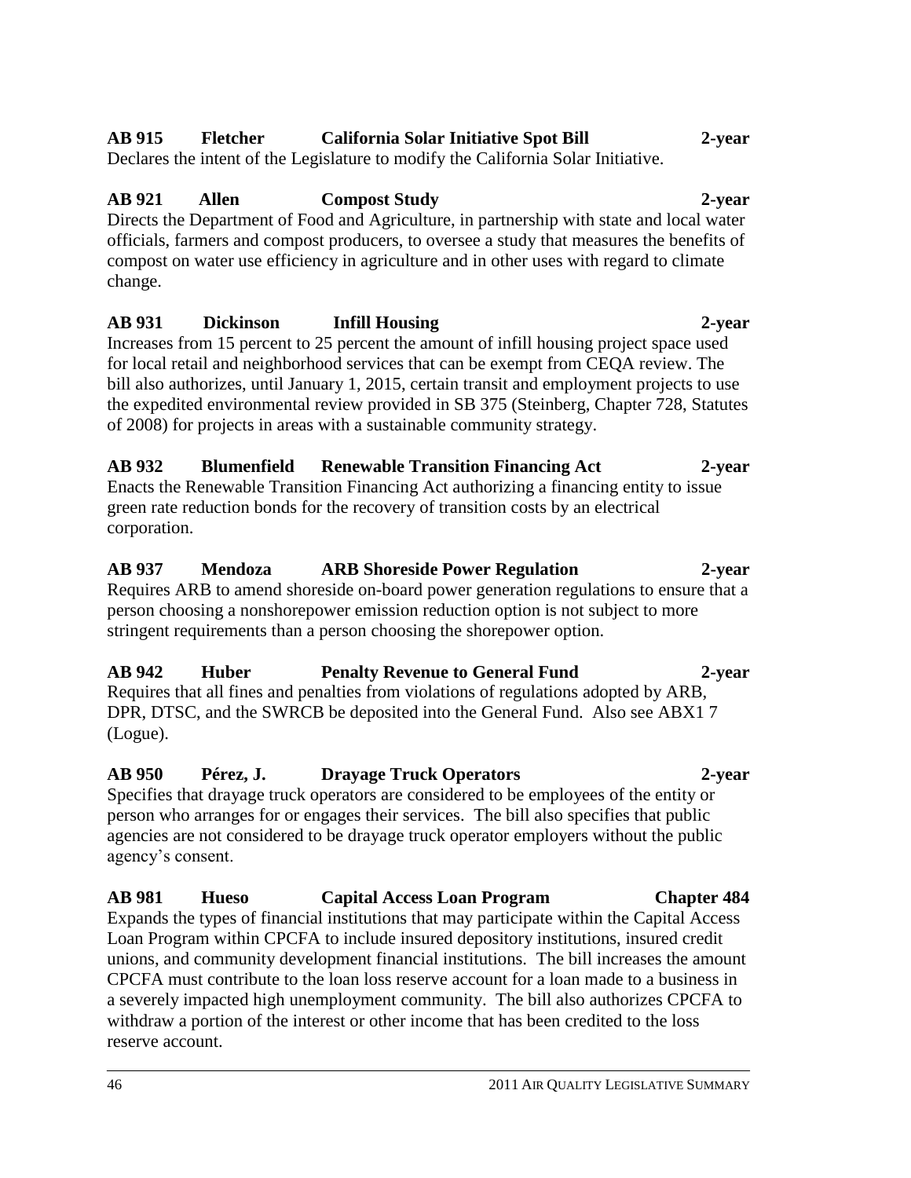**AB 915 Fletcher California Solar Initiative Spot Bill 2-year**
Declares the intent of the Legislature to modify the California Solar Initiative.

**AB 921 Allen Compost Study 2-year**
Directs the Department of Food and Agriculture, in partnership with state and local water officials, farmers and compost producers, to oversee a study that measures the benefits of compost on water use efficiency in agriculture and in other uses with regard to climate change.

**AB 931 Dickinson Infill Housing 2-year**
Increases from 15 percent to 25 percent the amount of infill housing project space used for local retail and neighborhood services that can be exempt from CEQA review. The bill also authorizes, until January 1, 2015, certain transit and employment projects to use the expedited environmental review provided in SB 375 (Steinberg, Chapter 728, Statutes of 2008) for projects in areas with a sustainable community strategy.

**AB 932 Blumenfield Renewable Transition Financing Act 2-year**
Enacts the Renewable Transition Financing Act authorizing a financing entity to issue green rate reduction bonds for the recovery of transition costs by an electrical corporation.

**AB 937 Mendoza ARB Shoreside Power Regulation 2-year**
Requires ARB to amend shoreside on-board power generation regulations to ensure that a person choosing a nonshorepower emission reduction option is not subject to more stringent requirements than a person choosing the shorepower option.

**AB 942 Huber Penalty Revenue to General Fund 2-year**
Requires that all fines and penalties from violations of regulations adopted by ARB, DPR, DTSC, and the SWRCB be deposited into the General Fund. Also see ABX1 7 (Logue).

**AB 950 Pérez, J. Drayage Truck Operators 2-year**
Specifies that drayage truck operators are considered to be employees of the entity or person who arranges for or engages their services. The bill also specifies that public agencies are not considered to be drayage truck operator employers without the public agency's consent.

**AB 981 Hueso Capital Access Loan Program Chapter 484**
Expands the types of financial institutions that may participate within the Capital Access Loan Program within CPCFA to include insured depository institutions, insured credit unions, and community development financial institutions. The bill increases the amount CPCFA must contribute to the loan loss reserve account for a loan made to a business in a severely impacted high unemployment community. The bill also authorizes CPCFA to withdraw a portion of the interest or other income that has been credited to the loss reserve account.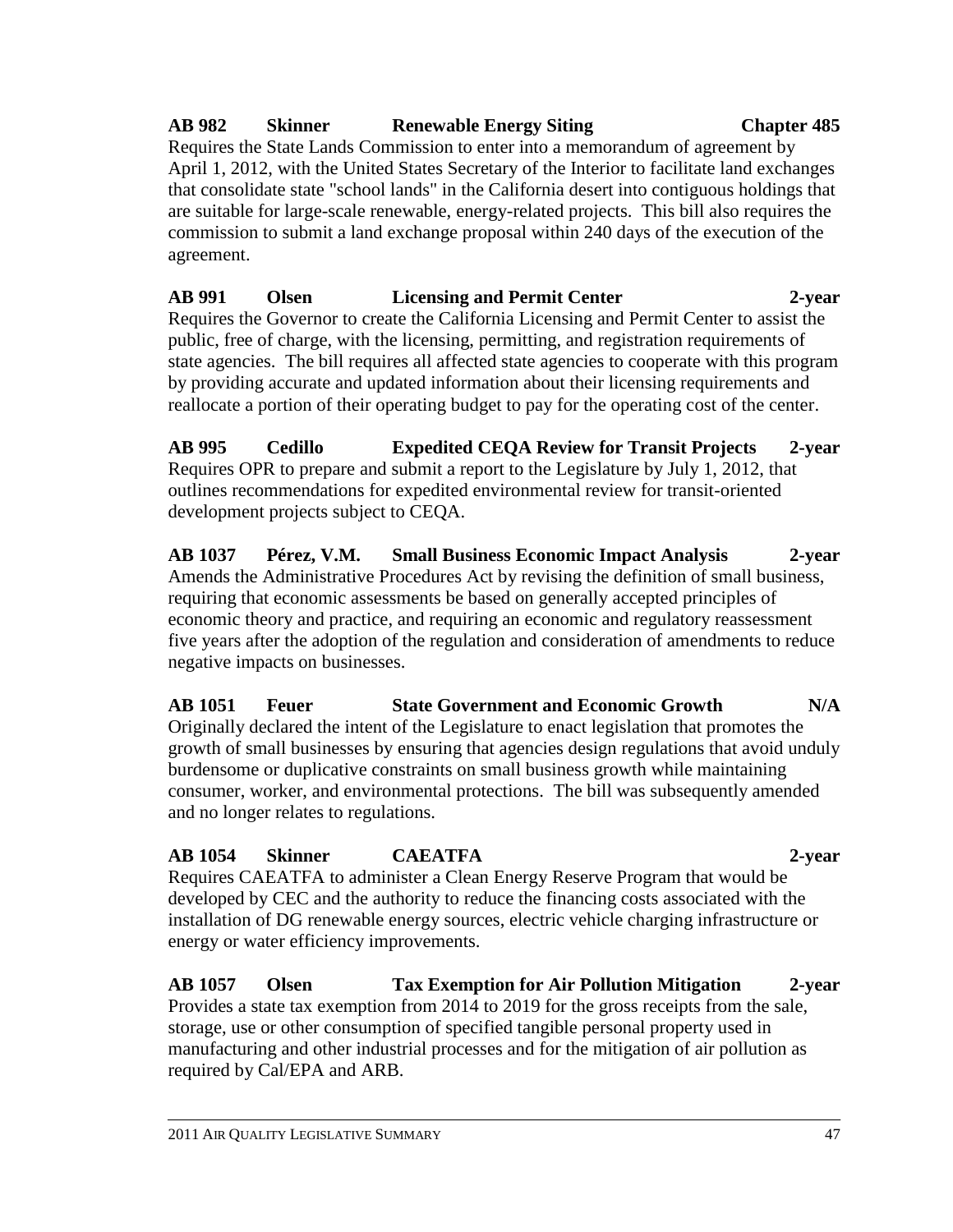**AB 982 Skinner Renewable Energy Siting Chapter 485**

Requires the State Lands Commission to enter into a memorandum of agreement by April 1, 2012, with the United States Secretary of the Interior to facilitate land exchanges that consolidate state "school lands" in the California desert into contiguous holdings that are suitable for large-scale renewable, energy-related projects. This bill also requires the commission to submit a land exchange proposal within 240 days of the execution of the agreement.

**AB 991 Olsen Licensing and Permit Center 2-year**

Requires the Governor to create the California Licensing and Permit Center to assist the public, free of charge, with the licensing, permitting, and registration requirements of state agencies. The bill requires all affected state agencies to cooperate with this program by providing accurate and updated information about their licensing requirements and reallocate a portion of their operating budget to pay for the operating cost of the center.

**AB 995 Cedillo Expedited CEQA Review for Transit Projects 2-year**

Requires OPR to prepare and submit a report to the Legislature by July 1, 2012, that outlines recommendations for expedited environmental review for transit-oriented development projects subject to CEQA.

**AB 1037 Pérez, V.M. Small Business Economic Impact Analysis 2-year**

Amends the Administrative Procedures Act by revising the definition of small business, requiring that economic assessments be based on generally accepted principles of economic theory and practice, and requiring an economic and regulatory reassessment five years after the adoption of the regulation and consideration of amendments to reduce negative impacts on businesses.

**AB 1051 Feuer State Government and Economic Growth N/A**

Originally declared the intent of the Legislature to enact legislation that promotes the growth of small businesses by ensuring that agencies design regulations that avoid unduly burdensome or duplicative constraints on small business growth while maintaining consumer, worker, and environmental protections. The bill was subsequently amended and no longer relates to regulations.

**AB 1054 Skinner CAEATFA 2-year**

Requires CAEATFA to administer a Clean Energy Reserve Program that would be developed by CEC and the authority to reduce the financing costs associated with the installation of DG renewable energy sources, electric vehicle charging infrastructure or energy or water efficiency improvements.

**AB 1057 Olsen Tax Exemption for Air Pollution Mitigation 2-year**

Provides a state tax exemption from 2014 to 2019 for the gross receipts from the sale, storage, use or other consumption of specified tangible personal property used in manufacturing and other industrial processes and for the mitigation of air pollution as required by Cal/EPA and ARB.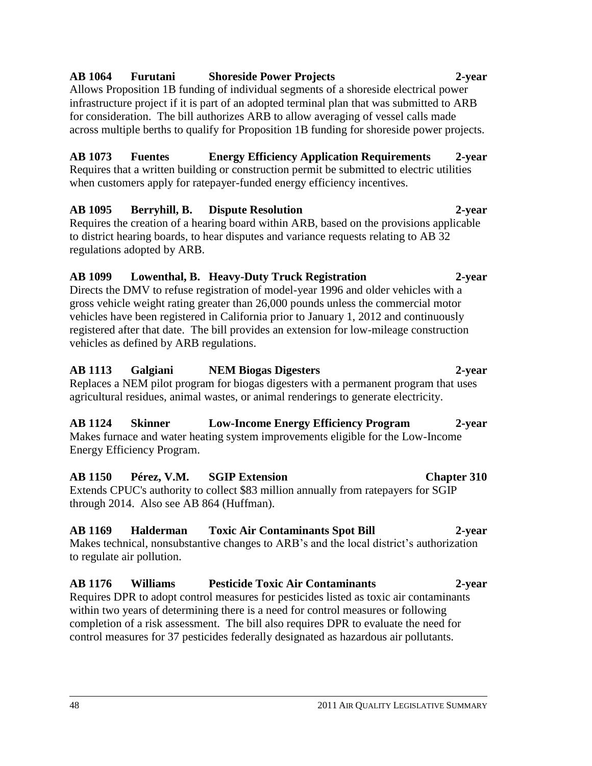**AB 1064 Furutani Shoreside Power Projects 2-year**

Allows Proposition 1B funding of individual segments of a shoreside electrical power infrastructure project if it is part of an adopted terminal plan that was submitted to ARB for consideration. The bill authorizes ARB to allow averaging of vessel calls made across multiple berths to qualify for Proposition 1B funding for shoreside power projects.

**AB 1073 Fuentes Energy Efficiency Application Requirements 2-year**

Requires that a written building or construction permit be submitted to electric utilities when customers apply for ratepayer-funded energy efficiency incentives.

**AB 1095 Berryhill, B. Dispute Resolution 2-year**

Requires the creation of a hearing board within ARB, based on the provisions applicable to district hearing boards, to hear disputes and variance requests relating to AB 32 regulations adopted by ARB.

**AB 1099 Lowenthal, B. Heavy-Duty Truck Registration 2-year**

Directs the DMV to refuse registration of model-year 1996 and older vehicles with a gross vehicle weight rating greater than 26,000 pounds unless the commercial motor vehicles have been registered in California prior to January 1, 2012 and continuously registered after that date. The bill provides an extension for low-mileage construction vehicles as defined by ARB regulations.

**AB 1113 Galgiani NEM Biogas Digesters 2-year**

Replaces a NEM pilot program for biogas digesters with a permanent program that uses agricultural residues, animal wastes, or animal renderings to generate electricity.

**AB 1124 Skinner Low-Income Energy Efficiency Program 2-year**

Makes furnace and water heating system improvements eligible for the Low-Income Energy Efficiency Program.

**AB 1150 Pérez, V.M. SGIP Extension Chapter 310**

Extends CPUC's authority to collect $83 million annually from ratepayers for SGIP through 2014. Also see AB 864 (Huffman).

**AB 1169 Halderman Toxic Air Contaminants Spot Bill 2-year**

Makes technical, nonsubstantive changes to ARB's and the local district's authorization to regulate air pollution.

**AB 1176 Williams Pesticide Toxic Air Contaminants 2-year**

Requires DPR to adopt control measures for pesticides listed as toxic air contaminants within two years of determining there is a need for control measures or following completion of a risk assessment. The bill also requires DPR to evaluate the need for control measures for 37 pesticides federally designated as hazardous air pollutants.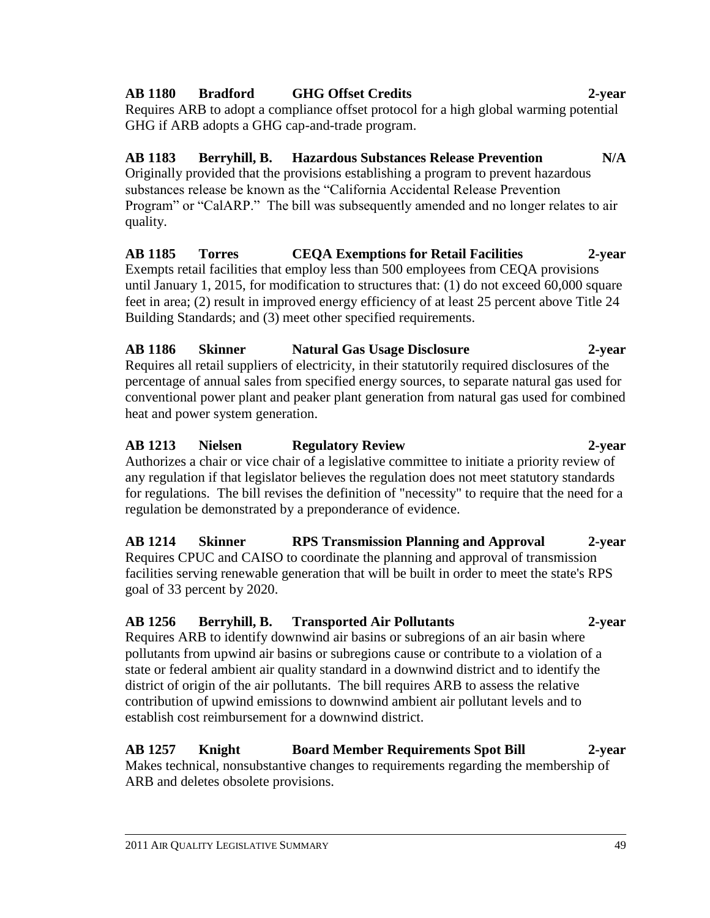**AB 1180 Bradford GHG Offset Credits 2-year**

Requires ARB to adopt a compliance offset protocol for a high global warming potential GHG if ARB adopts a GHG cap-and-trade program.

**AB 1183 Berryhill, B. Hazardous Substances Release Prevention N/A**

Originally provided that the provisions establishing a program to prevent hazardous substances release be known as the "California Accidental Release Prevention Program" or "CalARP." The bill was subsequently amended and no longer relates to air quality.

**AB 1185 Torres CEQA Exemptions for Retail Facilities 2-year**

Exempts retail facilities that employ less than 500 employees from CEQA provisions until January 1, 2015, for modification to structures that: (1) do not exceed 60,000 square feet in area; (2) result in improved energy efficiency of at least 25 percent above Title 24 Building Standards; and (3) meet other specified requirements.

**AB 1186 Skinner Natural Gas Usage Disclosure 2-year**

Requires all retail suppliers of electricity, in their statutorily required disclosures of the percentage of annual sales from specified energy sources, to separate natural gas used for conventional power plant and peaker plant generation from natural gas used for combined heat and power system generation.

**AB 1213 Nielsen Regulatory Review 2-year**

Authorizes a chair or vice chair of a legislative committee to initiate a priority review of any regulation if that legislator believes the regulation does not meet statutory standards for regulations. The bill revises the definition of "necessity" to require that the need for a regulation be demonstrated by a preponderance of evidence.

**AB 1214 Skinner RPS Transmission Planning and Approval 2-year**

Requires CPUC and CAISO to coordinate the planning and approval of transmission facilities serving renewable generation that will be built in order to meet the state's RPS goal of 33 percent by 2020.

**AB 1256 Berryhill, B. Transported Air Pollutants 2-year**

Requires ARB to identify downwind air basins or subregions of an air basin where pollutants from upwind air basins or subregions cause or contribute to a violation of a state or federal ambient air quality standard in a downwind district and to identify the district of origin of the air pollutants. The bill requires ARB to assess the relative contribution of upwind emissions to downwind ambient air pollutant levels and to establish cost reimbursement for a downwind district.

**AB 1257 Knight Board Member Requirements Spot Bill 2-year**

Makes technical, nonsubstantive changes to requirements regarding the membership of ARB and deletes obsolete provisions.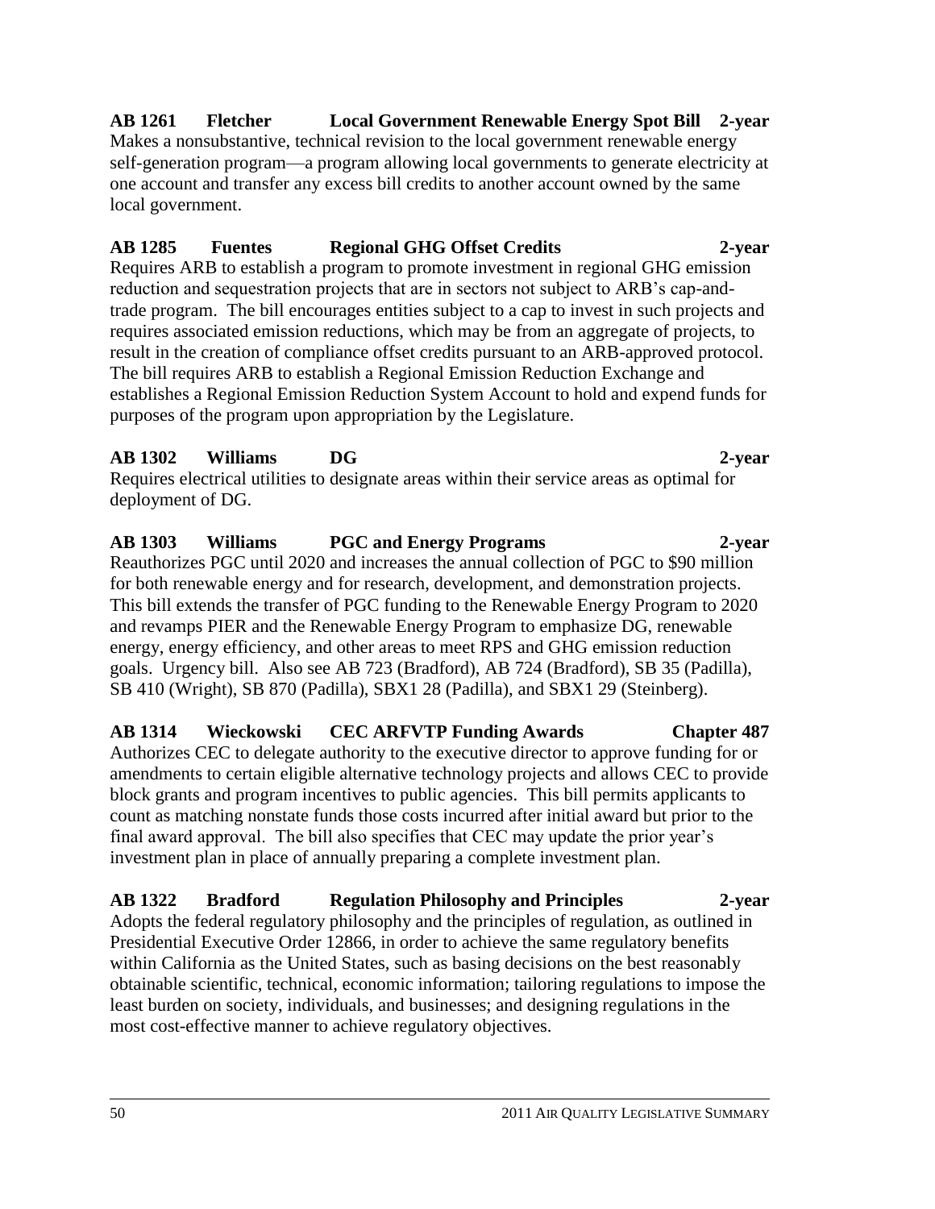**AB 1261 Fletcher Local Government Renewable Energy Spot Bill 2-year**

Makes a nonsubstantive, technical revision to the local government renewable energy self-generation program—a program allowing local governments to generate electricity at one account and transfer any excess bill credits to another account owned by the same local government.

**AB 1285 Fuentes Regional GHG Offset Credits 2-year**

Requires ARB to establish a program to promote investment in regional GHG emission reduction and sequestration projects that are in sectors not subject to ARB's cap-and-trade program. The bill encourages entities subject to a cap to invest in such projects and requires associated emission reductions, which may be from an aggregate of projects, to result in the creation of compliance offset credits pursuant to an ARB-approved protocol. The bill requires ARB to establish a Regional Emission Reduction Exchange and establishes a Regional Emission Reduction System Account to hold and expend funds for purposes of the program upon appropriation by the Legislature.

**AB 1302 Williams DG 2-year**

Requires electrical utilities to designate areas within their service areas as optimal for deployment of DG.

**AB 1303 Williams PGC and Energy Programs 2-year**

Reauthorizes PGC until 2020 and increases the annual collection of PGC to $90 million for both renewable energy and for research, development, and demonstration projects. This bill extends the transfer of PGC funding to the Renewable Energy Program to 2020 and revamps PIER and the Renewable Energy Program to emphasize DG, renewable energy, energy efficiency, and other areas to meet RPS and GHG emission reduction goals. Urgency bill. Also see AB 723 (Bradford), AB 724 (Bradford), SB 35 (Padilla), SB 410 (Wright), SB 870 (Padilla), SBX1 28 (Padilla), and SBX1 29 (Steinberg).

**AB 1314 Wieckowski CEC ARFVTP Funding Awards Chapter 487**

Authorizes CEC to delegate authority to the executive director to approve funding for or amendments to certain eligible alternative technology projects and allows CEC to provide block grants and program incentives to public agencies. This bill permits applicants to count as matching nonstate funds those costs incurred after initial award but prior to the final award approval. The bill also specifies that CEC may update the prior year's investment plan in place of annually preparing a complete investment plan.

**AB 1322 Bradford Regulation Philosophy and Principles 2-year**

Adopts the federal regulatory philosophy and the principles of regulation, as outlined in Presidential Executive Order 12866, in order to achieve the same regulatory benefits within California as the United States, such as basing decisions on the best reasonably obtainable scientific, technical, economic information; tailoring regulations to impose the least burden on society, individuals, and businesses; and designing regulations in the most cost-effective manner to achieve regulatory objectives.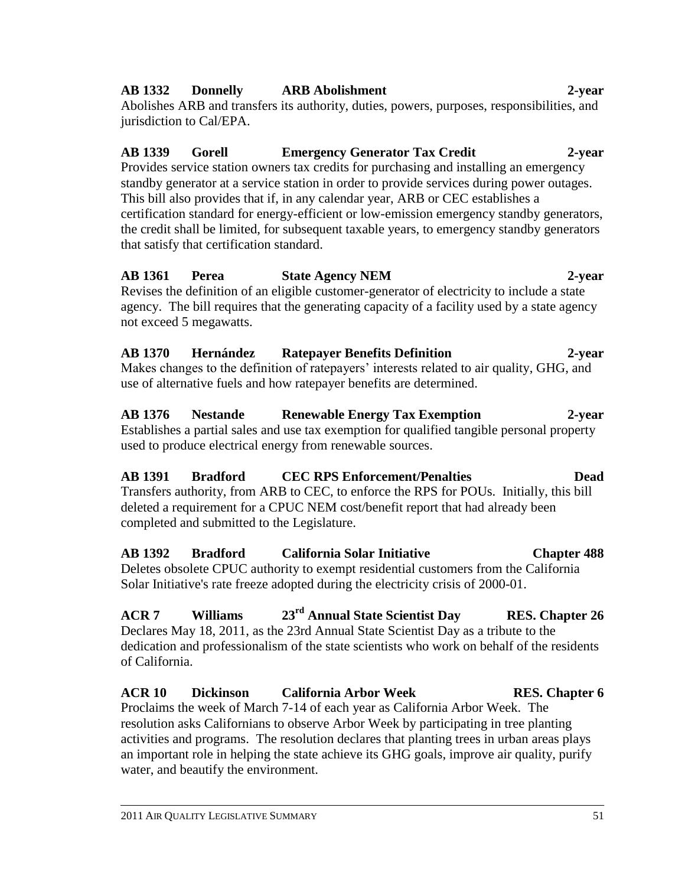**AB 1332 Donnelly ARB Abolishment 2-year**

Abolishes ARB and transfers its authority, duties, powers, purposes, responsibilities, and jurisdiction to Cal/EPA.

**AB 1339 Gorell Emergency Generator Tax Credit 2-year**

Provides service station owners tax credits for purchasing and installing an emergency standby generator at a service station in order to provide services during power outages. This bill also provides that if, in any calendar year, ARB or CEC establishes a certification standard for energy-efficient or low-emission emergency standby generators, the credit shall be limited, for subsequent taxable years, to emergency standby generators that satisfy that certification standard.

**AB 1361 Perea State Agency NEM 2-year**

Revises the definition of an eligible customer-generator of electricity to include a state agency. The bill requires that the generating capacity of a facility used by a state agency not exceed 5 megawatts.

**AB 1370 Hernández Ratepayer Benefits Definition 2-year**

Makes changes to the definition of ratepayers' interests related to air quality, GHG, and use of alternative fuels and how ratepayer benefits are determined.

**AB 1376 Nestande Renewable Energy Tax Exemption 2-year**

Establishes a partial sales and use tax exemption for qualified tangible personal property used to produce electrical energy from renewable sources.

**AB 1391 Bradford CEC RPS Enforcement/Penalties Dead**

Transfers authority, from ARB to CEC, to enforce the RPS for POUs. Initially, this bill deleted a requirement for a CPUC NEM cost/benefit report that had already been completed and submitted to the Legislature.

**AB 1392 Bradford California Solar Initiative Chapter 488**

Deletes obsolete CPUC authority to exempt residential customers from the California Solar Initiative's rate freeze adopted during the electricity crisis of 2000-01.

**ACR 7 Williams 23rd Annual State Scientist Day RES. Chapter 26**

Declares May 18, 2011, as the 23rd Annual State Scientist Day as a tribute to the dedication and professionalism of the state scientists who work on behalf of the residents of California.

**ACR 10 Dickinson California Arbor Week RES. Chapter 6**

Proclaims the week of March 7-14 of each year as California Arbor Week. The resolution asks Californians to observe Arbor Week by participating in tree planting activities and programs. The resolution declares that planting trees in urban areas plays an important role in helping the state achieve its GHG goals, improve air quality, purify water, and beautify the environment.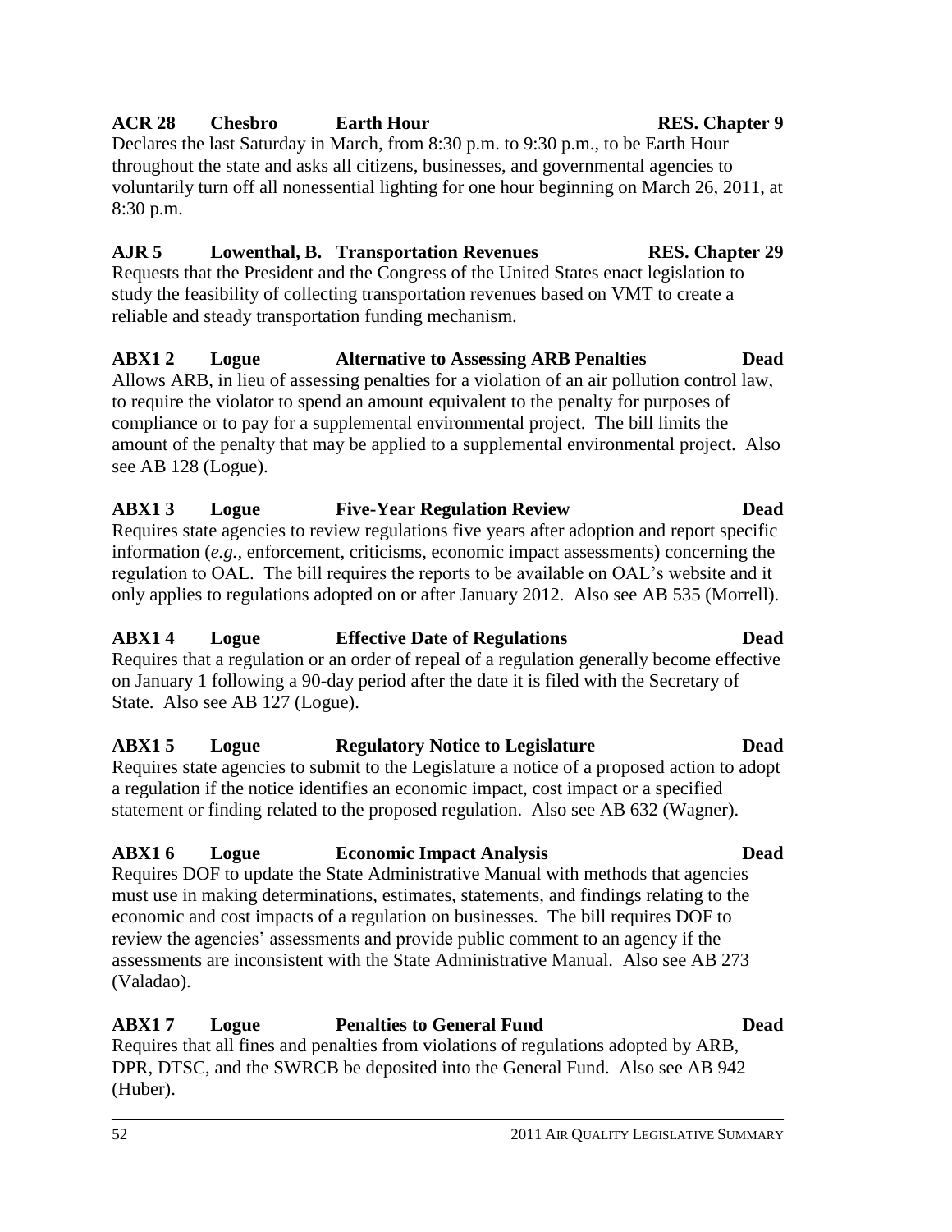**ACR 28 Chesbro Earth Hour RES. Chapter 9**

Declares the last Saturday in March, from 8:30 p.m. to 9:30 p.m., to be Earth Hour throughout the state and asks all citizens, businesses, and governmental agencies to voluntarily turn off all nonessential lighting for one hour beginning on March 26, 2011, at 8:30 p.m.

**AJR 5 Lowenthal, B. Transportation Revenues RES. Chapter 29**

Requests that the President and the Congress of the United States enact legislation to study the feasibility of collecting transportation revenues based on VMT to create a reliable and steady transportation funding mechanism.

**ABX1 2 Logue Alternative to Assessing ARB Penalties Dead**

Allows ARB, in lieu of assessing penalties for a violation of an air pollution control law, to require the violator to spend an amount equivalent to the penalty for purposes of compliance or to pay for a supplemental environmental project. The bill limits the amount of the penalty that may be applied to a supplemental environmental project. Also see AB 128 (Logue).

**ABX1 3 Logue Five-Year Regulation Review Dead**

Requires state agencies to review regulations five years after adoption and report specific information (*e.g.*, enforcement, criticisms, economic impact assessments) concerning the regulation to OAL. The bill requires the reports to be available on OAL's website and it only applies to regulations adopted on or after January 2012. Also see AB 535 (Morrell).

**ABX1 4 Logue Effective Date of Regulations Dead**

Requires that a regulation or an order of repeal of a regulation generally become effective on January 1 following a 90-day period after the date it is filed with the Secretary of State. Also see AB 127 (Logue).

**ABX1 5 Logue Regulatory Notice to Legislature Dead**

Requires state agencies to submit to the Legislature a notice of a proposed action to adopt a regulation if the notice identifies an economic impact, cost impact or a specified statement or finding related to the proposed regulation. Also see AB 632 (Wagner).

**ABX1 6 Logue Economic Impact Analysis Dead**

Requires DOF to update the State Administrative Manual with methods that agencies must use in making determinations, estimates, statements, and findings relating to the economic and cost impacts of a regulation on businesses. The bill requires DOF to review the agencies' assessments and provide public comment to an agency if the assessments are inconsistent with the State Administrative Manual. Also see AB 273 (Valadao).

**ABX1 7 Logue Penalties to General Fund Dead**

Requires that all fines and penalties from violations of regulations adopted by ARB, DPR, DTSC, and the SWRCB be deposited into the General Fund. Also see AB 942 (Huber).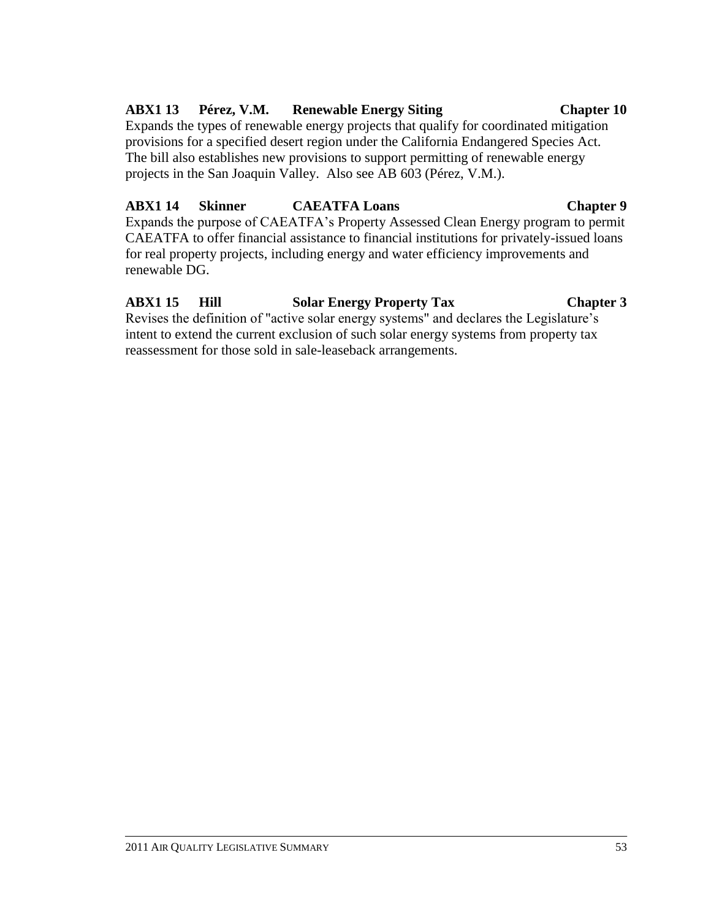**ABX1 13 Pérez, V.M. Renewable Energy Siting Chapter 10**

Expands the types of renewable energy projects that qualify for coordinated mitigation provisions for a specified desert region under the California Endangered Species Act. The bill also establishes new provisions to support permitting of renewable energy projects in the San Joaquin Valley. Also see AB 603 (Pérez, V.M.).

**ABX1 14 Skinner CAEATFA Loans Chapter 9**

Expands the purpose of CAEATFA's Property Assessed Clean Energy program to permit CAEATFA to offer financial assistance to financial institutions for privately-issued loans for real property projects, including energy and water efficiency improvements and renewable DG.

**ABX1 15 Hill Solar Energy Property Tax Chapter 3**

Revises the definition of "active solar energy systems" and declares the Legislature's intent to extend the current exclusion of such solar energy systems from property tax reassessment for those sold in sale-leaseback arrangements.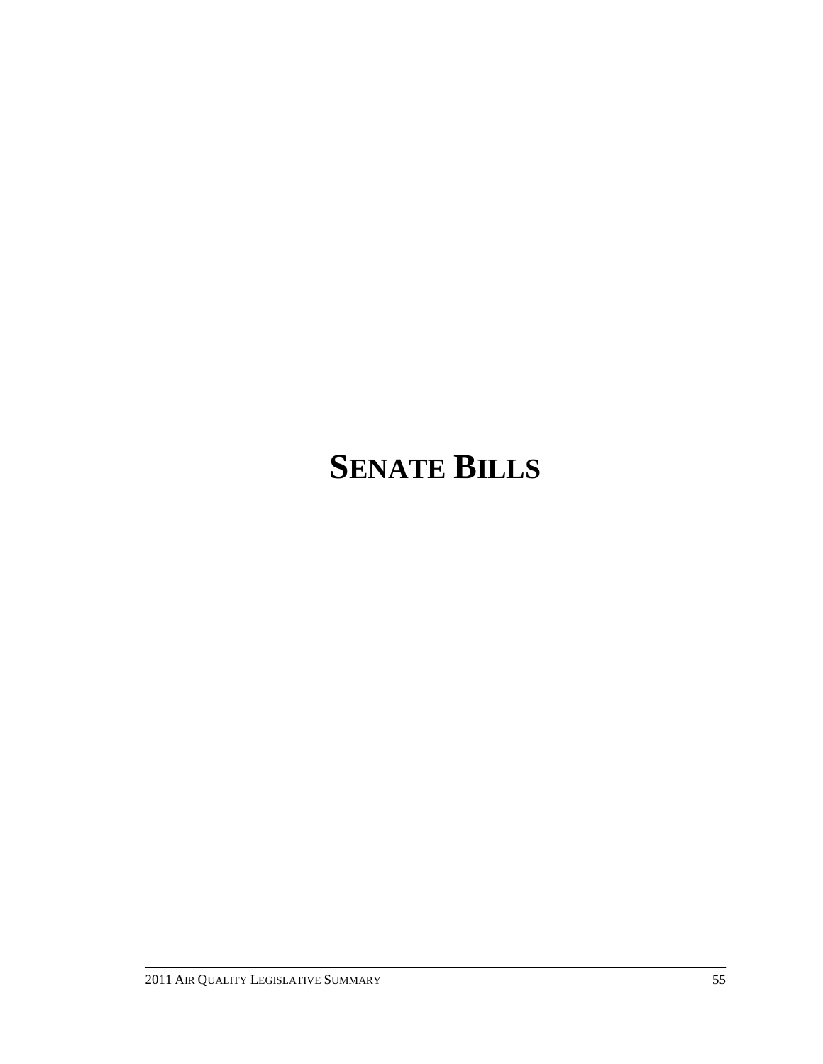# SENATE BILLS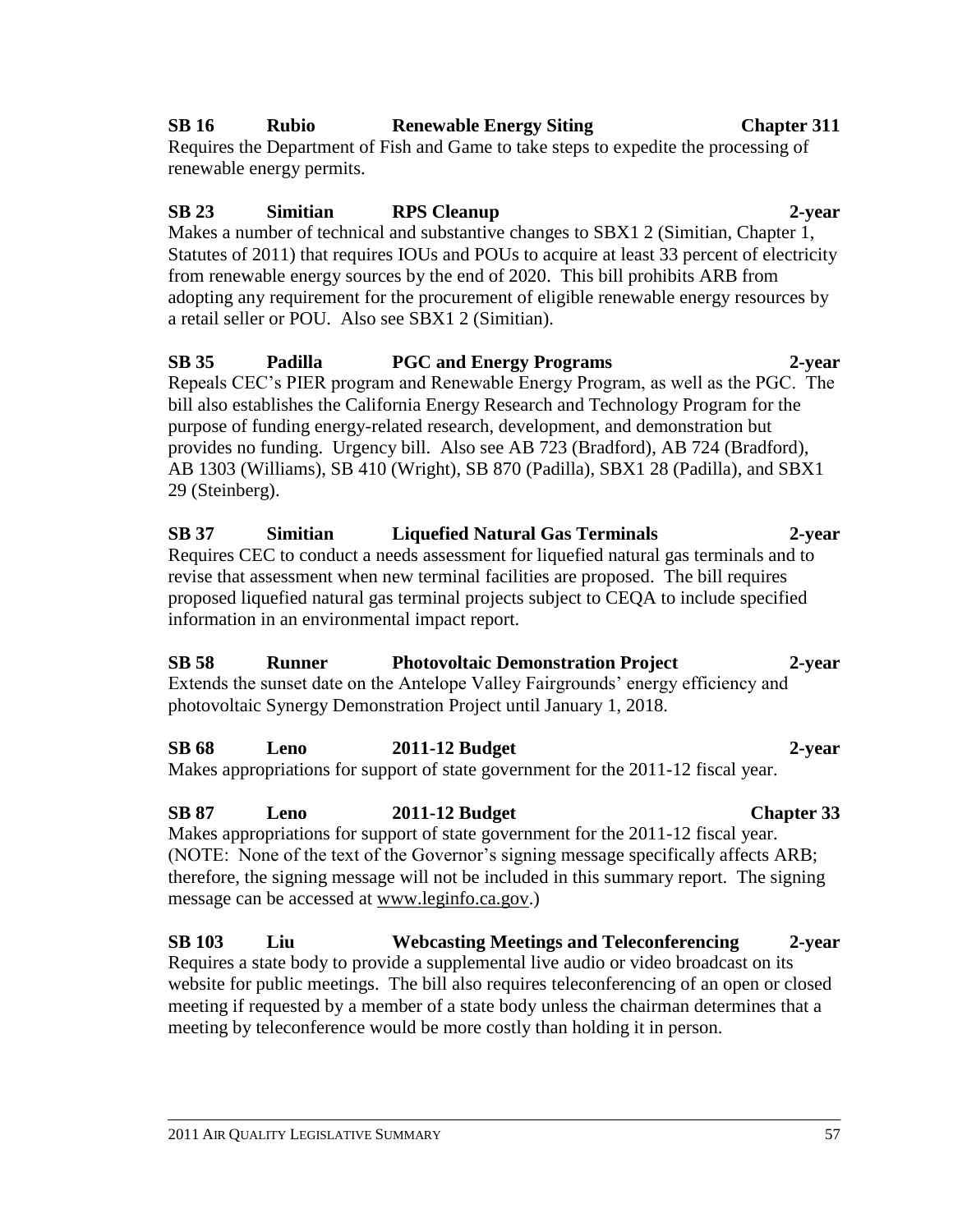**SB 16 Rubio Renewable Energy Siting Chapter 311**
Requires the Department of Fish and Game to take steps to expedite the processing of renewable energy permits.

**SB 23 Simitian RPS Cleanup 2-year**
Makes a number of technical and substantive changes to SBX1 2 (Simitian, Chapter 1, Statutes of 2011) that requires IOUs and POUs to acquire at least 33 percent of electricity from renewable energy sources by the end of 2020. This bill prohibits ARB from adopting any requirement for the procurement of eligible renewable energy resources by a retail seller or POU. Also see SBX1 2 (Simitian).

**SB 35 Padilla PGC and Energy Programs 2-year**
Repeals CEC's PIER program and Renewable Energy Program, as well as the PGC. The bill also establishes the California Energy Research and Technology Program for the purpose of funding energy-related research, development, and demonstration but provides no funding. Urgency bill. Also see AB 723 (Bradford), AB 724 (Bradford), AB 1303 (Williams), SB 410 (Wright), SB 870 (Padilla), SBX1 28 (Padilla), and SBX1 29 (Steinberg).

**SB 37 Simitian Liquefied Natural Gas Terminals 2-year**
Requires CEC to conduct a needs assessment for liquefied natural gas terminals and to revise that assessment when new terminal facilities are proposed. The bill requires proposed liquefied natural gas terminal projects subject to CEQA to include specified information in an environmental impact report.

**SB 58 Runner Photovoltaic Demonstration Project 2-year**
Extends the sunset date on the Antelope Valley Fairgrounds' energy efficiency and photovoltaic Synergy Demonstration Project until January 1, 2018.

**SB 68 Leno 2011-12 Budget 2-year**
Makes appropriations for support of state government for the 2011-12 fiscal year.

**SB 87 Leno 2011-12 Budget Chapter 33**
Makes appropriations for support of state government for the 2011-12 fiscal year. (NOTE: None of the text of the Governor's signing message specifically affects ARB; therefore, the signing message will not be included in this summary report. The signing message can be accessed at www.leginfo.ca.gov.)

**SB 103 Liu Webcasting Meetings and Teleconferencing 2-year**
Requires a state body to provide a supplemental live audio or video broadcast on its website for public meetings. The bill also requires teleconferencing of an open or closed meeting if requested by a member of a state body unless the chairman determines that a meeting by teleconference would be more costly than holding it in person.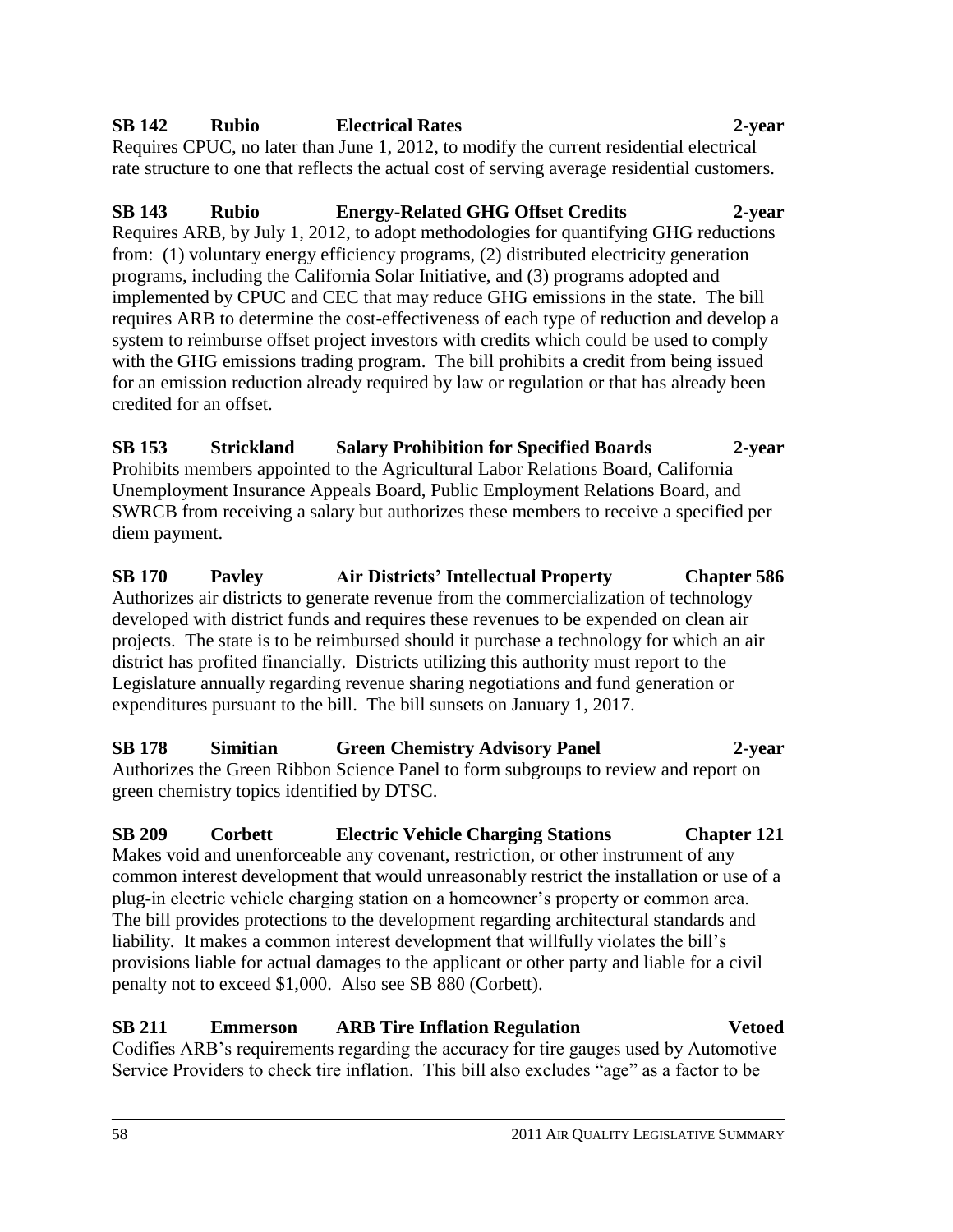**SB 142 Rubio Electrical Rates 2-year**

Requires CPUC, no later than June 1, 2012, to modify the current residential electrical rate structure to one that reflects the actual cost of serving average residential customers.

**SB 143 Rubio Energy-Related GHG Offset Credits 2-year**

Requires ARB, by July 1, 2012, to adopt methodologies for quantifying GHG reductions from: (1) voluntary energy efficiency programs, (2) distributed electricity generation programs, including the California Solar Initiative, and (3) programs adopted and implemented by CPUC and CEC that may reduce GHG emissions in the state. The bill requires ARB to determine the cost-effectiveness of each type of reduction and develop a system to reimburse offset project investors with credits which could be used to comply with the GHG emissions trading program. The bill prohibits a credit from being issued for an emission reduction already required by law or regulation or that has already been credited for an offset.

**SB 153 Strickland Salary Prohibition for Specified Boards 2-year**

Prohibits members appointed to the Agricultural Labor Relations Board, California Unemployment Insurance Appeals Board, Public Employment Relations Board, and SWRCB from receiving a salary but authorizes these members to receive a specified per diem payment.

**SB 170 Pavley Air Districts' Intellectual Property Chapter 586**

Authorizes air districts to generate revenue from the commercialization of technology developed with district funds and requires these revenues to be expended on clean air projects. The state is to be reimbursed should it purchase a technology for which an air district has profited financially. Districts utilizing this authority must report to the Legislature annually regarding revenue sharing negotiations and fund generation or expenditures pursuant to the bill. The bill sunsets on January 1, 2017.

**SB 178 Simitian Green Chemistry Advisory Panel 2-year**

Authorizes the Green Ribbon Science Panel to form subgroups to review and report on green chemistry topics identified by DTSC.

**SB 209 Corbett Electric Vehicle Charging Stations Chapter 121**

Makes void and unenforceable any covenant, restriction, or other instrument of any common interest development that would unreasonably restrict the installation or use of a plug-in electric vehicle charging station on a homeowner's property or common area. The bill provides protections to the development regarding architectural standards and liability. It makes a common interest development that willfully violates the bill's provisions liable for actual damages to the applicant or other party and liable for a civil penalty not to exceed $1,000. Also see SB 880 (Corbett).

**SB 211 Emmerson ARB Tire Inflation Regulation Vetoed**

Codifies ARB's requirements regarding the accuracy for tire gauges used by Automotive Service Providers to check tire inflation. This bill also excludes "age" as a factor to be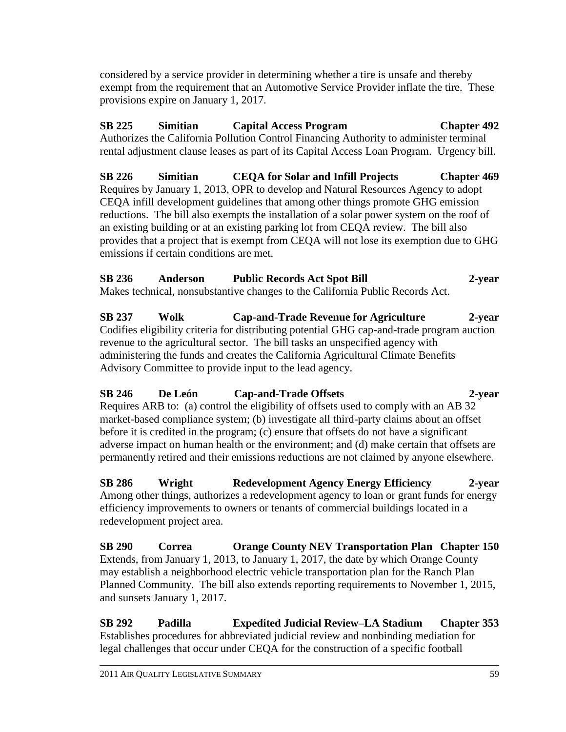considered by a service provider in determining whether a tire is unsafe and thereby exempt from the requirement that an Automotive Service Provider inflate the tire. These provisions expire on January 1, 2017.

**SB 225 Simitian Capital Access Program Chapter 492**
Authorizes the California Pollution Control Financing Authority to administer terminal rental adjustment clause leases as part of its Capital Access Loan Program. Urgency bill.

**SB 226 Simitian CEQA for Solar and Infill Projects Chapter 469**
Requires by January 1, 2013, OPR to develop and Natural Resources Agency to adopt CEQA infill development guidelines that among other things promote GHG emission reductions. The bill also exempts the installation of a solar power system on the roof of an existing building or at an existing parking lot from CEQA review. The bill also provides that a project that is exempt from CEQA will not lose its exemption due to GHG emissions if certain conditions are met.

**SB 236 Anderson Public Records Act Spot Bill 2-year**
Makes technical, nonsubstantive changes to the California Public Records Act.

**SB 237 Wolk Cap-and-Trade Revenue for Agriculture 2-year**
Codifies eligibility criteria for distributing potential GHG cap-and-trade program auction revenue to the agricultural sector. The bill tasks an unspecified agency with administering the funds and creates the California Agricultural Climate Benefits Advisory Committee to provide input to the lead agency.

**SB 246 De León Cap-and-Trade Offsets 2-year**
Requires ARB to: (a) control the eligibility of offsets used to comply with an AB 32 market-based compliance system; (b) investigate all third-party claims about an offset before it is credited in the program; (c) ensure that offsets do not have a significant adverse impact on human health or the environment; and (d) make certain that offsets are permanently retired and their emissions reductions are not claimed by anyone elsewhere.

**SB 286 Wright Redevelopment Agency Energy Efficiency 2-year**
Among other things, authorizes a redevelopment agency to loan or grant funds for energy efficiency improvements to owners or tenants of commercial buildings located in a redevelopment project area.

**SB 290 Correa Orange County NEV Transportation Plan Chapter 150**
Extends, from January 1, 2013, to January 1, 2017, the date by which Orange County may establish a neighborhood electric vehicle transportation plan for the Ranch Plan Planned Community. The bill also extends reporting requirements to November 1, 2015, and sunsets January 1, 2017.

**SB 292 Padilla Expedited Judicial Review–LA Stadium Chapter 353**
Establishes procedures for abbreviated judicial review and nonbinding mediation for legal challenges that occur under CEQA for the construction of a specific football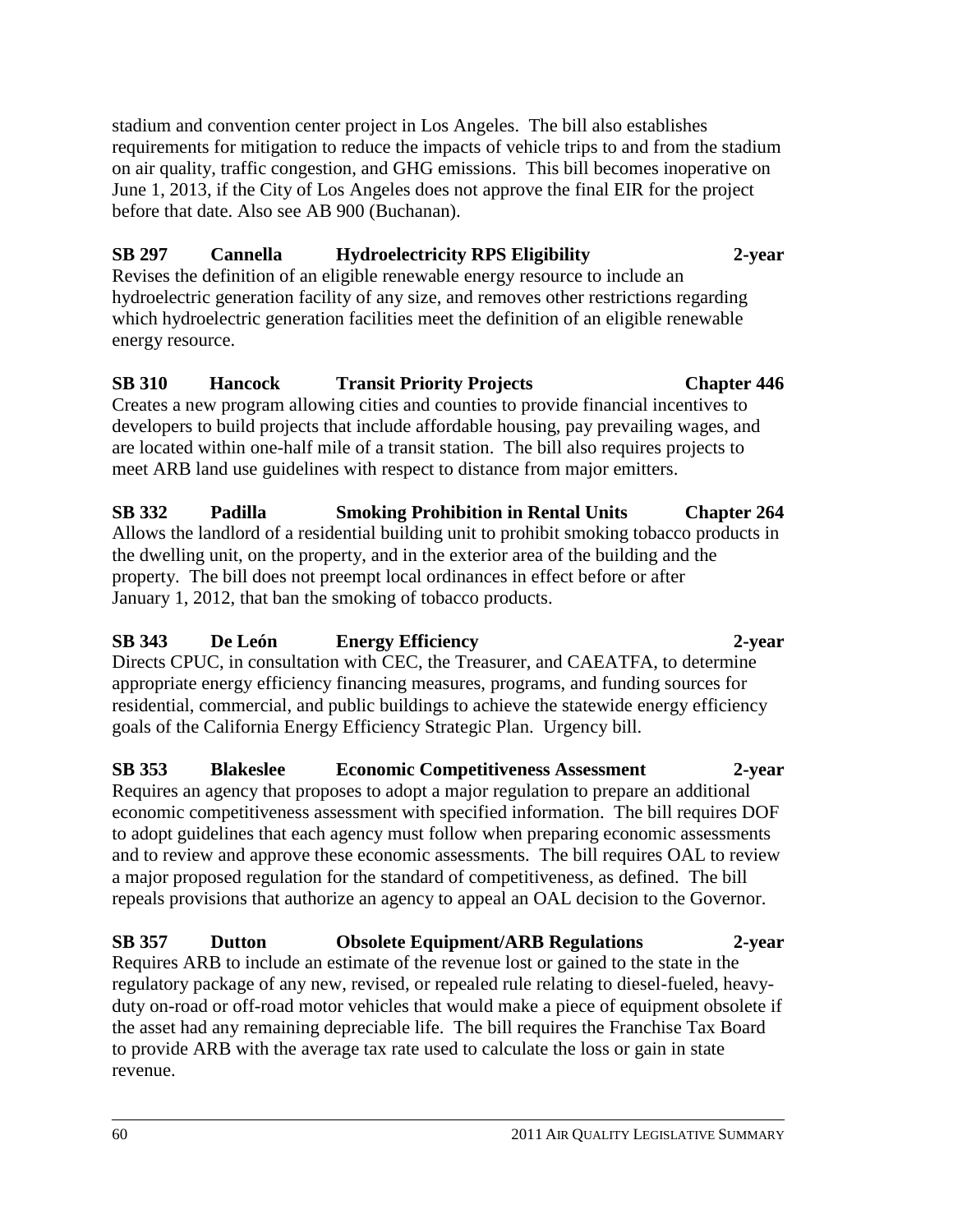stadium and convention center project in Los Angeles. The bill also establishes requirements for mitigation to reduce the impacts of vehicle trips to and from the stadium on air quality, traffic congestion, and GHG emissions. This bill becomes inoperative on June 1, 2013, if the City of Los Angeles does not approve the final EIR for the project before that date. Also see AB 900 (Buchanan).

**SB 297 Cannella Hydroelectricity RPS Eligibility 2-year**
Revises the definition of an eligible renewable energy resource to include an hydroelectric generation facility of any size, and removes other restrictions regarding which hydroelectric generation facilities meet the definition of an eligible renewable energy resource.

**SB 310 Hancock Transit Priority Projects Chapter 446**
Creates a new program allowing cities and counties to provide financial incentives to developers to build projects that include affordable housing, pay prevailing wages, and are located within one-half mile of a transit station. The bill also requires projects to meet ARB land use guidelines with respect to distance from major emitters.

**SB 332 Padilla Smoking Prohibition in Rental Units Chapter 264**
Allows the landlord of a residential building unit to prohibit smoking tobacco products in the dwelling unit, on the property, and in the exterior area of the building and the property. The bill does not preempt local ordinances in effect before or after January 1, 2012, that ban the smoking of tobacco products.

**SB 343 De León Energy Efficiency 2-year**
Directs CPUC, in consultation with CEC, the Treasurer, and CAEATFA, to determine appropriate energy efficiency financing measures, programs, and funding sources for residential, commercial, and public buildings to achieve the statewide energy efficiency goals of the California Energy Efficiency Strategic Plan. Urgency bill.

**SB 353 Blakeslee Economic Competitiveness Assessment 2-year**
Requires an agency that proposes to adopt a major regulation to prepare an additional economic competitiveness assessment with specified information. The bill requires DOF to adopt guidelines that each agency must follow when preparing economic assessments and to review and approve these economic assessments. The bill requires OAL to review a major proposed regulation for the standard of competitiveness, as defined. The bill repeals provisions that authorize an agency to appeal an OAL decision to the Governor.

**SB 357 Dutton Obsolete Equipment/ARB Regulations 2-year**
Requires ARB to include an estimate of the revenue lost or gained to the state in the regulatory package of any new, revised, or repealed rule relating to diesel-fueled, heavy-duty on-road or off-road motor vehicles that would make a piece of equipment obsolete if the asset had any remaining depreciable life. The bill requires the Franchise Tax Board to provide ARB with the average tax rate used to calculate the loss or gain in state revenue.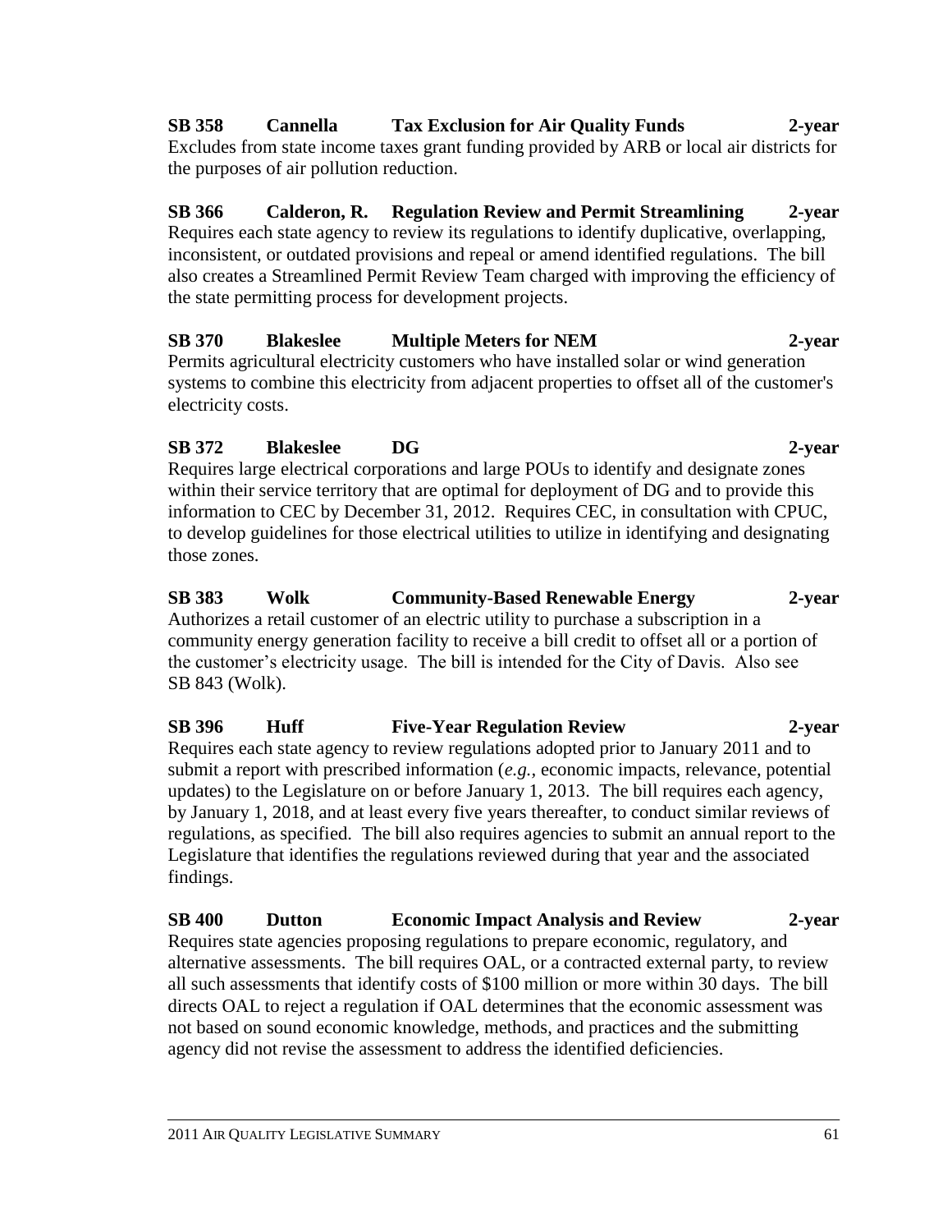**SB 358 Cannella Tax Exclusion for Air Quality Funds 2-year**
Excludes from state income taxes grant funding provided by ARB or local air districts for the purposes of air pollution reduction.

**SB 366 Calderon, R. Regulation Review and Permit Streamlining 2-year**
Requires each state agency to review its regulations to identify duplicative, overlapping, inconsistent, or outdated provisions and repeal or amend identified regulations. The bill also creates a Streamlined Permit Review Team charged with improving the efficiency of the state permitting process for development projects.

**SB 370 Blakeslee Multiple Meters for NEM 2-year**
Permits agricultural electricity customers who have installed solar or wind generation systems to combine this electricity from adjacent properties to offset all of the customer's electricity costs.

**SB 372 Blakeslee DG 2-year**
Requires large electrical corporations and large POUs to identify and designate zones within their service territory that are optimal for deployment of DG and to provide this information to CEC by December 31, 2012. Requires CEC, in consultation with CPUC, to develop guidelines for those electrical utilities to utilize in identifying and designating those zones.

**SB 383 Wolk Community-Based Renewable Energy 2-year**
Authorizes a retail customer of an electric utility to purchase a subscription in a community energy generation facility to receive a bill credit to offset all or a portion of the customer's electricity usage. The bill is intended for the City of Davis. Also see SB 843 (Wolk).

**SB 396 Huff Five-Year Regulation Review 2-year**
Requires each state agency to review regulations adopted prior to January 2011 and to submit a report with prescribed information (*e.g.,* economic impacts, relevance, potential updates) to the Legislature on or before January 1, 2013. The bill requires each agency, by January 1, 2018, and at least every five years thereafter, to conduct similar reviews of regulations, as specified. The bill also requires agencies to submit an annual report to the Legislature that identifies the regulations reviewed during that year and the associated findings.

**SB 400 Dutton Economic Impact Analysis and Review 2-year**
Requires state agencies proposing regulations to prepare economic, regulatory, and alternative assessments. The bill requires OAL, or a contracted external party, to review all such assessments that identify costs of $100 million or more within 30 days. The bill directs OAL to reject a regulation if OAL determines that the economic assessment was not based on sound economic knowledge, methods, and practices and the submitting agency did not revise the assessment to address the identified deficiencies.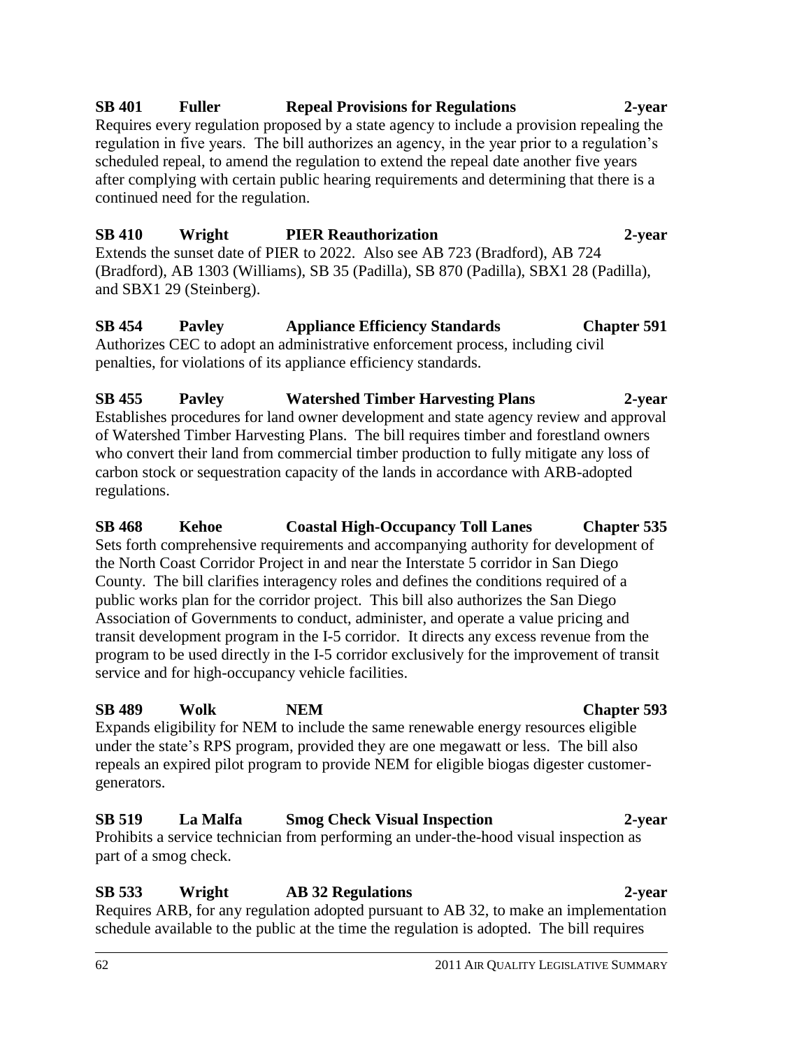**SB 401 Fuller Repeal Provisions for Regulations 2-year**

Requires every regulation proposed by a state agency to include a provision repealing the regulation in five years. The bill authorizes an agency, in the year prior to a regulation's scheduled repeal, to amend the regulation to extend the repeal date another five years after complying with certain public hearing requirements and determining that there is a continued need for the regulation.

**SB 410 Wright PIER Reauthorization 2-year**

Extends the sunset date of PIER to 2022. Also see AB 723 (Bradford), AB 724 (Bradford), AB 1303 (Williams), SB 35 (Padilla), SB 870 (Padilla), SBX1 28 (Padilla), and SBX1 29 (Steinberg).

**SB 454 Pavley Appliance Efficiency Standards Chapter 591**

Authorizes CEC to adopt an administrative enforcement process, including civil penalties, for violations of its appliance efficiency standards.

**SB 455 Pavley Watershed Timber Harvesting Plans 2-year**

Establishes procedures for land owner development and state agency review and approval of Watershed Timber Harvesting Plans. The bill requires timber and forestland owners who convert their land from commercial timber production to fully mitigate any loss of carbon stock or sequestration capacity of the lands in accordance with ARB-adopted regulations.

**SB 468 Kehoe Coastal High-Occupancy Toll Lanes Chapter 535**

Sets forth comprehensive requirements and accompanying authority for development of the North Coast Corridor Project in and near the Interstate 5 corridor in San Diego County. The bill clarifies interagency roles and defines the conditions required of a public works plan for the corridor project. This bill also authorizes the San Diego Association of Governments to conduct, administer, and operate a value pricing and transit development program in the I-5 corridor. It directs any excess revenue from the program to be used directly in the I-5 corridor exclusively for the improvement of transit service and for high-occupancy vehicle facilities.

**SB 489 Wolk NEM Chapter 593**

Expands eligibility for NEM to include the same renewable energy resources eligible under the state's RPS program, provided they are one megawatt or less. The bill also repeals an expired pilot program to provide NEM for eligible biogas digester customer-generators.

**SB 519 La Malfa Smog Check Visual Inspection 2-year**

Prohibits a service technician from performing an under-the-hood visual inspection as part of a smog check.

**SB 533 Wright AB 32 Regulations 2-year**

Requires ARB, for any regulation adopted pursuant to AB 32, to make an implementation schedule available to the public at the time the regulation is adopted. The bill requires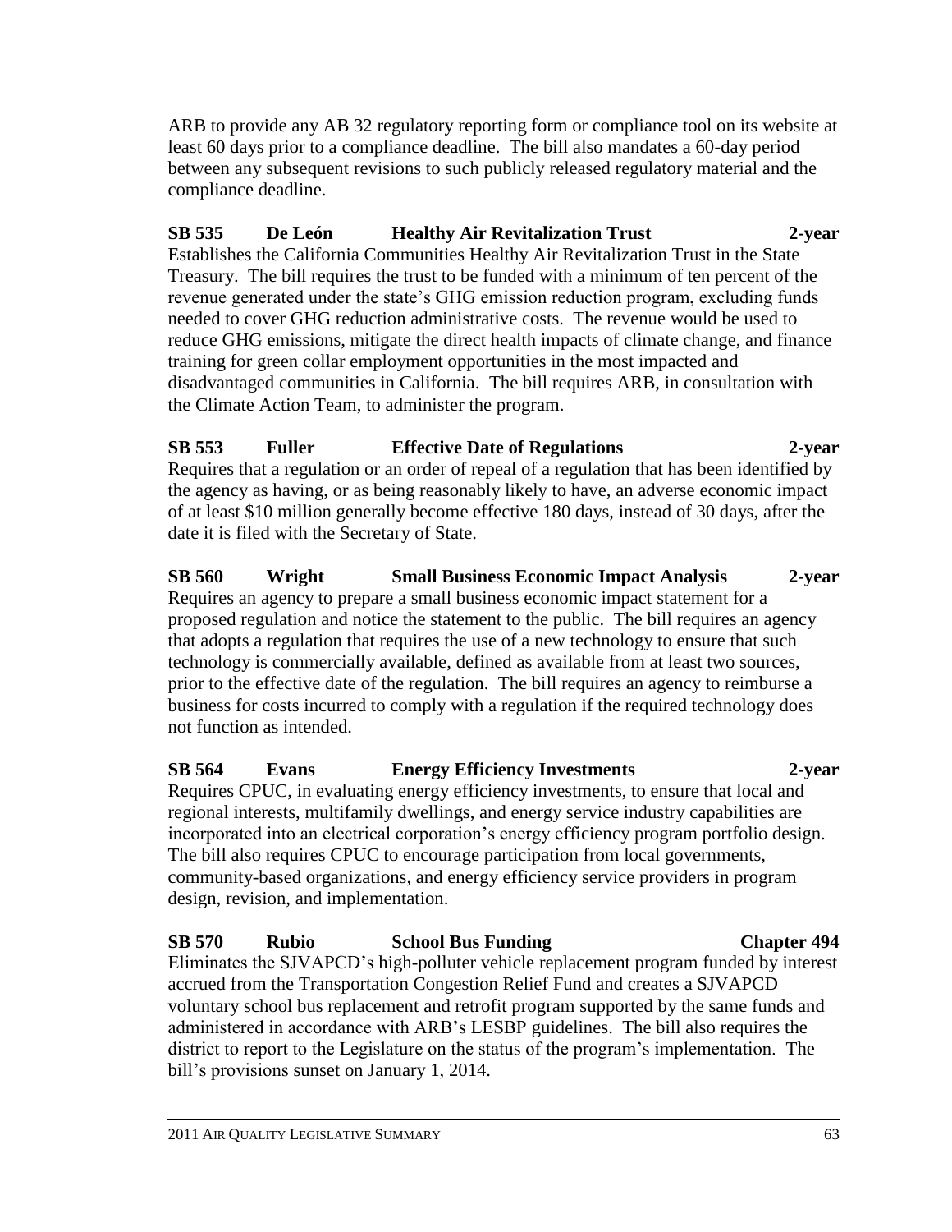ARB to provide any AB 32 regulatory reporting form or compliance tool on its website at least 60 days prior to a compliance deadline. The bill also mandates a 60-day period between any subsequent revisions to such publicly released regulatory material and the compliance deadline.

**SB 535 De León Healthy Air Revitalization Trust 2-year**

Establishes the California Communities Healthy Air Revitalization Trust in the State Treasury. The bill requires the trust to be funded with a minimum of ten percent of the revenue generated under the state's GHG emission reduction program, excluding funds needed to cover GHG reduction administrative costs. The revenue would be used to reduce GHG emissions, mitigate the direct health impacts of climate change, and finance training for green collar employment opportunities in the most impacted and disadvantaged communities in California. The bill requires ARB, in consultation with the Climate Action Team, to administer the program.

**SB 553 Fuller Effective Date of Regulations 2-year**

Requires that a regulation or an order of repeal of a regulation that has been identified by the agency as having, or as being reasonably likely to have, an adverse economic impact of at least $10 million generally become effective 180 days, instead of 30 days, after the date it is filed with the Secretary of State.

**SB 560 Wright Small Business Economic Impact Analysis 2-year**

Requires an agency to prepare a small business economic impact statement for a proposed regulation and notice the statement to the public. The bill requires an agency that adopts a regulation that requires the use of a new technology to ensure that such technology is commercially available, defined as available from at least two sources, prior to the effective date of the regulation. The bill requires an agency to reimburse a business for costs incurred to comply with a regulation if the required technology does not function as intended.

**SB 564 Evans Energy Efficiency Investments 2-year**

Requires CPUC, in evaluating energy efficiency investments, to ensure that local and regional interests, multifamily dwellings, and energy service industry capabilities are incorporated into an electrical corporation's energy efficiency program portfolio design. The bill also requires CPUC to encourage participation from local governments, community-based organizations, and energy efficiency service providers in program design, revision, and implementation.

**SB 570 Rubio School Bus Funding Chapter 494**

Eliminates the SJVAPCD's high-polluter vehicle replacement program funded by interest accrued from the Transportation Congestion Relief Fund and creates a SJVAPCD voluntary school bus replacement and retrofit program supported by the same funds and administered in accordance with ARB's LESBP guidelines. The bill also requires the district to report to the Legislature on the status of the program's implementation. The bill's provisions sunset on January 1, 2014.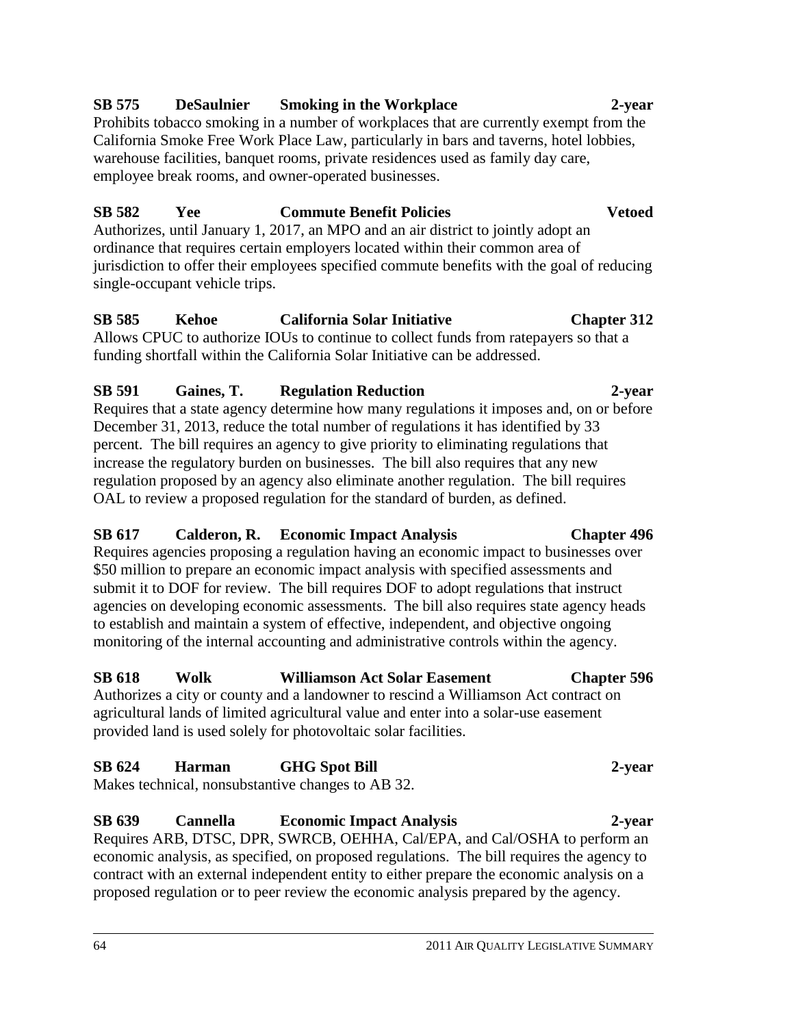**SB 575 DeSaulnier Smoking in the Workplace 2-year**

Prohibits tobacco smoking in a number of workplaces that are currently exempt from the California Smoke Free Work Place Law, particularly in bars and taverns, hotel lobbies, warehouse facilities, banquet rooms, private residences used as family day care, employee break rooms, and owner-operated businesses.

**SB 582 Yee Commute Benefit Policies Vetoed**

Authorizes, until January 1, 2017, an MPO and an air district to jointly adopt an ordinance that requires certain employers located within their common area of jurisdiction to offer their employees specified commute benefits with the goal of reducing single-occupant vehicle trips.

**SB 585 Kehoe California Solar Initiative Chapter 312**

Allows CPUC to authorize IOUs to continue to collect funds from ratepayers so that a funding shortfall within the California Solar Initiative can be addressed.

**SB 591 Gaines, T. Regulation Reduction 2-year**

Requires that a state agency determine how many regulations it imposes and, on or before December 31, 2013, reduce the total number of regulations it has identified by 33 percent. The bill requires an agency to give priority to eliminating regulations that increase the regulatory burden on businesses. The bill also requires that any new regulation proposed by an agency also eliminate another regulation. The bill requires OAL to review a proposed regulation for the standard of burden, as defined.

**SB 617 Calderon, R. Economic Impact Analysis Chapter 496**

Requires agencies proposing a regulation having an economic impact to businesses over $50 million to prepare an economic impact analysis with specified assessments and submit it to DOF for review. The bill requires DOF to adopt regulations that instruct agencies on developing economic assessments. The bill also requires state agency heads to establish and maintain a system of effective, independent, and objective ongoing monitoring of the internal accounting and administrative controls within the agency.

**SB 618 Wolk Williamson Act Solar Easement Chapter 596**

Authorizes a city or county and a landowner to rescind a Williamson Act contract on agricultural lands of limited agricultural value and enter into a solar-use easement provided land is used solely for photovoltaic solar facilities.

**SB 624 Harman GHG Spot Bill 2-year**

Makes technical, nonsubstantive changes to AB 32.

**SB 639 Cannella Economic Impact Analysis 2-year**

Requires ARB, DTSC, DPR, SWRCB, OEHHA, Cal/EPA, and Cal/OSHA to perform an economic analysis, as specified, on proposed regulations. The bill requires the agency to contract with an external independent entity to either prepare the economic analysis on a proposed regulation or to peer review the economic analysis prepared by the agency.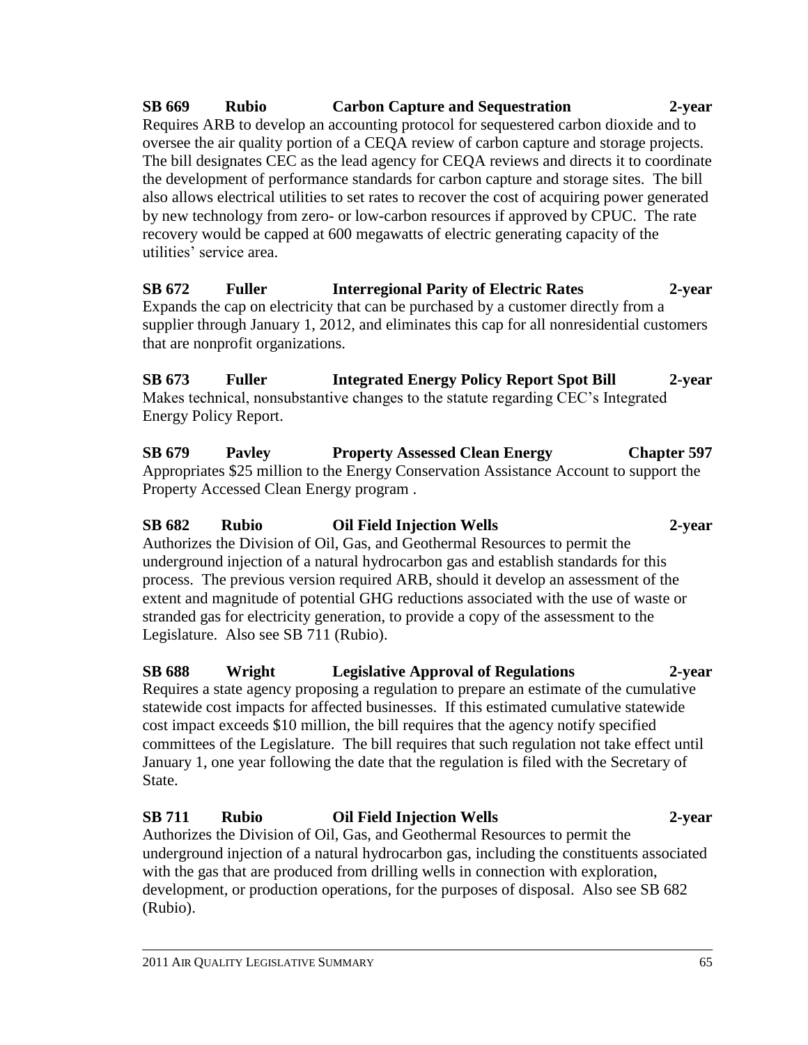**SB 669 Rubio Carbon Capture and Sequestration 2-year**

Requires ARB to develop an accounting protocol for sequestered carbon dioxide and to oversee the air quality portion of a CEQA review of carbon capture and storage projects. The bill designates CEC as the lead agency for CEQA reviews and directs it to coordinate the development of performance standards for carbon capture and storage sites. The bill also allows electrical utilities to set rates to recover the cost of acquiring power generated by new technology from zero- or low-carbon resources if approved by CPUC. The rate recovery would be capped at 600 megawatts of electric generating capacity of the utilities' service area.

**SB 672 Fuller Interregional Parity of Electric Rates 2-year**

Expands the cap on electricity that can be purchased by a customer directly from a supplier through January 1, 2012, and eliminates this cap for all nonresidential customers that are nonprofit organizations.

**SB 673 Fuller Integrated Energy Policy Report Spot Bill 2-year**

Makes technical, nonsubstantive changes to the statute regarding CEC's Integrated Energy Policy Report.

**SB 679 Pavley Property Assessed Clean Energy Chapter 597**

Appropriates $25 million to the Energy Conservation Assistance Account to support the Property Accessed Clean Energy program .

**SB 682 Rubio Oil Field Injection Wells 2-year**

Authorizes the Division of Oil, Gas, and Geothermal Resources to permit the underground injection of a natural hydrocarbon gas and establish standards for this process. The previous version required ARB, should it develop an assessment of the extent and magnitude of potential GHG reductions associated with the use of waste or stranded gas for electricity generation, to provide a copy of the assessment to the Legislature. Also see SB 711 (Rubio).

**SB 688 Wright Legislative Approval of Regulations 2-year**

Requires a state agency proposing a regulation to prepare an estimate of the cumulative statewide cost impacts for affected businesses. If this estimated cumulative statewide cost impact exceeds $10 million, the bill requires that the agency notify specified committees of the Legislature. The bill requires that such regulation not take effect until January 1, one year following the date that the regulation is filed with the Secretary of State.

**SB 711 Rubio Oil Field Injection Wells 2-year**

Authorizes the Division of Oil, Gas, and Geothermal Resources to permit the underground injection of a natural hydrocarbon gas, including the constituents associated with the gas that are produced from drilling wells in connection with exploration, development, or production operations, for the purposes of disposal. Also see SB 682 (Rubio).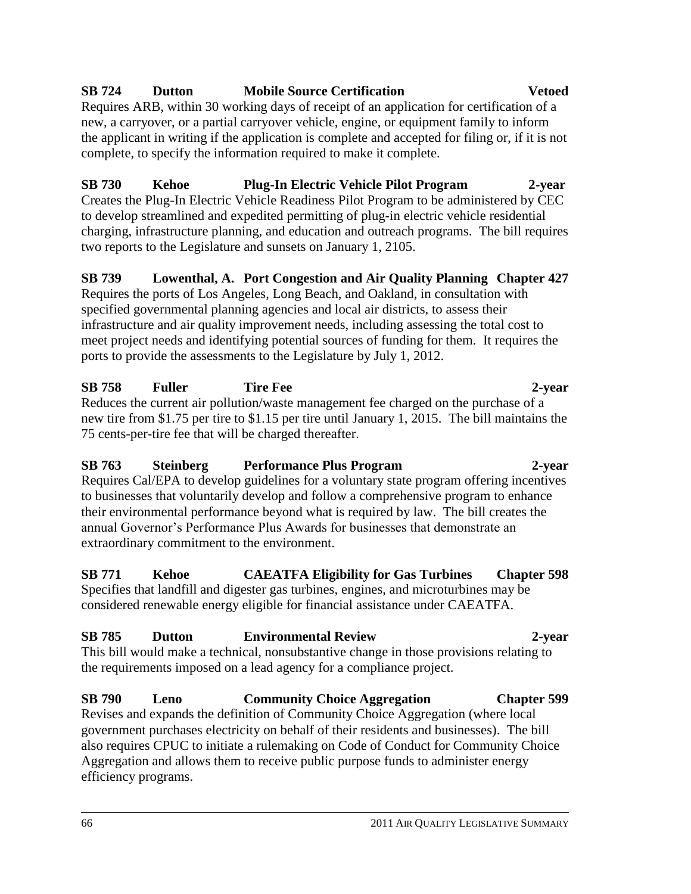**SB 724 Dutton Mobile Source Certification Vetoed**

Requires ARB, within 30 working days of receipt of an application for certification of a new, a carryover, or a partial carryover vehicle, engine, or equipment family to inform the applicant in writing if the application is complete and accepted for filing or, if it is not complete, to specify the information required to make it complete.

**SB 730 Kehoe Plug-In Electric Vehicle Pilot Program 2-year**

Creates the Plug-In Electric Vehicle Readiness Pilot Program to be administered by CEC to develop streamlined and expedited permitting of plug-in electric vehicle residential charging, infrastructure planning, and education and outreach programs. The bill requires two reports to the Legislature and sunsets on January 1, 2105.

**SB 739 Lowenthal, A. Port Congestion and Air Quality Planning Chapter 427**

Requires the ports of Los Angeles, Long Beach, and Oakland, in consultation with specified governmental planning agencies and local air districts, to assess their infrastructure and air quality improvement needs, including assessing the total cost to meet project needs and identifying potential sources of funding for them. It requires the ports to provide the assessments to the Legislature by July 1, 2012.

**SB 758 Fuller Tire Fee 2-year**

Reduces the current air pollution/waste management fee charged on the purchase of a new tire from $1.75 per tire to $1.15 per tire until January 1, 2015. The bill maintains the 75 cents-per-tire fee that will be charged thereafter.

**SB 763 Steinberg Performance Plus Program 2-year**

Requires Cal/EPA to develop guidelines for a voluntary state program offering incentives to businesses that voluntarily develop and follow a comprehensive program to enhance their environmental performance beyond what is required by law. The bill creates the annual Governor's Performance Plus Awards for businesses that demonstrate an extraordinary commitment to the environment.

**SB 771 Kehoe CAEATFA Eligibility for Gas Turbines Chapter 598**

Specifies that landfill and digester gas turbines, engines, and microturbines may be considered renewable energy eligible for financial assistance under CAEATFA.

**SB 785 Dutton Environmental Review 2-year**

This bill would make a technical, nonsubstantive change in those provisions relating to the requirements imposed on a lead agency for a compliance project.

**SB 790 Leno Community Choice Aggregation Chapter 599**

Revises and expands the definition of Community Choice Aggregation (where local government purchases electricity on behalf of their residents and businesses). The bill also requires CPUC to initiate a rulemaking on Code of Conduct for Community Choice Aggregation and allows them to receive public purpose funds to administer energy efficiency programs.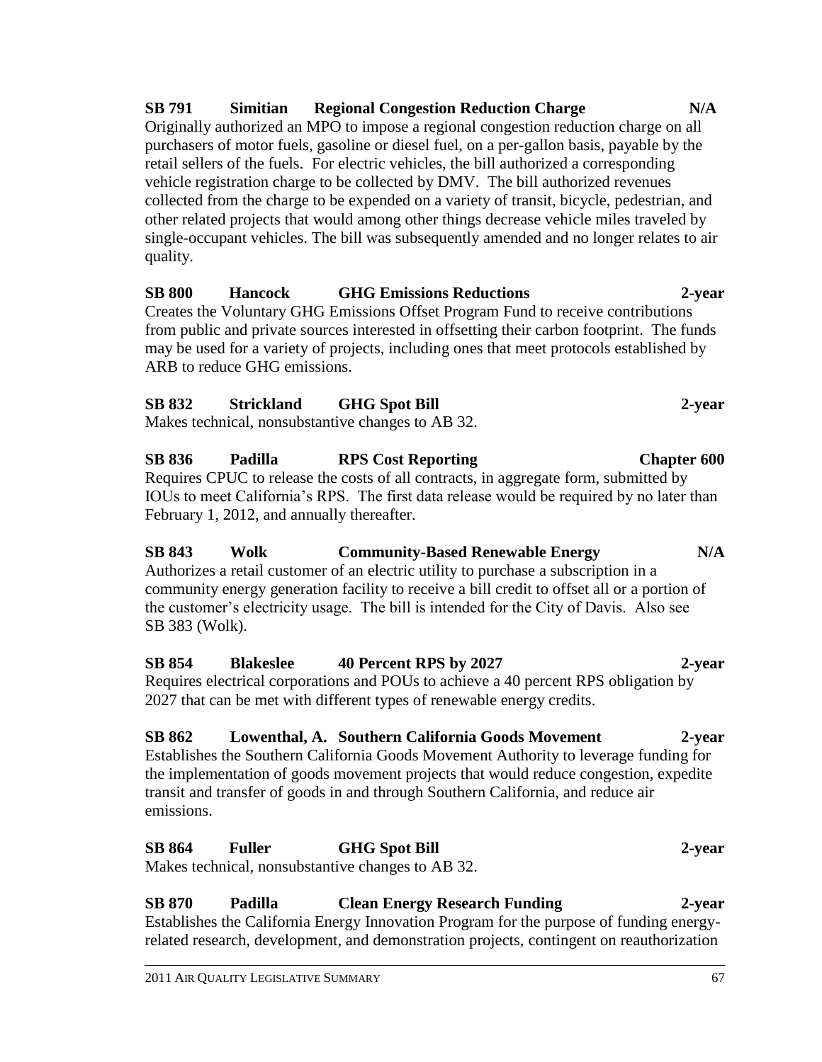**SB 791 Simitian Regional Congestion Reduction Charge N/A**

Originally authorized an MPO to impose a regional congestion reduction charge on all purchasers of motor fuels, gasoline or diesel fuel, on a per-gallon basis, payable by the retail sellers of the fuels. For electric vehicles, the bill authorized a corresponding vehicle registration charge to be collected by DMV. The bill authorized revenues collected from the charge to be expended on a variety of transit, bicycle, pedestrian, and other related projects that would among other things decrease vehicle miles traveled by single-occupant vehicles. The bill was subsequently amended and no longer relates to air quality.

**SB 800 Hancock GHG Emissions Reductions 2-year**

Creates the Voluntary GHG Emissions Offset Program Fund to receive contributions from public and private sources interested in offsetting their carbon footprint. The funds may be used for a variety of projects, including ones that meet protocols established by ARB to reduce GHG emissions.

**SB 832 Strickland GHG Spot Bill 2-year**

Makes technical, nonsubstantive changes to AB 32.

**SB 836 Padilla RPS Cost Reporting Chapter 600**

Requires CPUC to release the costs of all contracts, in aggregate form, submitted by IOUs to meet California's RPS. The first data release would be required by no later than February 1, 2012, and annually thereafter.

**SB 843 Wolk Community-Based Renewable Energy N/A**

Authorizes a retail customer of an electric utility to purchase a subscription in a community energy generation facility to receive a bill credit to offset all or a portion of the customer's electricity usage. The bill is intended for the City of Davis. Also see SB 383 (Wolk).

**SB 854 Blakeslee 40 Percent RPS by 2027 2-year**

Requires electrical corporations and POUs to achieve a 40 percent RPS obligation by 2027 that can be met with different types of renewable energy credits.

**SB 862 Lowenthal, A. Southern California Goods Movement 2-year**

Establishes the Southern California Goods Movement Authority to leverage funding for the implementation of goods movement projects that would reduce congestion, expedite transit and transfer of goods in and through Southern California, and reduce air emissions.

**SB 864 Fuller GHG Spot Bill 2-year**

Makes technical, nonsubstantive changes to AB 32.

**SB 870 Padilla Clean Energy Research Funding 2-year**

Establishes the California Energy Innovation Program for the purpose of funding energy-related research, development, and demonstration projects, contingent on reauthorization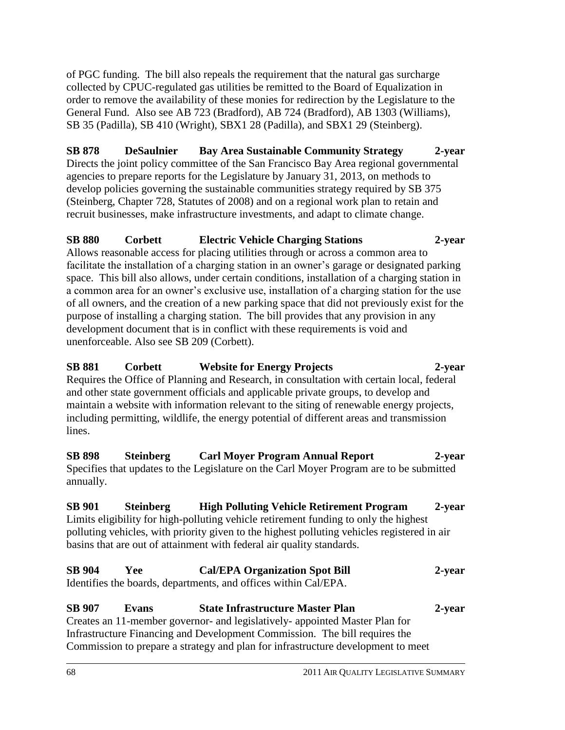of PGC funding. The bill also repeals the requirement that the natural gas surcharge collected by CPUC-regulated gas utilities be remitted to the Board of Equalization in order to remove the availability of these monies for redirection by the Legislature to the General Fund. Also see AB 723 (Bradford), AB 724 (Bradford), AB 1303 (Williams), SB 35 (Padilla), SB 410 (Wright), SBX1 28 (Padilla), and SBX1 29 (Steinberg).

**SB 878 DeSaulnier Bay Area Sustainable Community Strategy 2-year**
Directs the joint policy committee of the San Francisco Bay Area regional governmental agencies to prepare reports for the Legislature by January 31, 2013, on methods to develop policies governing the sustainable communities strategy required by SB 375 (Steinberg, Chapter 728, Statutes of 2008) and on a regional work plan to retain and recruit businesses, make infrastructure investments, and adapt to climate change.

**SB 880 Corbett Electric Vehicle Charging Stations 2-year**
Allows reasonable access for placing utilities through or across a common area to facilitate the installation of a charging station in an owner's garage or designated parking space. This bill also allows, under certain conditions, installation of a charging station in a common area for an owner's exclusive use, installation of a charging station for the use of all owners, and the creation of a new parking space that did not previously exist for the purpose of installing a charging station. The bill provides that any provision in any development document that is in conflict with these requirements is void and unenforceable. Also see SB 209 (Corbett).

**SB 881 Corbett Website for Energy Projects 2-year**
Requires the Office of Planning and Research, in consultation with certain local, federal and other state government officials and applicable private groups, to develop and maintain a website with information relevant to the siting of renewable energy projects, including permitting, wildlife, the energy potential of different areas and transmission lines.

**SB 898 Steinberg Carl Moyer Program Annual Report 2-year**
Specifies that updates to the Legislature on the Carl Moyer Program are to be submitted annually.

**SB 901 Steinberg High Polluting Vehicle Retirement Program 2-year**
Limits eligibility for high-polluting vehicle retirement funding to only the highest polluting vehicles, with priority given to the highest polluting vehicles registered in air basins that are out of attainment with federal air quality standards.

**SB 904 Yee Cal/EPA Organization Spot Bill 2-year**
Identifies the boards, departments, and offices within Cal/EPA.

**SB 907 Evans State Infrastructure Master Plan 2-year**
Creates an 11-member governor- and legislatively- appointed Master Plan for Infrastructure Financing and Development Commission. The bill requires the Commission to prepare a strategy and plan for infrastructure development to meet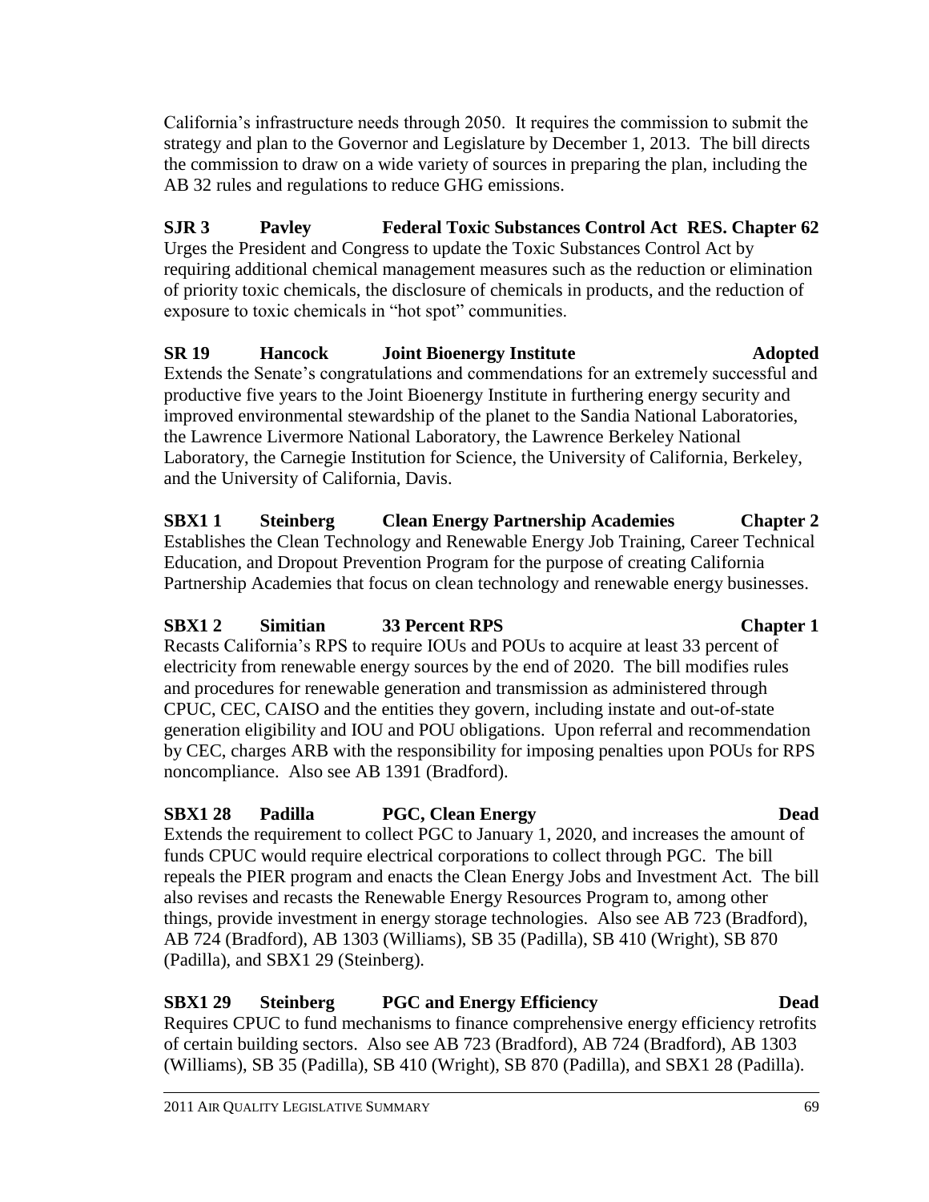California's infrastructure needs through 2050. It requires the commission to submit the strategy and plan to the Governor and Legislature by December 1, 2013. The bill directs the commission to draw on a wide variety of sources in preparing the plan, including the AB 32 rules and regulations to reduce GHG emissions.

**SJR 3 Pavley Federal Toxic Substances Control Act RES. Chapter 62**

Urges the President and Congress to update the Toxic Substances Control Act by requiring additional chemical management measures such as the reduction or elimination of priority toxic chemicals, the disclosure of chemicals in products, and the reduction of exposure to toxic chemicals in "hot spot" communities.

**SR 19 Hancock Joint Bioenergy Institute Adopted**

Extends the Senate's congratulations and commendations for an extremely successful and productive five years to the Joint Bioenergy Institute in furthering energy security and improved environmental stewardship of the planet to the Sandia National Laboratories, the Lawrence Livermore National Laboratory, the Lawrence Berkeley National Laboratory, the Carnegie Institution for Science, the University of California, Berkeley, and the University of California, Davis.

**SBX1 1 Steinberg Clean Energy Partnership Academies Chapter 2**

Establishes the Clean Technology and Renewable Energy Job Training, Career Technical Education, and Dropout Prevention Program for the purpose of creating California Partnership Academies that focus on clean technology and renewable energy businesses.

**SBX1 2 Simitian 33 Percent RPS Chapter 1**

Recasts California's RPS to require IOUs and POUs to acquire at least 33 percent of electricity from renewable energy sources by the end of 2020. The bill modifies rules and procedures for renewable generation and transmission as administered through CPUC, CEC, CAISO and the entities they govern, including instate and out-of-state generation eligibility and IOU and POU obligations. Upon referral and recommendation by CEC, charges ARB with the responsibility for imposing penalties upon POUs for RPS noncompliance. Also see AB 1391 (Bradford).

**SBX1 28 Padilla PGC, Clean Energy Dead**

Extends the requirement to collect PGC to January 1, 2020, and increases the amount of funds CPUC would require electrical corporations to collect through PGC. The bill repeals the PIER program and enacts the Clean Energy Jobs and Investment Act. The bill also revises and recasts the Renewable Energy Resources Program to, among other things, provide investment in energy storage technologies. Also see AB 723 (Bradford), AB 724 (Bradford), AB 1303 (Williams), SB 35 (Padilla), SB 410 (Wright), SB 870 (Padilla), and SBX1 29 (Steinberg).

**SBX1 29 Steinberg PGC and Energy Efficiency Dead**

Requires CPUC to fund mechanisms to finance comprehensive energy efficiency retrofits of certain building sectors. Also see AB 723 (Bradford), AB 724 (Bradford), AB 1303 (Williams), SB 35 (Padilla), SB 410 (Wright), SB 870 (Padilla), and SBX1 28 (Padilla).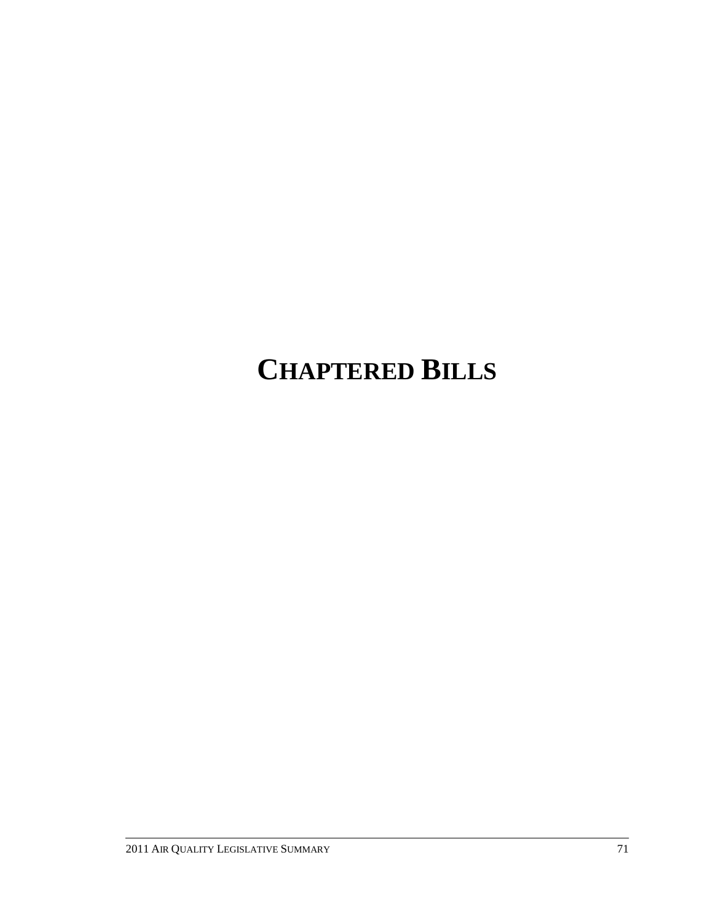# CHAPTERED BILLS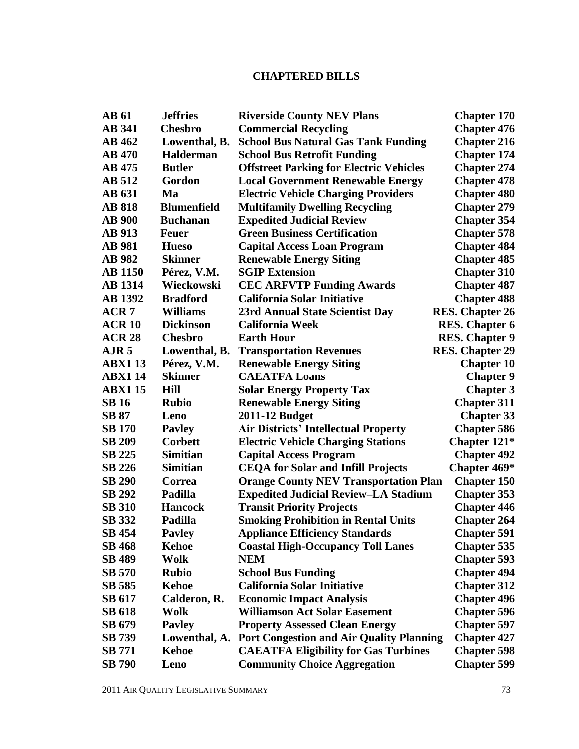# CHAPTERED BILLS

| Bill | Author | Title | Chapter |
|---|---|---|---|
| AB 61 | Jeffries | Riverside County NEV Plans | Chapter 170 |
| AB 341 | Chesbro | Commercial Recycling | Chapter 476 |
| AB 462 | Lowenthal, B. | School Bus Natural Gas Tank Funding | Chapter 216 |
| AB 470 | Halderman | School Bus Retrofit Funding | Chapter 174 |
| AB 475 | Butler | Offstreet Parking for Electric Vehicles | Chapter 274 |
| AB 512 | Gordon | Local Government Renewable Energy | Chapter 478 |
| AB 631 | Ma | Electric Vehicle Charging Providers | Chapter 480 |
| AB 818 | Blumenfield | Multifamily Dwelling Recycling | Chapter 279 |
| AB 900 | Buchanan | Expedited Judicial Review | Chapter 354 |
| AB 913 | Feuer | Green Business Certification | Chapter 578 |
| AB 981 | Hueso | Capital Access Loan Program | Chapter 484 |
| AB 982 | Skinner | Renewable Energy Siting | Chapter 485 |
| AB 1150 | Pérez, V.M. | SGIP Extension | Chapter 310 |
| AB 1314 | Wieckowski | CEC ARFVTP Funding Awards | Chapter 487 |
| AB 1392 | Bradford | California Solar Initiative | Chapter 488 |
| ACR 7 | Williams | 23rd Annual State Scientist Day | RES. Chapter 26 |
| ACR 10 | Dickinson | California Week | RES. Chapter 6 |
| ACR 28 | Chesbro | Earth Hour | RES. Chapter 9 |
| AJR 5 | Lowenthal, B. | Transportation Revenues | RES. Chapter 29 |
| ABX1 13 | Pérez, V.M. | Renewable Energy Siting | Chapter 10 |
| ABX1 14 | Skinner | CAEATFA Loans | Chapter 9 |
| ABX1 15 | Hill | Solar Energy Property Tax | Chapter 3 |
| SB 16 | Rubio | Renewable Energy Siting | Chapter 311 |
| SB 87 | Leno | 2011-12 Budget | Chapter 33 |
| SB 170 | Pavley | Air Districts' Intellectual Property | Chapter 586 |
| SB 209 | Corbett | Electric Vehicle Charging Stations | Chapter 121* |
| SB 225 | Simitian | Capital Access Program | Chapter 492 |
| SB 226 | Simitian | CEQA for Solar and Infill Projects | Chapter 469* |
| SB 290 | Correa | Orange County NEV Transportation Plan | Chapter 150 |
| SB 292 | Padilla | Expedited Judicial Review–LA Stadium | Chapter 353 |
| SB 310 | Hancock | Transit Priority Projects | Chapter 446 |
| SB 332 | Padilla | Smoking Prohibition in Rental Units | Chapter 264 |
| SB 454 | Pavley | Appliance Efficiency Standards | Chapter 591 |
| SB 468 | Kehoe | Coastal High-Occupancy Toll Lanes | Chapter 535 |
| SB 489 | Wolk | NEM | Chapter 593 |
| SB 570 | Rubio | School Bus Funding | Chapter 494 |
| SB 585 | Kehoe | California Solar Initiative | Chapter 312 |
| SB 617 | Calderon, R. | Economic Impact Analysis | Chapter 496 |
| SB 618 | Wolk | Williamson Act Solar Easement | Chapter 596 |
| SB 679 | Pavley | Property Assessed Clean Energy | Chapter 597 |
| SB 739 | Lowenthal, A. | Port Congestion and Air Quality Planning | Chapter 427 |
| SB 771 | Kehoe | CAEATFA Eligibility for Gas Turbines | Chapter 598 |
| SB 790 | Leno | Community Choice Aggregation | Chapter 599 |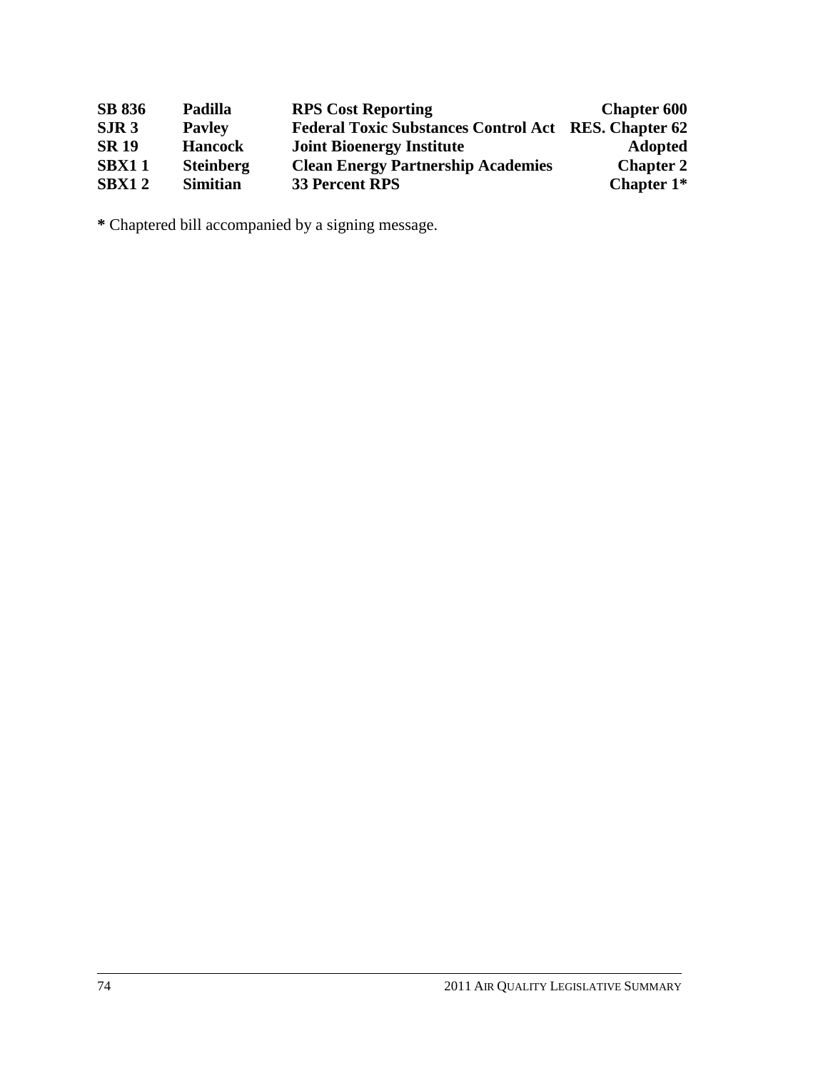| | | | |
|---|---|---|---|
| **SB 836** | **Padilla** | **RPS Cost Reporting** | **Chapter 600** |
| **SJR 3** | **Pavley** | **Federal Toxic Substances Control Act** | **RES. Chapter 62** |
| **SR 19** | **Hancock** | **Joint Bioenergy Institute** | **Adopted** |
| **SBX1 1** | **Steinberg** | **Clean Energy Partnership Academies** | **Chapter 2** |
| **SBX1 2** | **Simitian** | **33 Percent RPS** | **Chapter 1*** |

**\*** Chaptered bill accompanied by a signing message.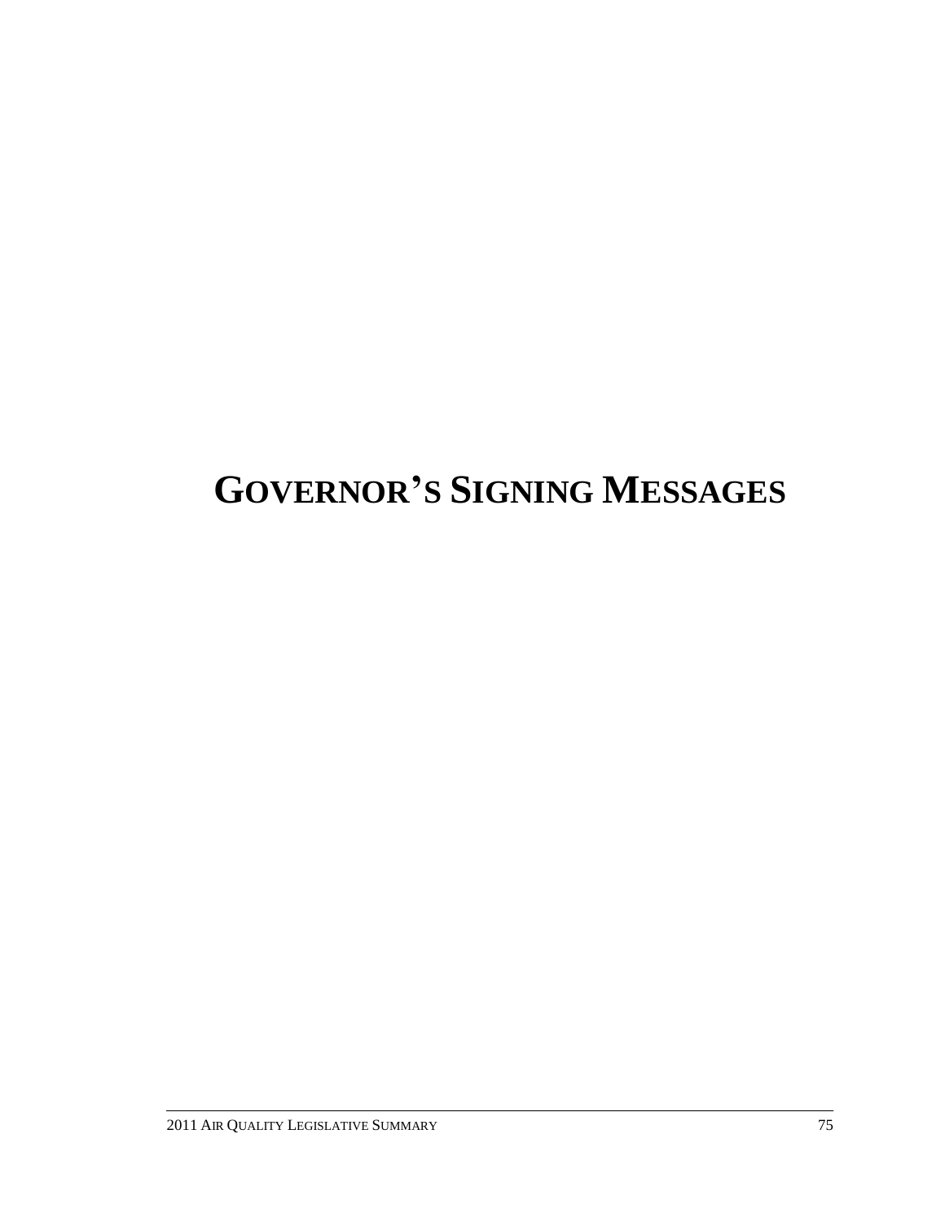# GOVERNOR'S SIGNING MESSAGES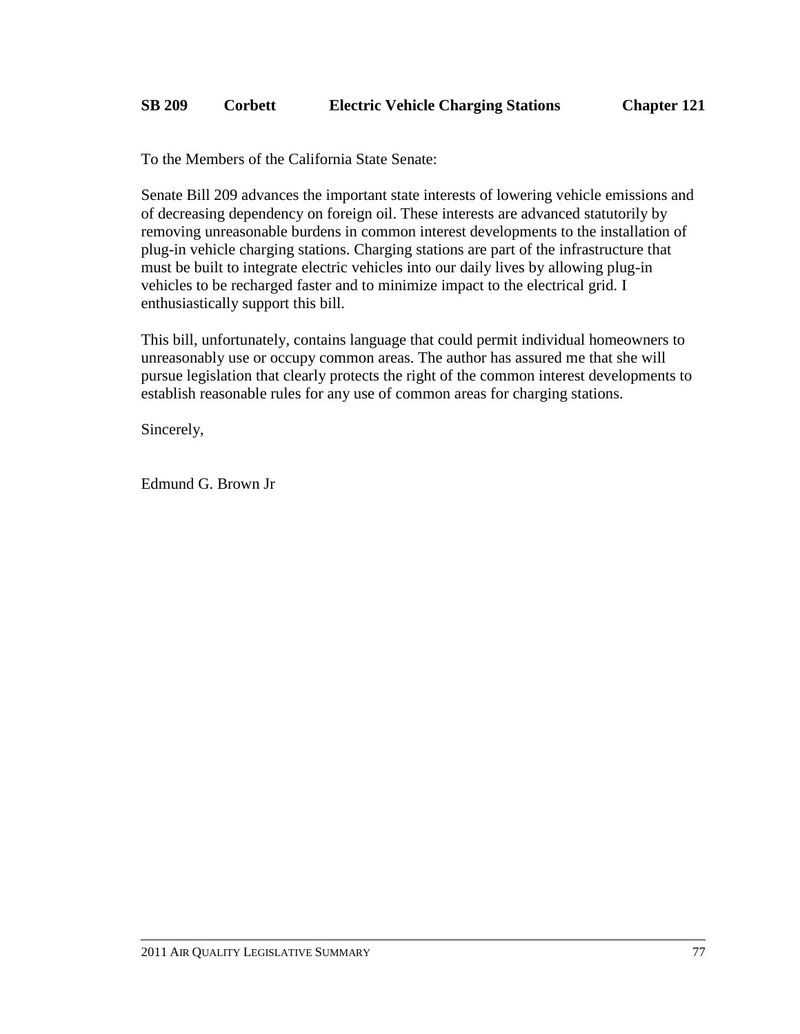**SB 209 Corbett Electric Vehicle Charging Stations Chapter 121**

To the Members of the California State Senate:

Senate Bill 209 advances the important state interests of lowering vehicle emissions and of decreasing dependency on foreign oil. These interests are advanced statutorily by removing unreasonable burdens in common interest developments to the installation of plug-in vehicle charging stations. Charging stations are part of the infrastructure that must be built to integrate electric vehicles into our daily lives by allowing plug-in vehicles to be recharged faster and to minimize impact to the electrical grid. I enthusiastically support this bill.

This bill, unfortunately, contains language that could permit individual homeowners to unreasonably use or occupy common areas. The author has assured me that she will pursue legislation that clearly protects the right of the common interest developments to establish reasonable rules for any use of common areas for charging stations.

Sincerely,

Edmund G. Brown Jr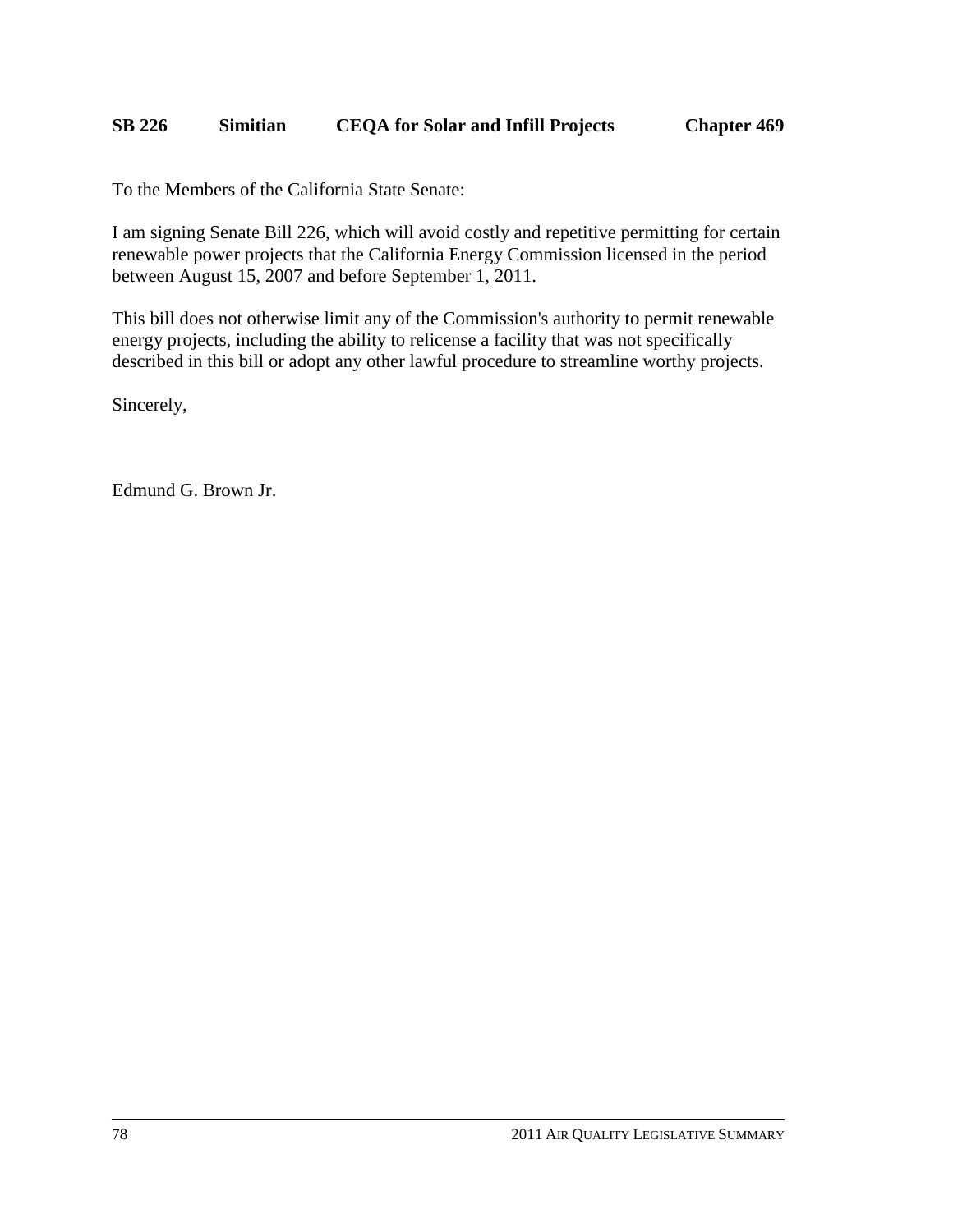**SB 226 Simitian CEQA for Solar and Infill Projects Chapter 469**

To the Members of the California State Senate:

I am signing Senate Bill 226, which will avoid costly and repetitive permitting for certain renewable power projects that the California Energy Commission licensed in the period between August 15, 2007 and before September 1, 2011.

This bill does not otherwise limit any of the Commission's authority to permit renewable energy projects, including the ability to relicense a facility that was not specifically described in this bill or adopt any other lawful procedure to streamline worthy projects.

Sincerely,

Edmund G. Brown Jr.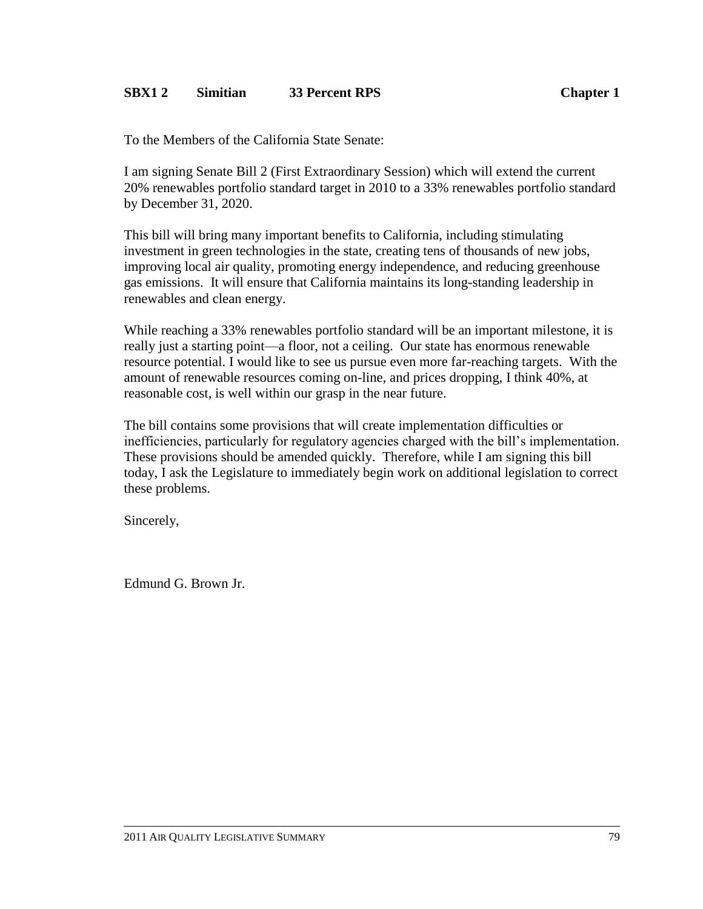**SBX1 2 Simitian 33 Percent RPS Chapter 1**

To the Members of the California State Senate:

I am signing Senate Bill 2 (First Extraordinary Session) which will extend the current 20% renewables portfolio standard target in 2010 to a 33% renewables portfolio standard by December 31, 2020.

This bill will bring many important benefits to California, including stimulating investment in green technologies in the state, creating tens of thousands of new jobs, improving local air quality, promoting energy independence, and reducing greenhouse gas emissions. It will ensure that California maintains its long-standing leadership in renewables and clean energy.

While reaching a 33% renewables portfolio standard will be an important milestone, it is really just a starting point—a floor, not a ceiling. Our state has enormous renewable resource potential. I would like to see us pursue even more far-reaching targets. With the amount of renewable resources coming on-line, and prices dropping, I think 40%, at reasonable cost, is well within our grasp in the near future.

The bill contains some provisions that will create implementation difficulties or inefficiencies, particularly for regulatory agencies charged with the bill's implementation. These provisions should be amended quickly. Therefore, while I am signing this bill today, I ask the Legislature to immediately begin work on additional legislation to correct these problems.

Sincerely,

Edmund G. Brown Jr.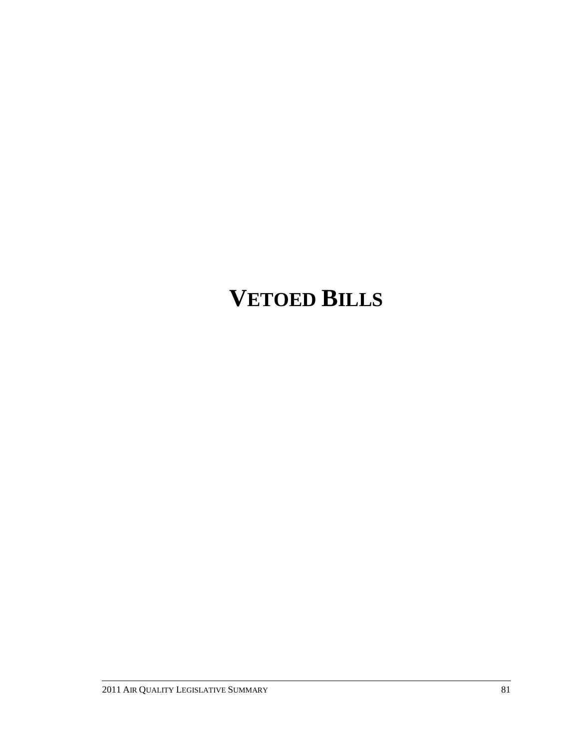# VETOED BILLS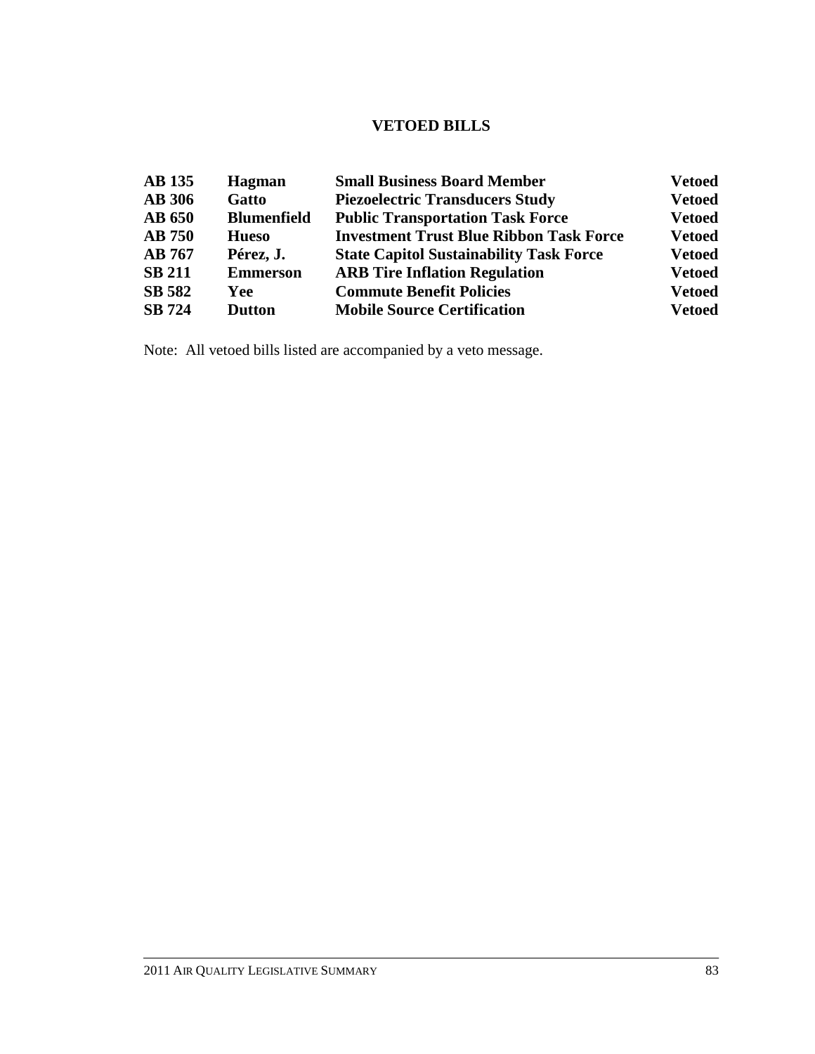## VETOED BILLS

| | | | |
|---|---|---|---|
| **AB 135** | **Hagman** | **Small Business Board Member** | **Vetoed** |
| **AB 306** | **Gatto** | **Piezoelectric Transducers Study** | **Vetoed** |
| **AB 650** | **Blumenfield** | **Public Transportation Task Force** | **Vetoed** |
| **AB 750** | **Hueso** | **Investment Trust Blue Ribbon Task Force** | **Vetoed** |
| **AB 767** | **Pérez, J.** | **State Capitol Sustainability Task Force** | **Vetoed** |
| **SB 211** | **Emmerson** | **ARB Tire Inflation Regulation** | **Vetoed** |
| **SB 582** | **Yee** | **Commute Benefit Policies** | **Vetoed** |
| **SB 724** | **Dutton** | **Mobile Source Certification** | **Vetoed** |

Note: All vetoed bills listed are accompanied by a veto message.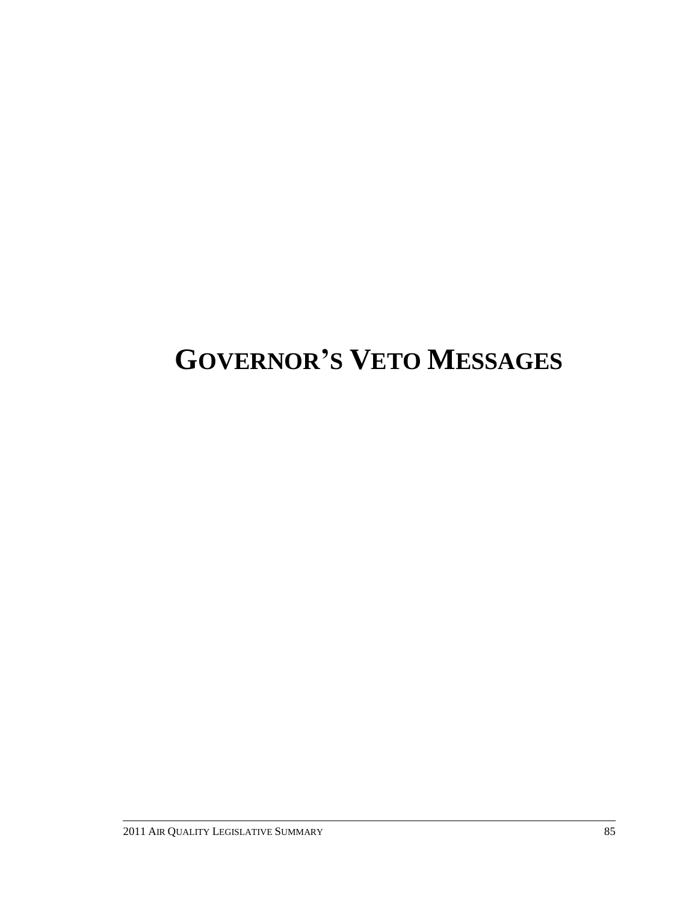# GOVERNOR'S VETO MESSAGES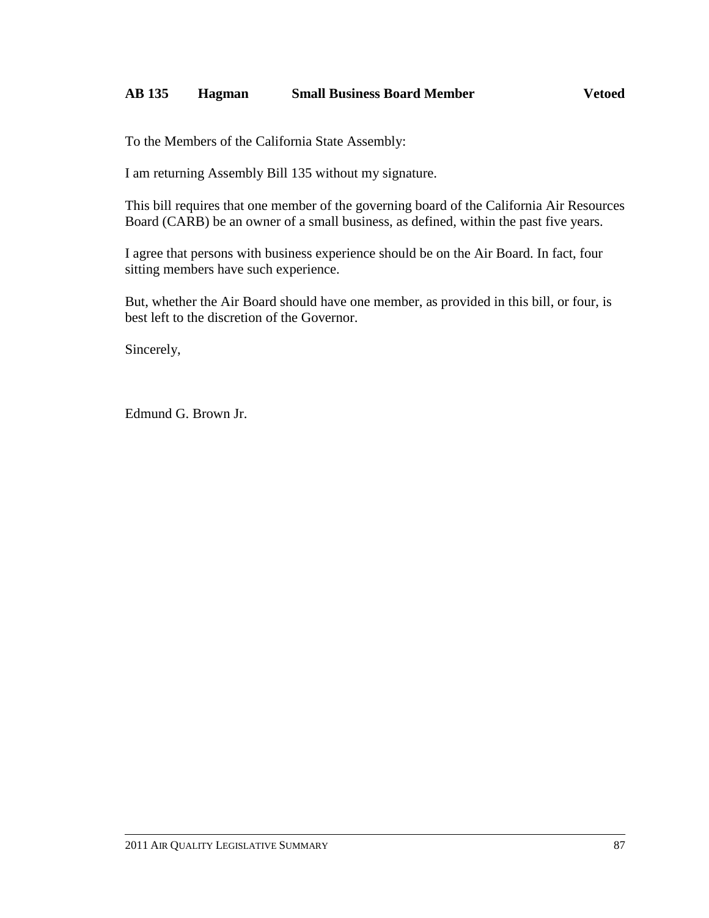**AB 135 Hagman Small Business Board Member Vetoed**

To the Members of the California State Assembly:

I am returning Assembly Bill 135 without my signature.

This bill requires that one member of the governing board of the California Air Resources Board (CARB) be an owner of a small business, as defined, within the past five years.

I agree that persons with business experience should be on the Air Board. In fact, four sitting members have such experience.

But, whether the Air Board should have one member, as provided in this bill, or four, is best left to the discretion of the Governor.

Sincerely,

Edmund G. Brown Jr.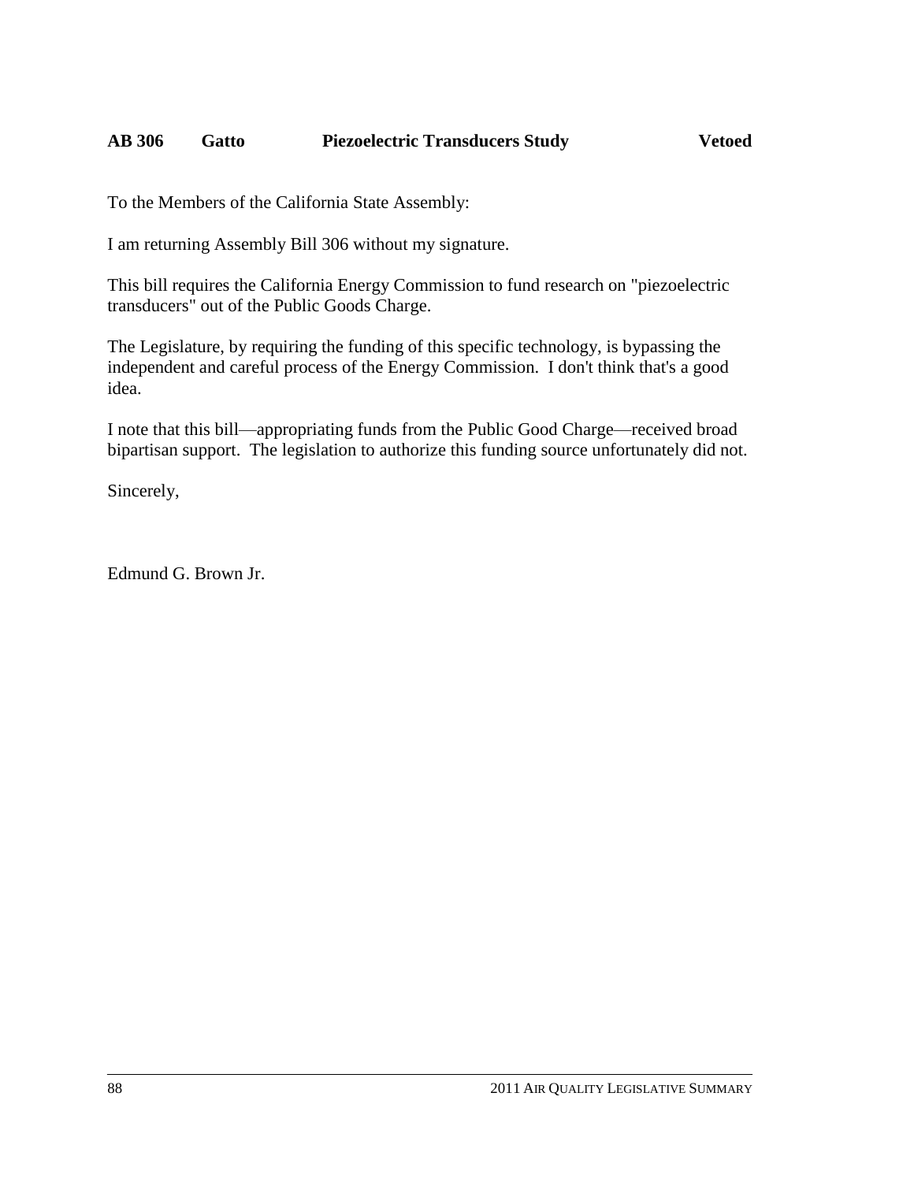**AB 306 Gatto Piezoelectric Transducers Study Vetoed**

To the Members of the California State Assembly:

I am returning Assembly Bill 306 without my signature.

This bill requires the California Energy Commission to fund research on "piezoelectric transducers" out of the Public Goods Charge.

The Legislature, by requiring the funding of this specific technology, is bypassing the independent and careful process of the Energy Commission. I don't think that's a good idea.

I note that this bill—appropriating funds from the Public Good Charge—received broad bipartisan support. The legislation to authorize this funding source unfortunately did not.

Sincerely,

Edmund G. Brown Jr.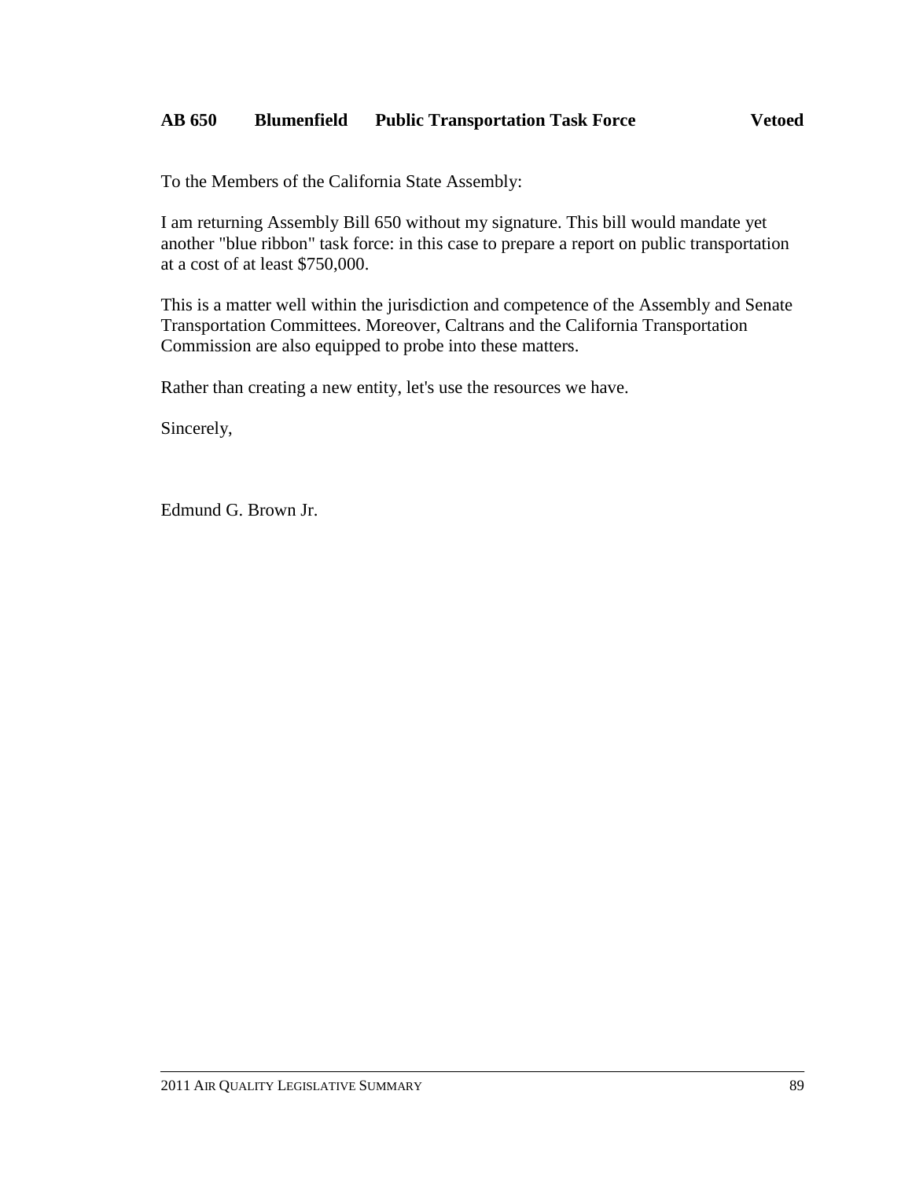**AB 650 Blumenfield Public Transportation Task Force Vetoed**

To the Members of the California State Assembly:

I am returning Assembly Bill 650 without my signature. This bill would mandate yet another "blue ribbon" task force: in this case to prepare a report on public transportation at a cost of at least $750,000.

This is a matter well within the jurisdiction and competence of the Assembly and Senate Transportation Committees. Moreover, Caltrans and the California Transportation Commission are also equipped to probe into these matters.

Rather than creating a new entity, let's use the resources we have.

Sincerely,

Edmund G. Brown Jr.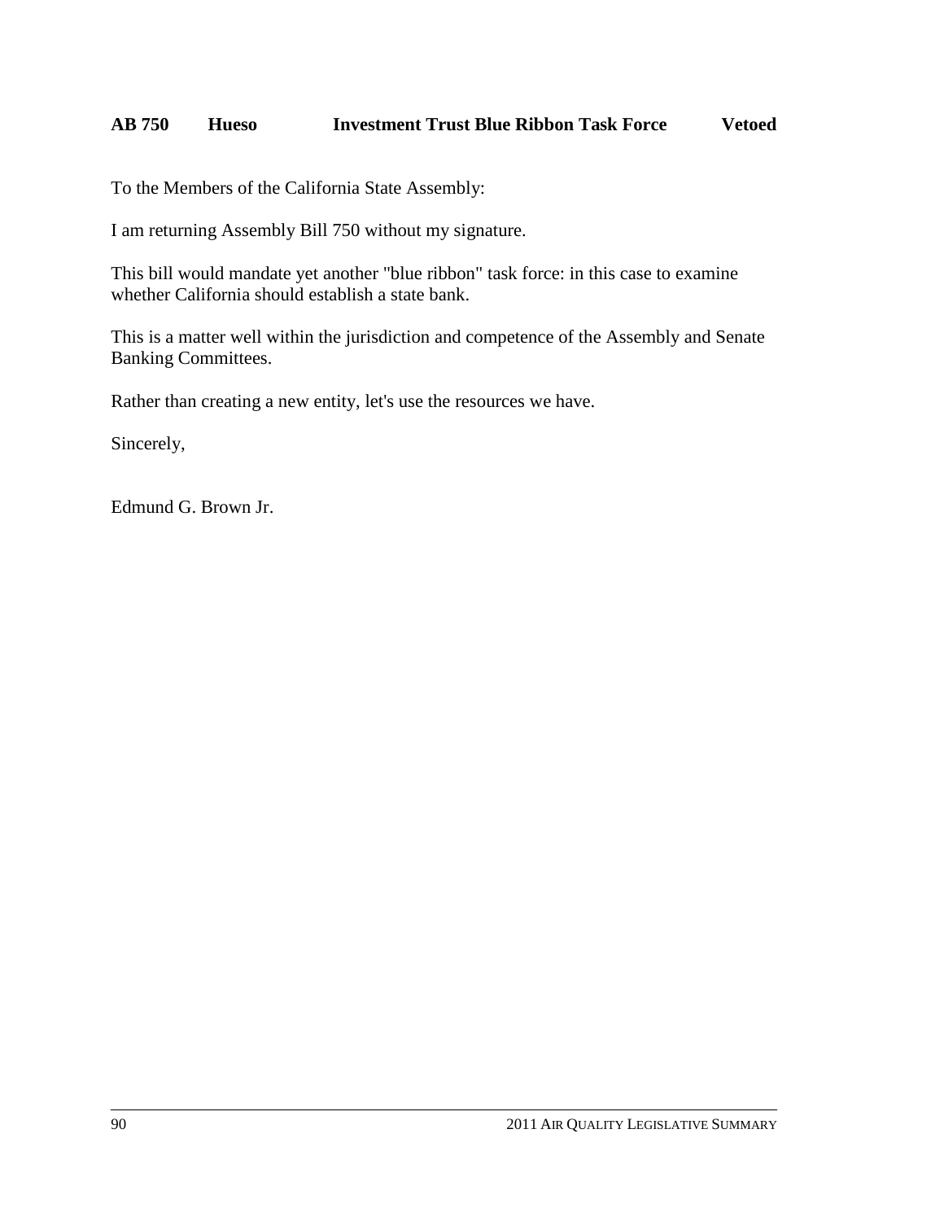**AB 750 Hueso Investment Trust Blue Ribbon Task Force Vetoed**

To the Members of the California State Assembly:

I am returning Assembly Bill 750 without my signature.

This bill would mandate yet another "blue ribbon" task force: in this case to examine whether California should establish a state bank.

This is a matter well within the jurisdiction and competence of the Assembly and Senate Banking Committees.

Rather than creating a new entity, let's use the resources we have.

Sincerely,

Edmund G. Brown Jr.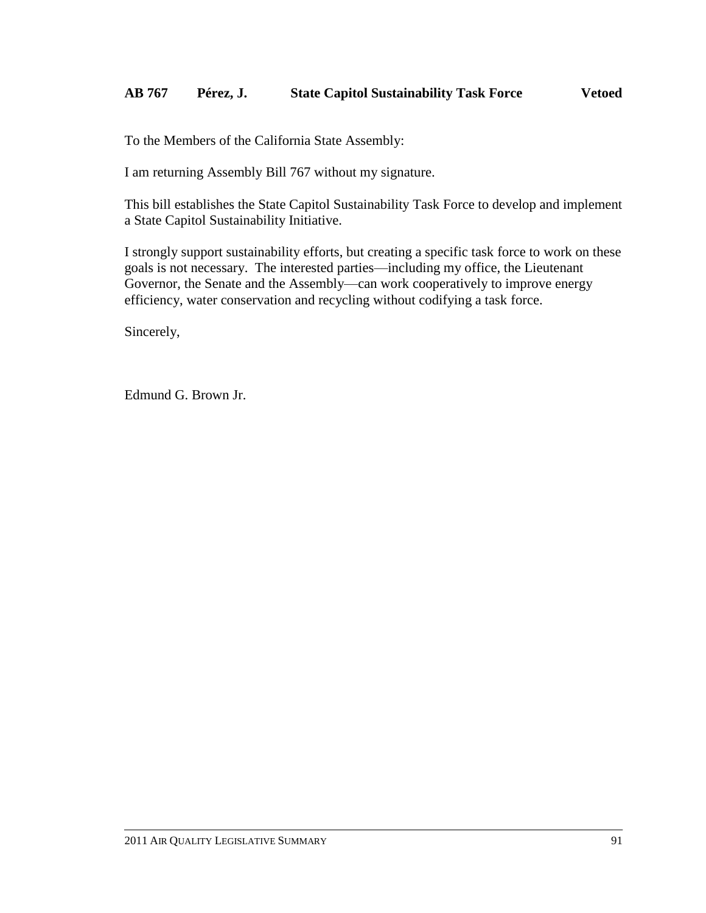**AB 767 Pérez, J. State Capitol Sustainability Task Force Vetoed**

To the Members of the California State Assembly:

I am returning Assembly Bill 767 without my signature.

This bill establishes the State Capitol Sustainability Task Force to develop and implement a State Capitol Sustainability Initiative.

I strongly support sustainability efforts, but creating a specific task force to work on these goals is not necessary. The interested parties—including my office, the Lieutenant Governor, the Senate and the Assembly—can work cooperatively to improve energy efficiency, water conservation and recycling without codifying a task force.

Sincerely,

Edmund G. Brown Jr.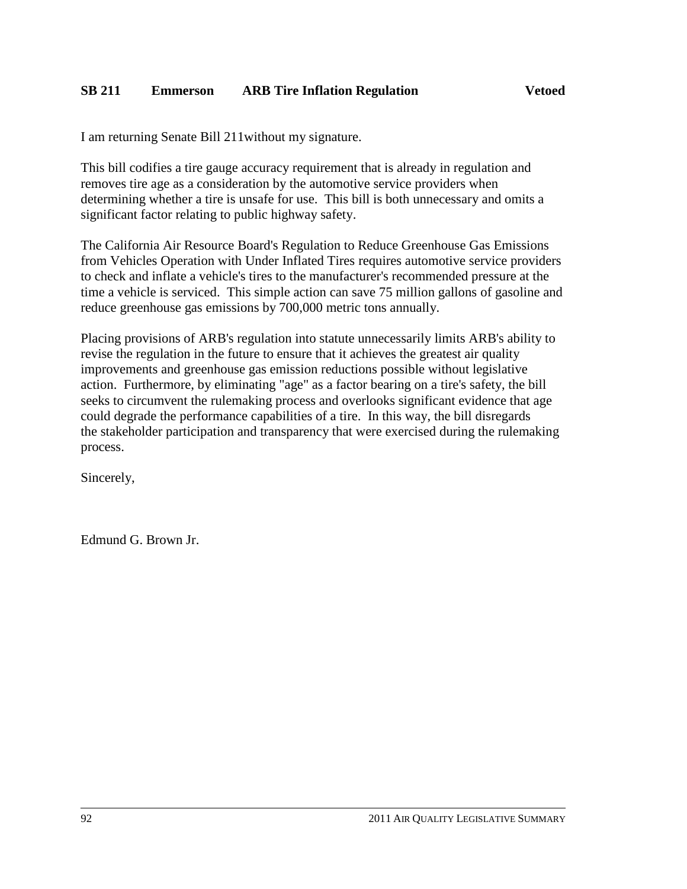**SB 211 Emmerson ARB Tire Inflation Regulation Vetoed**

I am returning Senate Bill 211without my signature.

This bill codifies a tire gauge accuracy requirement that is already in regulation and removes tire age as a consideration by the automotive service providers when determining whether a tire is unsafe for use. This bill is both unnecessary and omits a significant factor relating to public highway safety.

The California Air Resource Board's Regulation to Reduce Greenhouse Gas Emissions from Vehicles Operation with Under Inflated Tires requires automotive service providers to check and inflate a vehicle's tires to the manufacturer's recommended pressure at the time a vehicle is serviced. This simple action can save 75 million gallons of gasoline and reduce greenhouse gas emissions by 700,000 metric tons annually.

Placing provisions of ARB's regulation into statute unnecessarily limits ARB's ability to revise the regulation in the future to ensure that it achieves the greatest air quality improvements and greenhouse gas emission reductions possible without legislative action. Furthermore, by eliminating "age" as a factor bearing on a tire's safety, the bill seeks to circumvent the rulemaking process and overlooks significant evidence that age could degrade the performance capabilities of a tire. In this way, the bill disregards the stakeholder participation and transparency that were exercised during the rulemaking process.

Sincerely,

Edmund G. Brown Jr.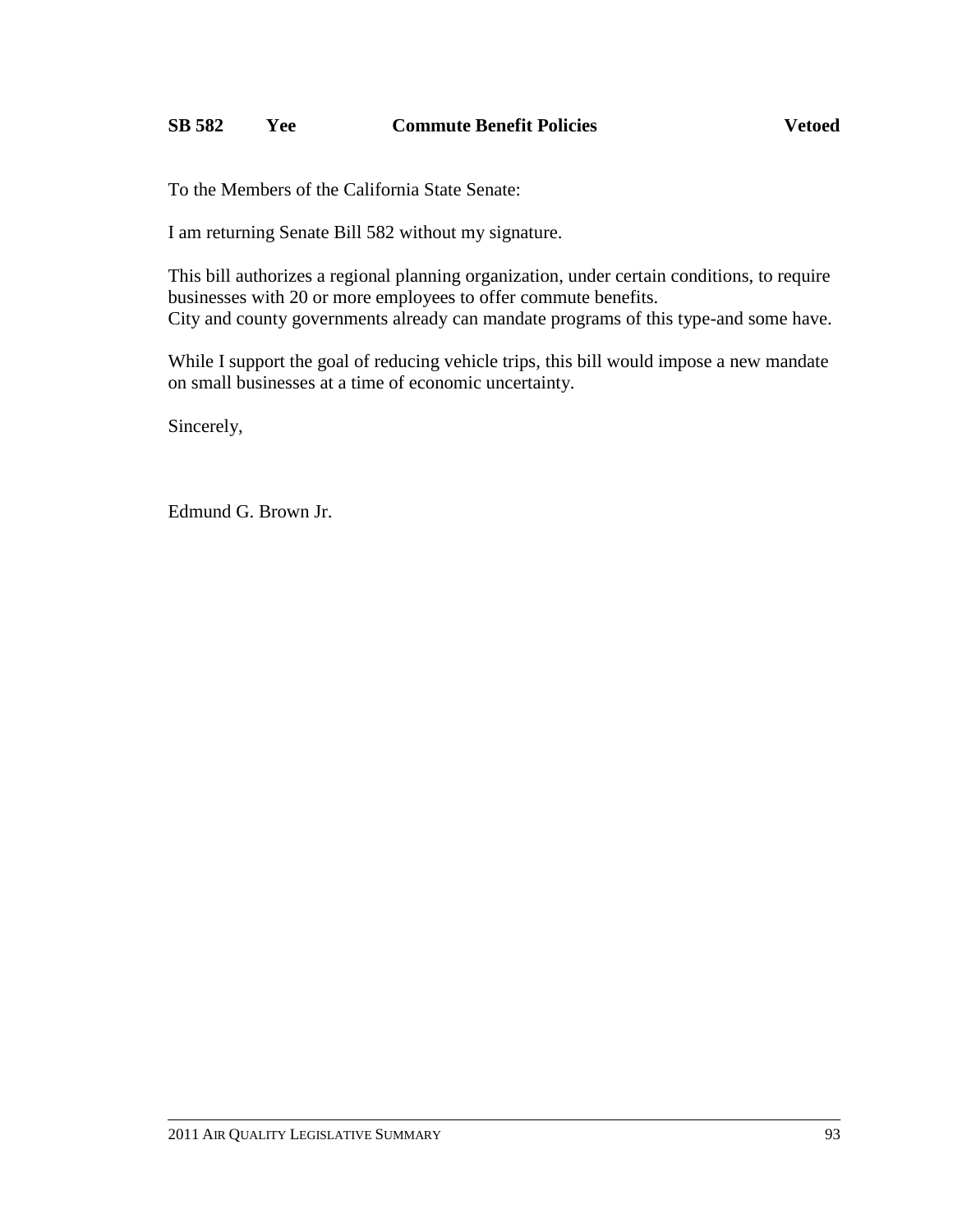**SB 582 Yee Commute Benefit Policies Vetoed**

To the Members of the California State Senate:

I am returning Senate Bill 582 without my signature.

This bill authorizes a regional planning organization, under certain conditions, to require businesses with 20 or more employees to offer commute benefits.
City and county governments already can mandate programs of this type-and some have.

While I support the goal of reducing vehicle trips, this bill would impose a new mandate on small businesses at a time of economic uncertainty.

Sincerely,

Edmund G. Brown Jr.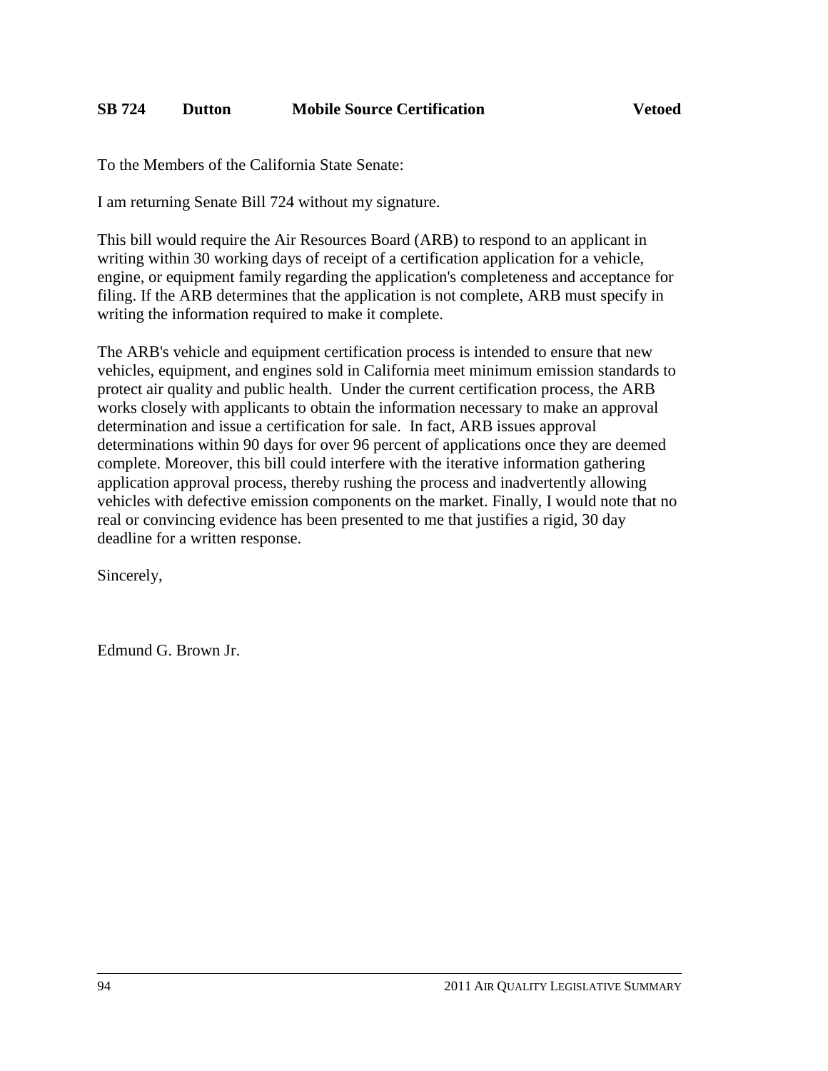**SB 724 Dutton Mobile Source Certification Vetoed**

To the Members of the California State Senate:

I am returning Senate Bill 724 without my signature.

This bill would require the Air Resources Board (ARB) to respond to an applicant in writing within 30 working days of receipt of a certification application for a vehicle, engine, or equipment family regarding the application's completeness and acceptance for filing. If the ARB determines that the application is not complete, ARB must specify in writing the information required to make it complete.

The ARB's vehicle and equipment certification process is intended to ensure that new vehicles, equipment, and engines sold in California meet minimum emission standards to protect air quality and public health. Under the current certification process, the ARB works closely with applicants to obtain the information necessary to make an approval determination and issue a certification for sale. In fact, ARB issues approval determinations within 90 days for over 96 percent of applications once they are deemed complete. Moreover, this bill could interfere with the iterative information gathering application approval process, thereby rushing the process and inadvertently allowing vehicles with defective emission components on the market. Finally, I would note that no real or convincing evidence has been presented to me that justifies a rigid, 30 day deadline for a written response.

Sincerely,

Edmund G. Brown Jr.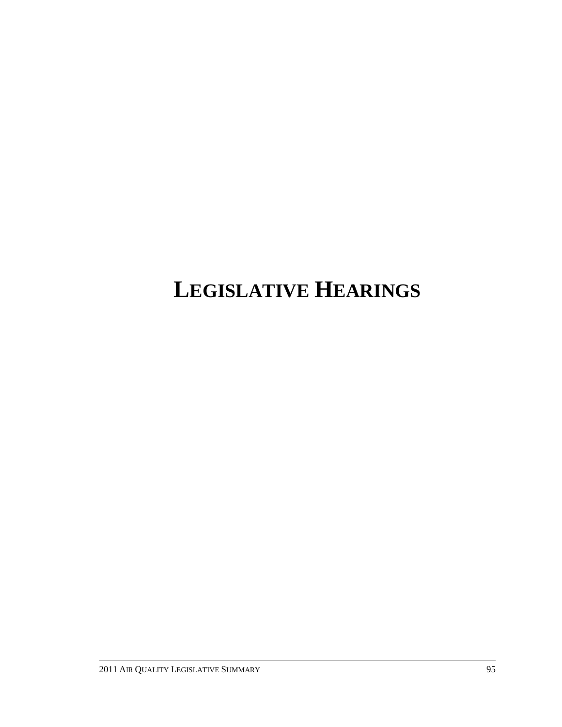# LEGISLATIVE HEARINGS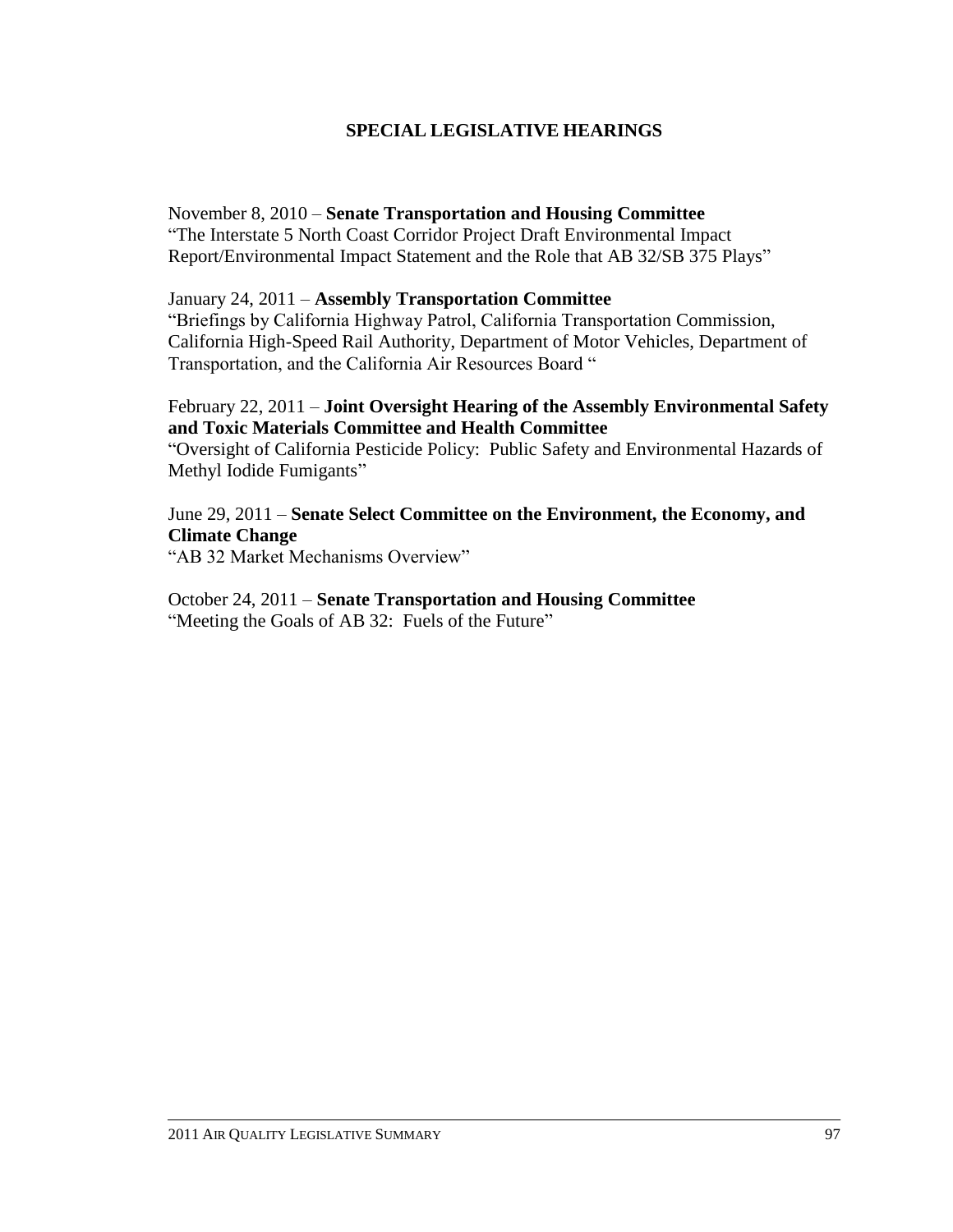## SPECIAL LEGISLATIVE HEARINGS

November 8, 2010 – **Senate Transportation and Housing Committee**
"The Interstate 5 North Coast Corridor Project Draft Environmental Impact Report/Environmental Impact Statement and the Role that AB 32/SB 375 Plays"

January 24, 2011 – **Assembly Transportation Committee**
"Briefings by California Highway Patrol, California Transportation Commission, California High-Speed Rail Authority, Department of Motor Vehicles, Department of Transportation, and the California Air Resources Board "

February 22, 2011 – **Joint Oversight Hearing of the Assembly Environmental Safety and Toxic Materials Committee and Health Committee**
"Oversight of California Pesticide Policy: Public Safety and Environmental Hazards of Methyl Iodide Fumigants"

June 29, 2011 – **Senate Select Committee on the Environment, the Economy, and Climate Change**
"AB 32 Market Mechanisms Overview"

October 24, 2011 – **Senate Transportation and Housing Committee**
"Meeting the Goals of AB 32: Fuels of the Future"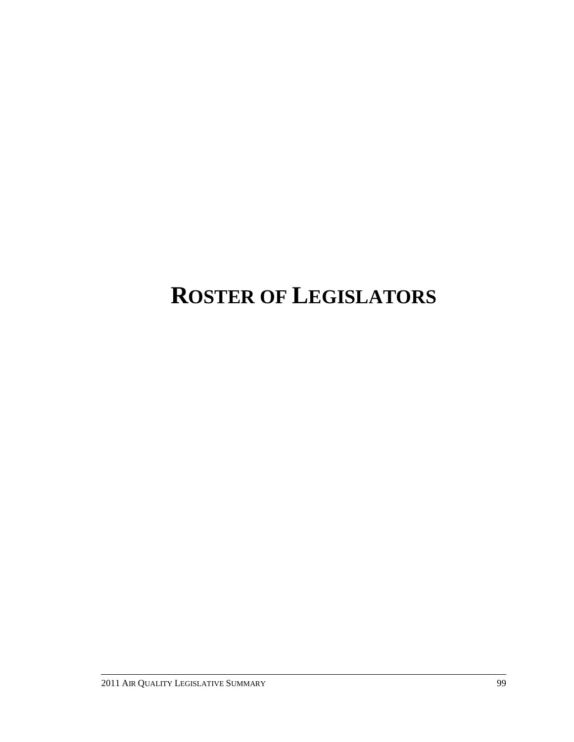# ROSTER OF LEGISLATORS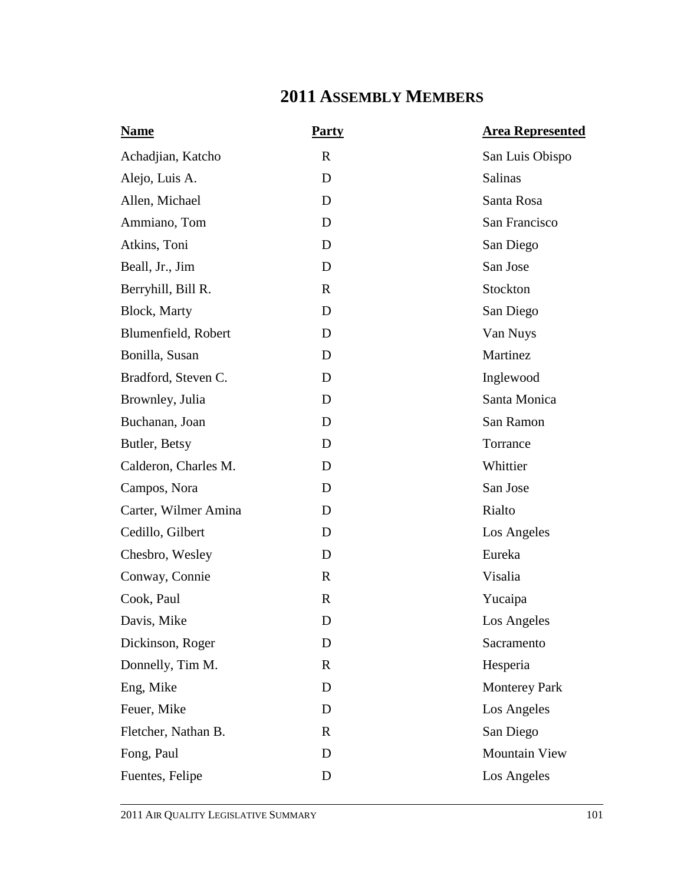# 2011 Assembly Members

| Name | Party | Area Represented |
|---|---|---|
| Achadjian, Katcho | R | San Luis Obispo |
| Alejo, Luis A. | D | Salinas |
| Allen, Michael | D | Santa Rosa |
| Ammiano, Tom | D | San Francisco |
| Atkins, Toni | D | San Diego |
| Beall, Jr., Jim | D | San Jose |
| Berryhill, Bill R. | R | Stockton |
| Block, Marty | D | San Diego |
| Blumenfield, Robert | D | Van Nuys |
| Bonilla, Susan | D | Martinez |
| Bradford, Steven C. | D | Inglewood |
| Brownley, Julia | D | Santa Monica |
| Buchanan, Joan | D | San Ramon |
| Butler, Betsy | D | Torrance |
| Calderon, Charles M. | D | Whittier |
| Campos, Nora | D | San Jose |
| Carter, Wilmer Amina | D | Rialto |
| Cedillo, Gilbert | D | Los Angeles |
| Chesbro, Wesley | D | Eureka |
| Conway, Connie | R | Visalia |
| Cook, Paul | R | Yucaipa |
| Davis, Mike | D | Los Angeles |
| Dickinson, Roger | D | Sacramento |
| Donnelly, Tim M. | R | Hesperia |
| Eng, Mike | D | Monterey Park |
| Feuer, Mike | D | Los Angeles |
| Fletcher, Nathan B. | R | San Diego |
| Fong, Paul | D | Mountain View |
| Fuentes, Felipe | D | Los Angeles |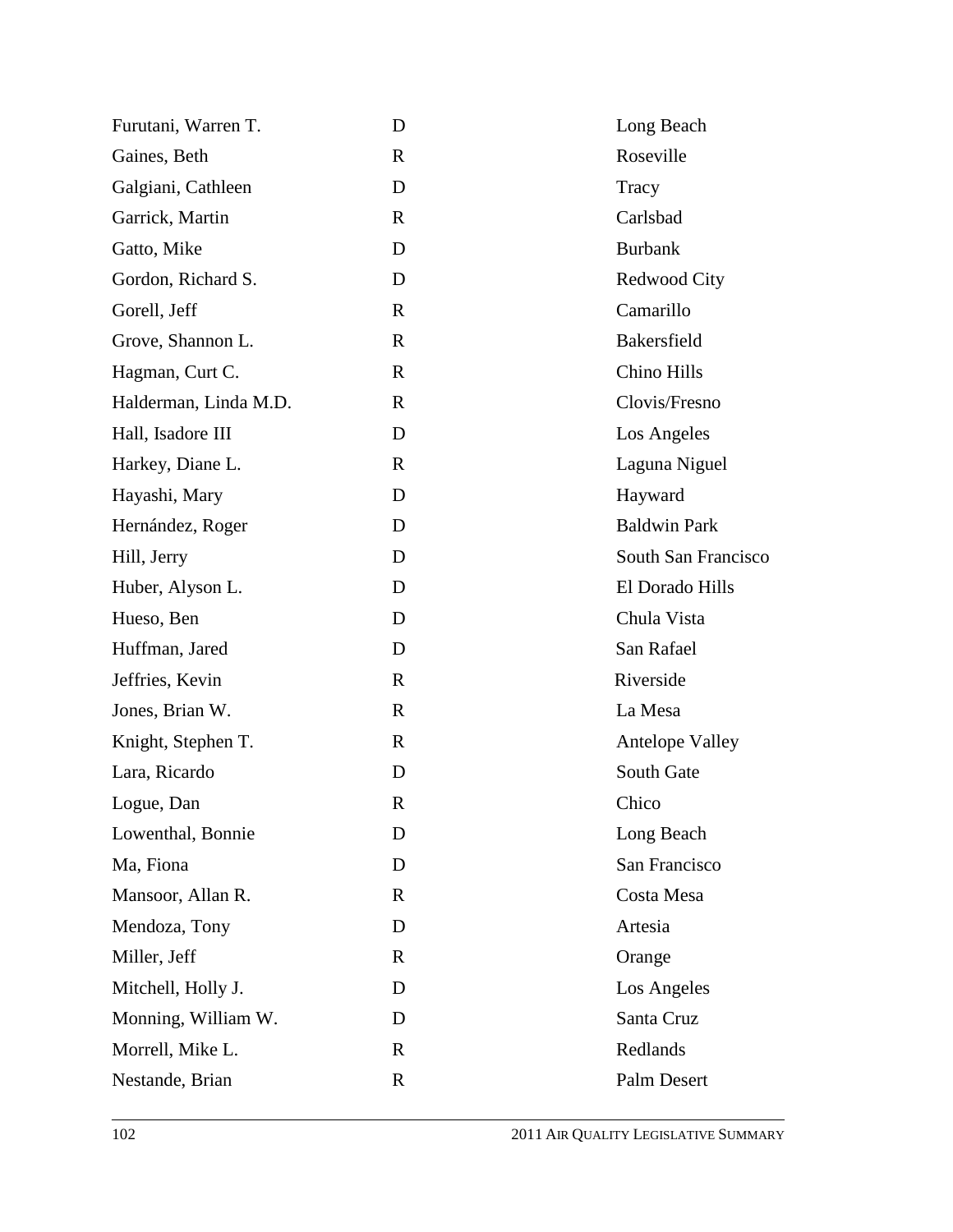| | | |
|---|---|---|
| Furutani, Warren T. | D | Long Beach |
| Gaines, Beth | R | Roseville |
| Galgiani, Cathleen | D | Tracy |
| Garrick, Martin | R | Carlsbad |
| Gatto, Mike | D | Burbank |
| Gordon, Richard S. | D | Redwood City |
| Gorell, Jeff | R | Camarillo |
| Grove, Shannon L. | R | Bakersfield |
| Hagman, Curt C. | R | Chino Hills |
| Halderman, Linda M.D. | R | Clovis/Fresno |
| Hall, Isadore III | D | Los Angeles |
| Harkey, Diane L. | R | Laguna Niguel |
| Hayashi, Mary | D | Hayward |
| Hernández, Roger | D | Baldwin Park |
| Hill, Jerry | D | South San Francisco |
| Huber, Alyson L. | D | El Dorado Hills |
| Hueso, Ben | D | Chula Vista |
| Huffman, Jared | D | San Rafael |
| Jeffries, Kevin | R | Riverside |
| Jones, Brian W. | R | La Mesa |
| Knight, Stephen T. | R | Antelope Valley |
| Lara, Ricardo | D | South Gate |
| Logue, Dan | R | Chico |
| Lowenthal, Bonnie | D | Long Beach |
| Ma, Fiona | D | San Francisco |
| Mansoor, Allan R. | R | Costa Mesa |
| Mendoza, Tony | D | Artesia |
| Miller, Jeff | R | Orange |
| Mitchell, Holly J. | D | Los Angeles |
| Monning, William W. | D | Santa Cruz |
| Morrell, Mike L. | R | Redlands |
| Nestande, Brian | R | Palm Desert |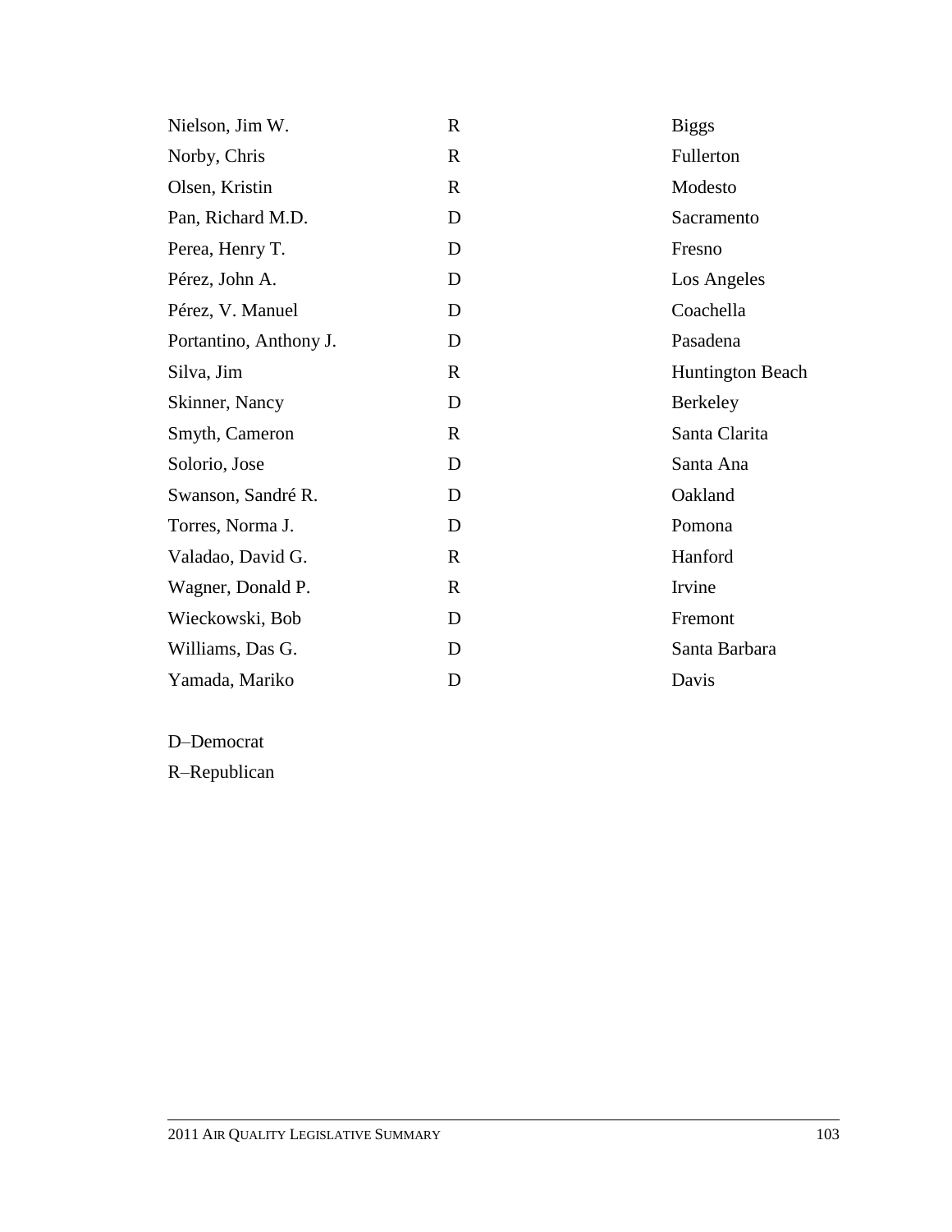| | | |
|---|---|---|
| Nielson, Jim W. | R | Biggs |
| Norby, Chris | R | Fullerton |
| Olsen, Kristin | R | Modesto |
| Pan, Richard M.D. | D | Sacramento |
| Perea, Henry T. | D | Fresno |
| Pérez, John A. | D | Los Angeles |
| Pérez, V. Manuel | D | Coachella |
| Portantino, Anthony J. | D | Pasadena |
| Silva, Jim | R | Huntington Beach |
| Skinner, Nancy | D | Berkeley |
| Smyth, Cameron | R | Santa Clarita |
| Solorio, Jose | D | Santa Ana |
| Swanson, Sandré R. | D | Oakland |
| Torres, Norma J. | D | Pomona |
| Valadao, David G. | R | Hanford |
| Wagner, Donald P. | R | Irvine |
| Wieckowski, Bob | D | Fremont |
| Williams, Das G. | D | Santa Barbara |
| Yamada, Mariko | D | Davis |

D–Democrat

R–Republican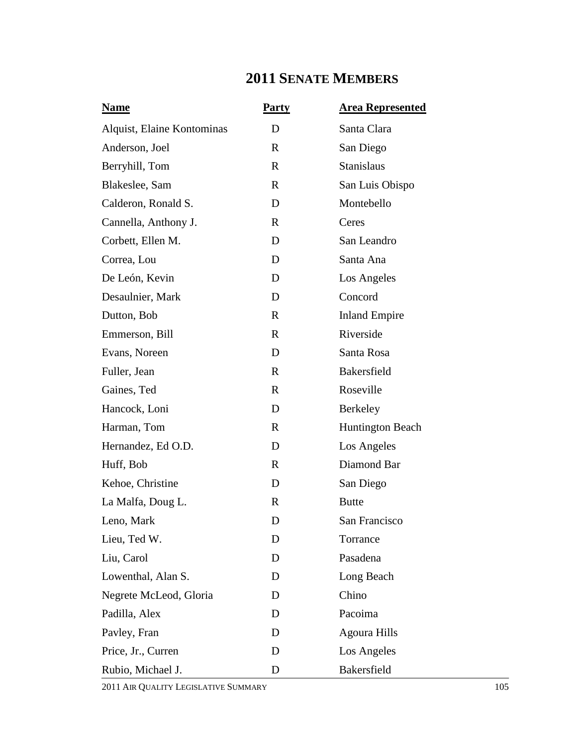# 2011 Senate Members

| Name | Party | Area Represented |
|---|---|---|
| Alquist, Elaine Kontominas | D | Santa Clara |
| Anderson, Joel | R | San Diego |
| Berryhill, Tom | R | Stanislaus |
| Blakeslee, Sam | R | San Luis Obispo |
| Calderon, Ronald S. | D | Montebello |
| Cannella, Anthony J. | R | Ceres |
| Corbett, Ellen M. | D | San Leandro |
| Correa, Lou | D | Santa Ana |
| De León, Kevin | D | Los Angeles |
| Desaulnier, Mark | D | Concord |
| Dutton, Bob | R | Inland Empire |
| Emmerson, Bill | R | Riverside |
| Evans, Noreen | D | Santa Rosa |
| Fuller, Jean | R | Bakersfield |
| Gaines, Ted | R | Roseville |
| Hancock, Loni | D | Berkeley |
| Harman, Tom | R | Huntington Beach |
| Hernandez, Ed O.D. | D | Los Angeles |
| Huff, Bob | R | Diamond Bar |
| Kehoe, Christine | D | San Diego |
| La Malfa, Doug L. | R | Butte |
| Leno, Mark | D | San Francisco |
| Lieu, Ted W. | D | Torrance |
| Liu, Carol | D | Pasadena |
| Lowenthal, Alan S. | D | Long Beach |
| Negrete McLeod, Gloria | D | Chino |
| Padilla, Alex | D | Pacoima |
| Pavley, Fran | D | Agoura Hills |
| Price, Jr., Curren | D | Los Angeles |
| Rubio, Michael J. | D | Bakersfield |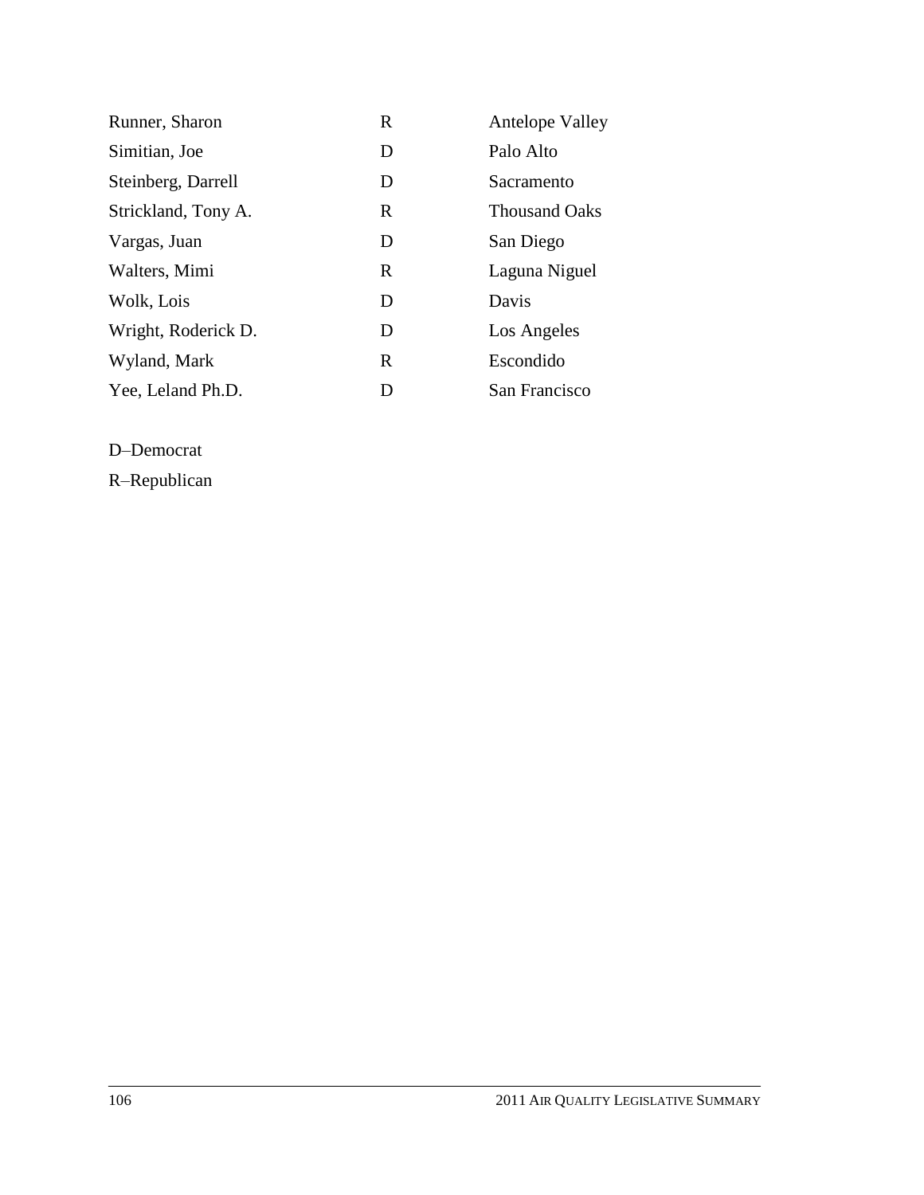| | | |
|---|---|---|
| Runner, Sharon | R | Antelope Valley |
| Simitian, Joe | D | Palo Alto |
| Steinberg, Darrell | D | Sacramento |
| Strickland, Tony A. | R | Thousand Oaks |
| Vargas, Juan | D | San Diego |
| Walters, Mimi | R | Laguna Niguel |
| Wolk, Lois | D | Davis |
| Wright, Roderick D. | D | Los Angeles |
| Wyland, Mark | R | Escondido |
| Yee, Leland Ph.D. | D | San Francisco |

D–Democrat

R–Republican